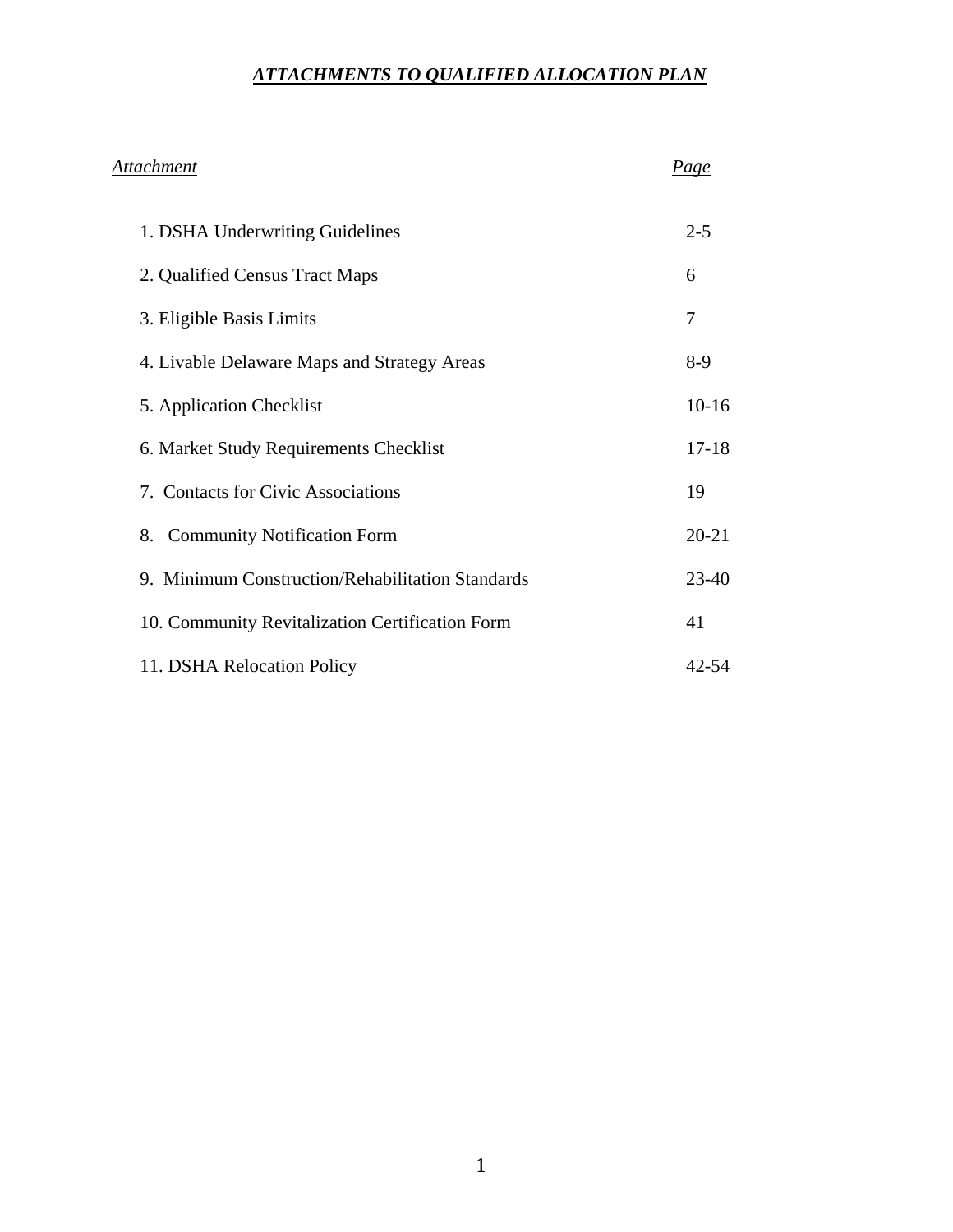# ***ATTACHMENTS TO QUALIFIED ALLOCATION PLAN***

| *Attachment* | *Page* |
| --- | --- |
| 1. DSHA Underwriting Guidelines | 2-5 |
| 2. Qualified Census Tract Maps | 6 |
| 3. Eligible Basis Limits | 7 |
| 4. Livable Delaware Maps and Strategy Areas | 8-9 |
| 5. Application Checklist | 10-16 |
| 6. Market Study Requirements Checklist | 17-18 |
| 7. Contacts for Civic Associations | 19 |
| 8. Community Notification Form | 20-21 |
| 9. Minimum Construction/Rehabilitation Standards | 23-40 |
| 10. Community Revitalization Certification Form | 41 |
| 11. DSHA Relocation Policy | 42-54 |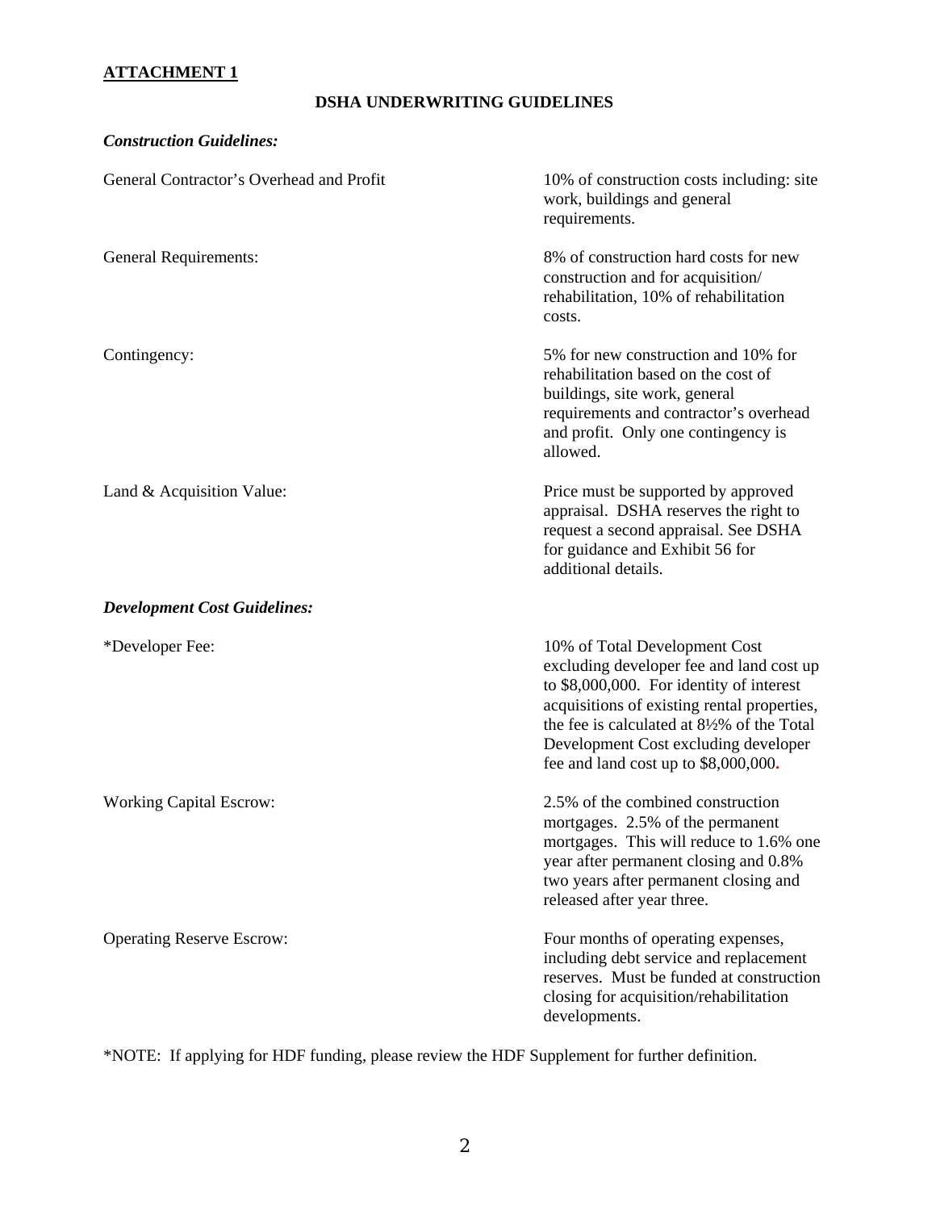**ATTACHMENT 1**

## DSHA UNDERWRITING GUIDELINES

***Construction Guidelines:***

| | |
|---|---|
| General Contractor's Overhead and Profit | 10% of construction costs including: site work, buildings and general requirements. |
| General Requirements: | 8% of construction hard costs for new construction and for acquisition/ rehabilitation, 10% of rehabilitation costs. |
| Contingency: | 5% for new construction and 10% for rehabilitation based on the cost of buildings, site work, general requirements and contractor's overhead and profit. Only one contingency is allowed. |
| Land & Acquisition Value: | Price must be supported by approved appraisal. DSHA reserves the right to request a second appraisal. See DSHA for guidance and Exhibit 56 for additional details. |

***Development Cost Guidelines:***

| | |
|---|---|
| *Developer Fee: | 10% of Total Development Cost excluding developer fee and land cost up to $8,000,000. For identity of interest acquisitions of existing rental properties, the fee is calculated at 8½% of the Total Development Cost excluding developer fee and land cost up to $8,000,000. |
| Working Capital Escrow: | 2.5% of the combined construction mortgages. 2.5% of the permanent mortgages. This will reduce to 1.6% one year after permanent closing and 0.8% two years after permanent closing and released after year three. |
| Operating Reserve Escrow: | Four months of operating expenses, including debt service and replacement reserves. Must be funded at construction closing for acquisition/rehabilitation developments. |

*NOTE: If applying for HDF funding, please review the HDF Supplement for further definition.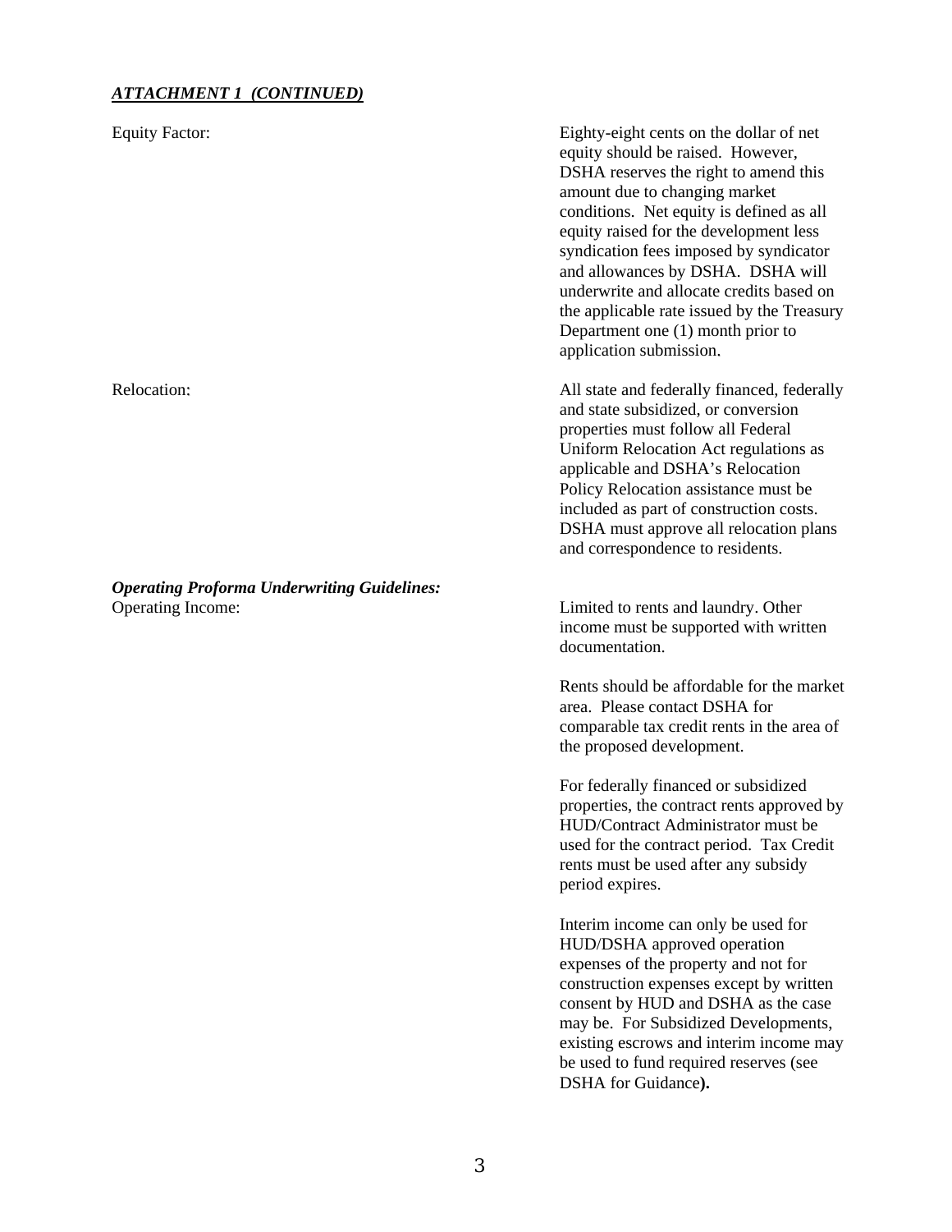***ATTACHMENT 1 (CONTINUED)***

| | |
|---|---|
| Equity Factor: | Eighty-eight cents on the dollar of net equity should be raised. However, DSHA reserves the right to amend this amount due to changing market conditions. Net equity is defined as all equity raised for the development less syndication fees imposed by syndicator and allowances by DSHA. DSHA will underwrite and allocate credits based on the applicable rate issued by the Treasury Department one (1) month prior to application submission. |
| Relocation: | All state and federally financed, federally and state subsidized, or conversion properties must follow all Federal Uniform Relocation Act regulations as applicable and DSHA's Relocation Policy Relocation assistance must be included as part of construction costs. DSHA must approve all relocation plans and correspondence to residents. |

***Operating Proforma Underwriting Guidelines:***

| | |
|---|---|
| Operating Income: | Limited to rents and laundry. Other income must be supported with written documentation.<br><br>Rents should be affordable for the market area. Please contact DSHA for comparable tax credit rents in the area of the proposed development.<br><br>For federally financed or subsidized properties, the contract rents approved by HUD/Contract Administrator must be used for the contract period. Tax Credit rents must be used after any subsidy period expires.<br><br>Interim income can only be used for HUD/DSHA approved operation expenses of the property and not for construction expenses except by written consent by HUD and DSHA as the case may be. For Subsidized Developments, existing escrows and interim income may be used to fund required reserves (see DSHA for Guidance**).** |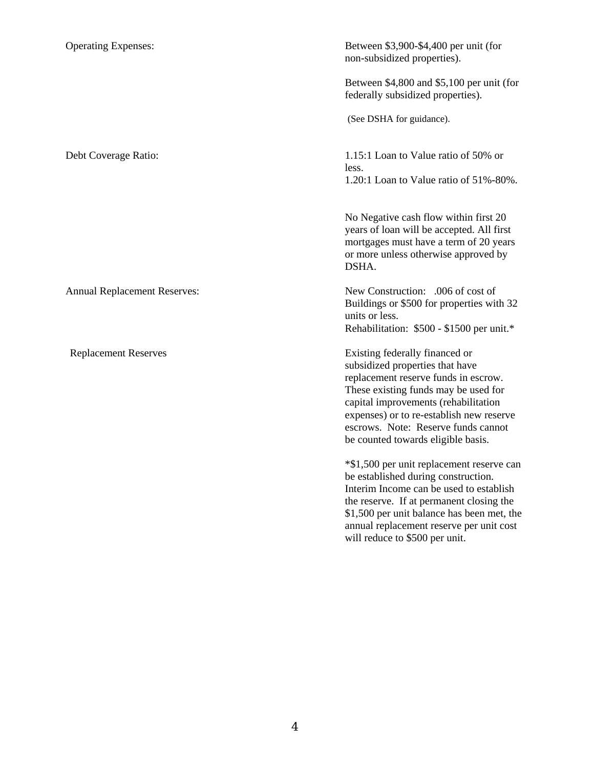| | |
|---|---|
| Operating Expenses: | Between $3,900-$4,400 per unit (for non-subsidized properties).<br><br>Between $4,800 and $5,100 per unit (for federally subsidized properties).<br><br>(See DSHA for guidance). |
| Debt Coverage Ratio: | 1.15:1 Loan to Value ratio of 50% or less.<br>1.20:1 Loan to Value ratio of 51%-80%.<br><br>No Negative cash flow within first 20 years of loan will be accepted. All first mortgages must have a term of 20 years or more unless otherwise approved by DSHA. |
| Annual Replacement Reserves: | New Construction: .006 of cost of Buildings or $500 for properties with 32 units or less.<br>Rehabilitation: $500 - $1500 per unit.* |
| Replacement Reserves | Existing federally financed or subsidized properties that have replacement reserve funds in escrow. These existing funds may be used for capital improvements (rehabilitation expenses) or to re-establish new reserve escrows. Note: Reserve funds cannot be counted towards eligible basis.<br><br>*$1,500 per unit replacement reserve can be established during construction. Interim Income can be used to establish the reserve. If at permanent closing the $1,500 per unit balance has been met, the annual replacement reserve per unit cost will reduce to $500 per unit. |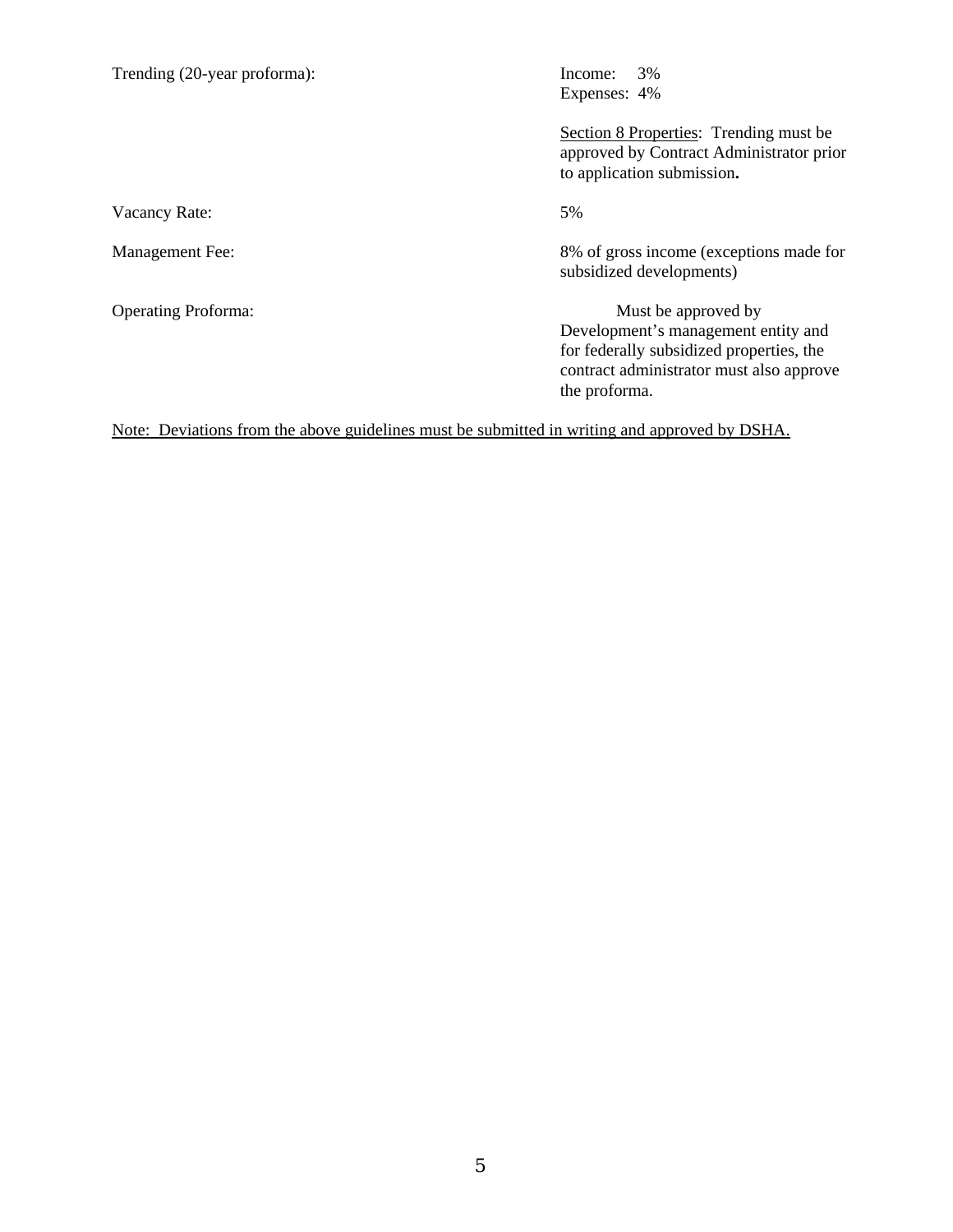| | |
|---|---|
| Trending (20-year proforma): | Income: 3%<br>Expenses: 4%<br><br><u>Section 8 Properties</u>: Trending must be approved by Contract Administrator prior to application submission**.** |
| Vacancy Rate: | 5% |
| Management Fee: | 8% of gross income (exceptions made for subsidized developments) |
| Operating Proforma: | Must be approved by Development's management entity and for federally subsidized properties, the contract administrator must also approve the proforma. |

<u>Note: Deviations from the above guidelines must be submitted in writing and approved by DSHA.</u>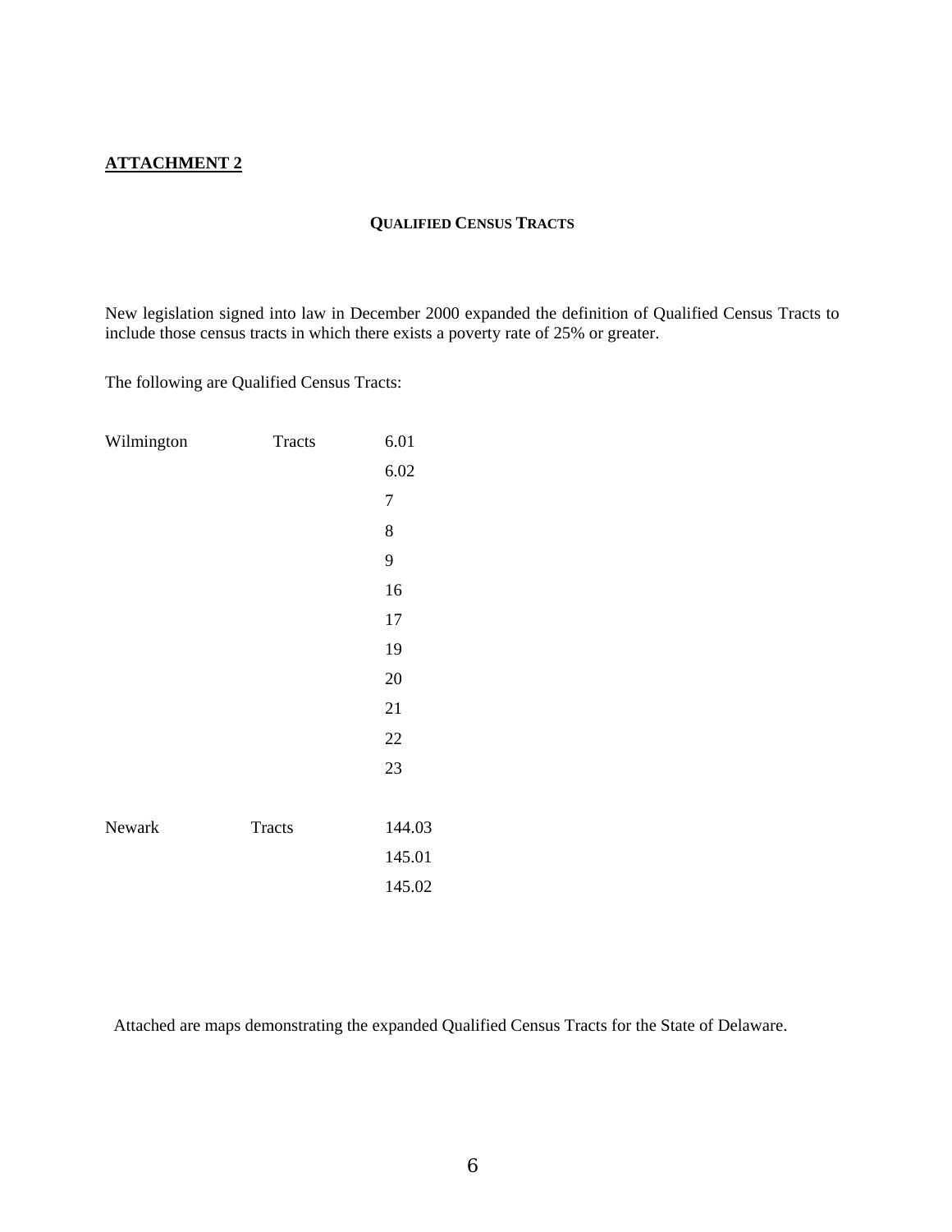**ATTACHMENT 2**

## QUALIFIED CENSUS TRACTS

New legislation signed into law in December 2000 expanded the definition of Qualified Census Tracts to include those census tracts in which there exists a poverty rate of 25% or greater.

The following are Qualified Census Tracts:

| | | |
|---|---|---|
| Wilmington | Tracts | 6.01 |
| | | 6.02 |
| | | 7 |
| | | 8 |
| | | 9 |
| | | 16 |
| | | 17 |
| | | 19 |
| | | 20 |
| | | 21 |
| | | 22 |
| | | 23 |
| Newark | Tracts | 144.03 |
| | | 145.01 |
| | | 145.02 |

Attached are maps demonstrating the expanded Qualified Census Tracts for the State of Delaware.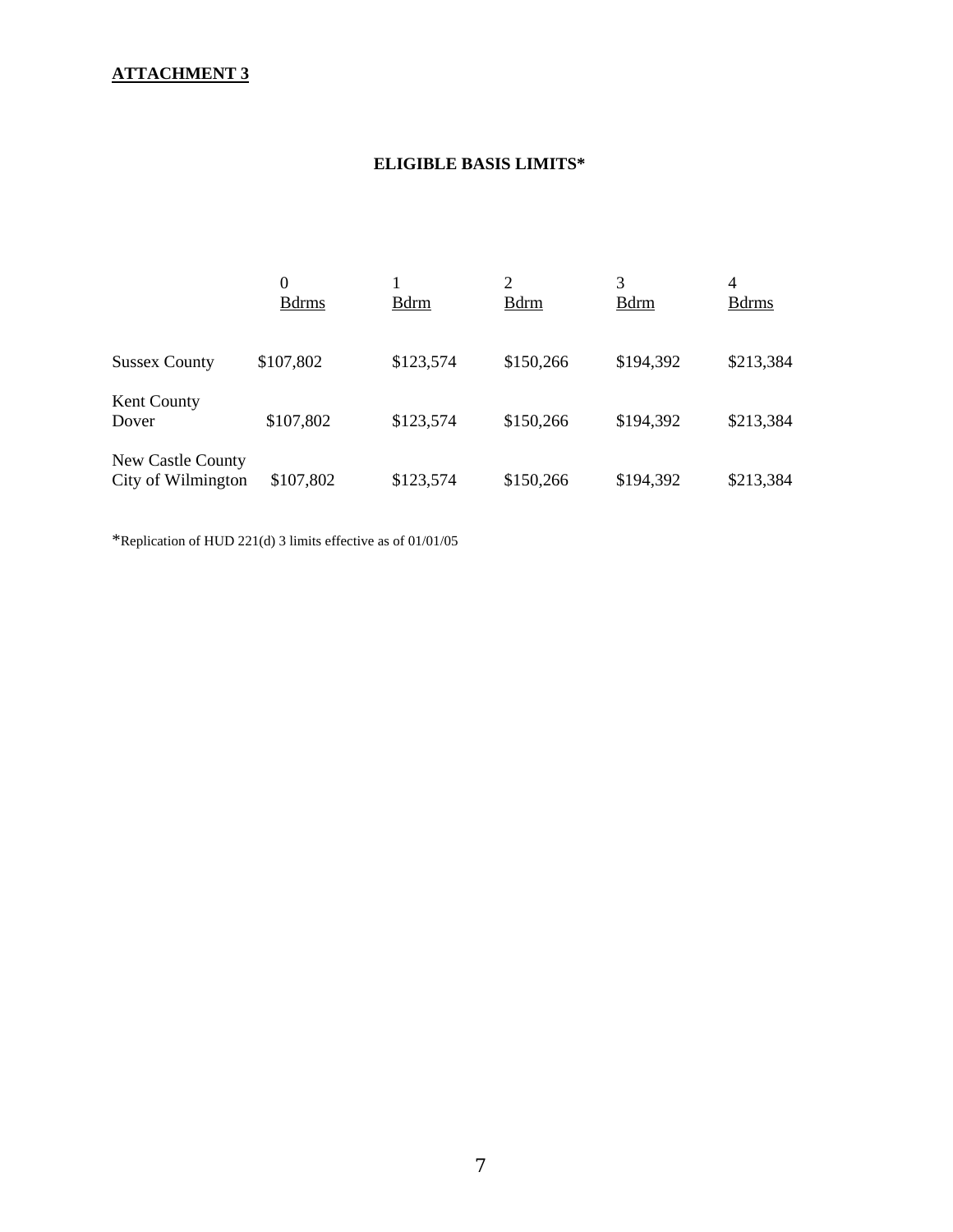**ATTACHMENT 3**

**ELIGIBLE BASIS LIMITS***

| | 0 Bdrms | 1 Bdrm | 2 Bdrm | 3 Bdrm | 4 Bdrms |
|---|---|---|---|---|---|
| Sussex County | $107,802 | $123,574 | $150,266 | $194,392 | $213,384 |
| Kent County Dover | $107,802 | $123,574 | $150,266 | $194,392 | $213,384 |
| New Castle County City of Wilmington | $107,802 | $123,574 | $150,266 | $194,392 | $213,384 |

*Replication of HUD 221(d) 3 limits effective as of 01/01/05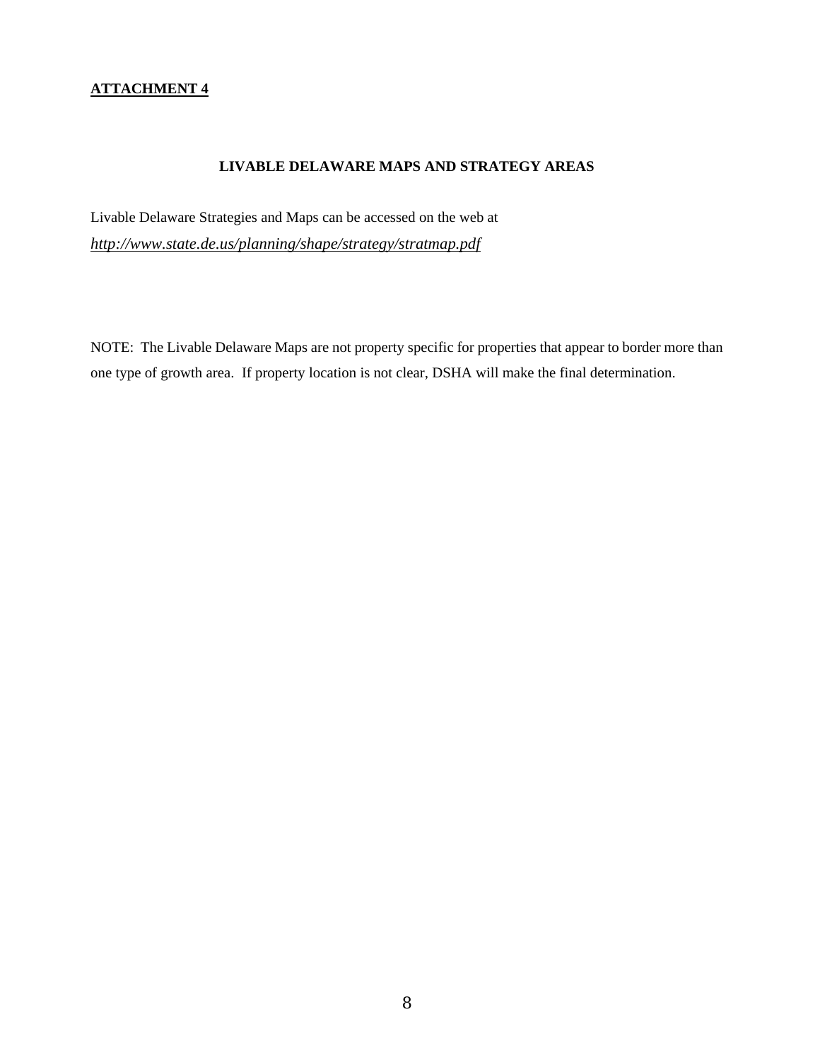**ATTACHMENT 4**

## LIVABLE DELAWARE MAPS AND STRATEGY AREAS

Livable Delaware Strategies and Maps can be accessed on the web at
***http://www.state.de.us/planning/shape/strategy/stratmap.pdf***

NOTE: The Livable Delaware Maps are not property specific for properties that appear to border more than one type of growth area. If property location is not clear, DSHA will make the final determination.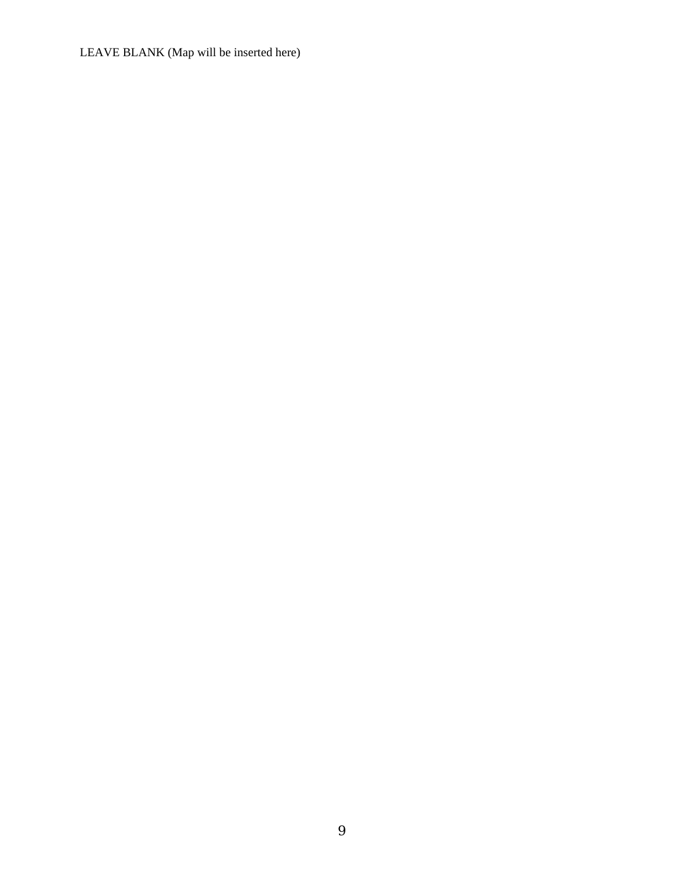LEAVE BLANK (Map will be inserted here)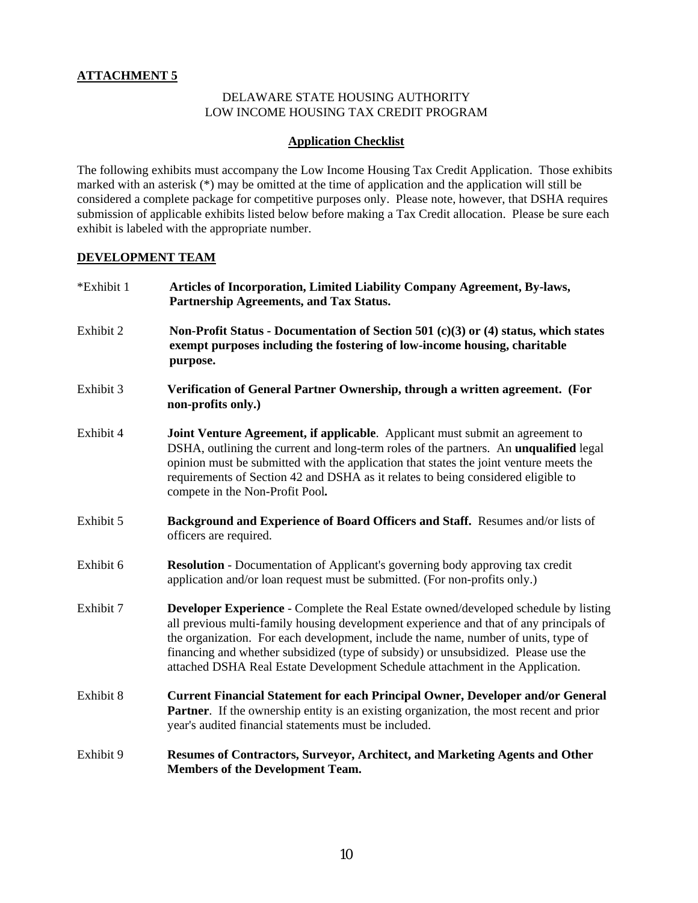**ATTACHMENT 5**

DELAWARE STATE HOUSING AUTHORITY
LOW INCOME HOUSING TAX CREDIT PROGRAM

**Application Checklist**

The following exhibits must accompany the Low Income Housing Tax Credit Application. Those exhibits marked with an asterisk (*) may be omitted at the time of application and the application will still be considered a complete package for competitive purposes only. Please note, however, that DSHA requires submission of applicable exhibits listed below before making a Tax Credit allocation. Please be sure each exhibit is labeled with the appropriate number.

**DEVELOPMENT TEAM**

*Exhibit 1 **Articles of Incorporation, Limited Liability Company Agreement, By-laws, Partnership Agreements, and Tax Status.**

Exhibit 2 **Non-Profit Status - Documentation of Section 501 (c)(3) or (4) status, which states exempt purposes including the fostering of low-income housing, charitable purpose.**

Exhibit 3 **Verification of General Partner Ownership, through a written agreement. (For non-profits only.)**

Exhibit 4 **Joint Venture Agreement, if applicable**. Applicant must submit an agreement to DSHA, outlining the current and long-term roles of the partners. An **unqualified** legal opinion must be submitted with the application that states the joint venture meets the requirements of Section 42 and DSHA as it relates to being considered eligible to compete in the Non-Profit Pool**.**

Exhibit 5 **Background and Experience of Board Officers and Staff.** Resumes and/or lists of officers are required.

Exhibit 6 **Resolution** - Documentation of Applicant's governing body approving tax credit application and/or loan request must be submitted. (For non-profits only.)

Exhibit 7 **Developer Experience** - Complete the Real Estate owned/developed schedule by listing all previous multi-family housing development experience and that of any principals of the organization. For each development, include the name, number of units, type of financing and whether subsidized (type of subsidy) or unsubsidized. Please use the attached DSHA Real Estate Development Schedule attachment in the Application.

Exhibit 8 **Current Financial Statement for each Principal Owner, Developer and/or General Partner**. If the ownership entity is an existing organization, the most recent and prior year's audited financial statements must be included.

Exhibit 9 **Resumes of Contractors, Surveyor, Architect, and Marketing Agents and Other Members of the Development Team.**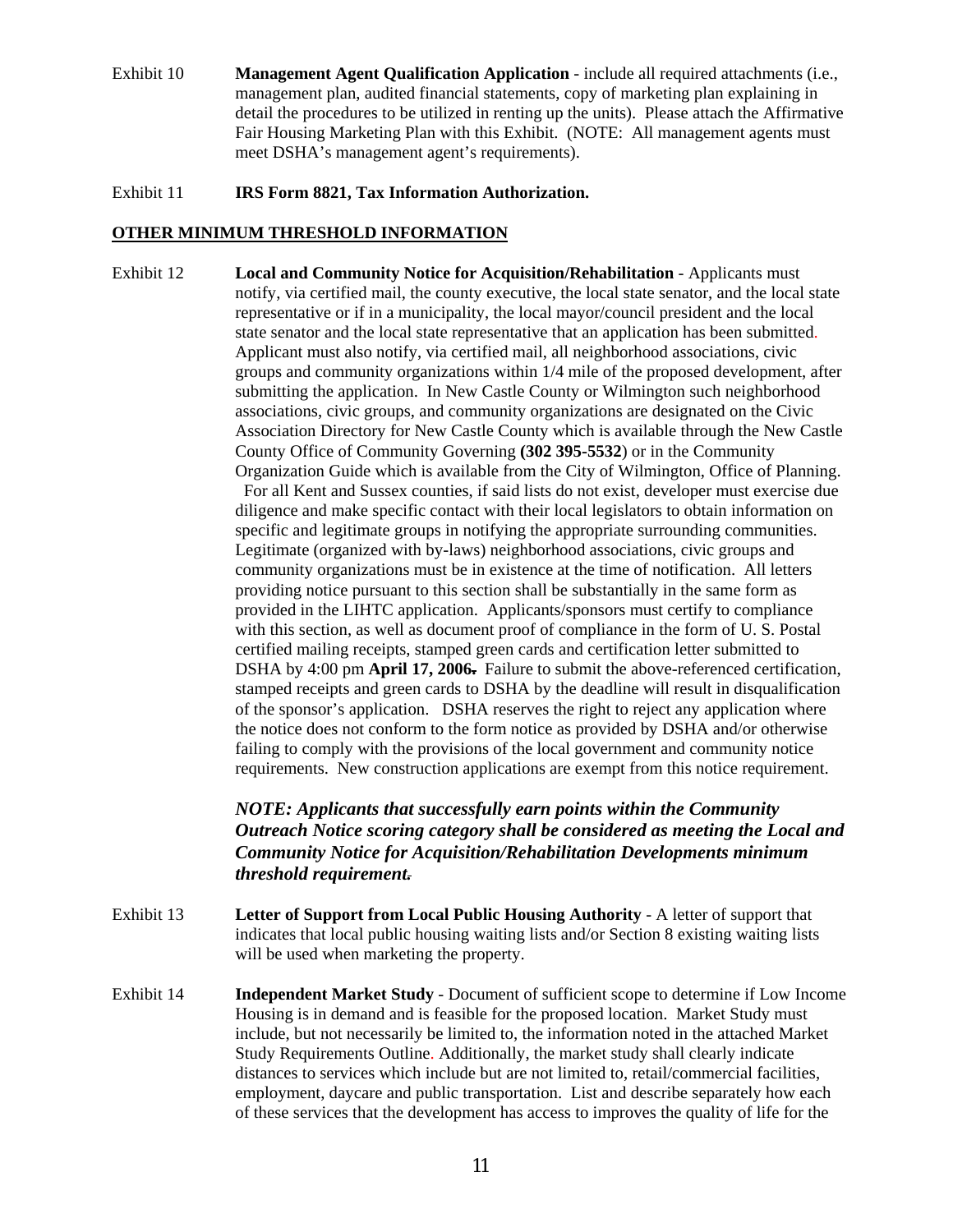Exhibit 10 **Management Agent Qualification Application** - include all required attachments (i.e., management plan, audited financial statements, copy of marketing plan explaining in detail the procedures to be utilized in renting up the units). Please attach the Affirmative Fair Housing Marketing Plan with this Exhibit. (NOTE: All management agents must meet DSHA's management agent's requirements).

Exhibit 11 **IRS Form 8821, Tax Information Authorization.**

**OTHER MINIMUM THRESHOLD INFORMATION**

Exhibit 12 **Local and Community Notice for Acquisition/Rehabilitation** - Applicants must notify, via certified mail, the county executive, the local state senator, and the local state representative or if in a municipality, the local mayor/council president and the local state senator and the local state representative that an application has been submitted. Applicant must also notify, via certified mail, all neighborhood associations, civic groups and community organizations within 1/4 mile of the proposed development, after submitting the application. In New Castle County or Wilmington such neighborhood associations, civic groups, and community organizations are designated on the Civic Association Directory for New Castle County which is available through the New Castle County Office of Community Governing **(302 395-5532**) or in the Community Organization Guide which is available from the City of Wilmington, Office of Planning. For all Kent and Sussex counties, if said lists do not exist, developer must exercise due diligence and make specific contact with their local legislators to obtain information on specific and legitimate groups in notifying the appropriate surrounding communities. Legitimate (organized with by-laws) neighborhood associations, civic groups and community organizations must be in existence at the time of notification. All letters providing notice pursuant to this section shall be substantially in the same form as provided in the LIHTC application. Applicants/sponsors must certify to compliance with this section, as well as document proof of compliance in the form of U. S. Postal certified mailing receipts, stamped green cards and certification letter submitted to DSHA by 4:00 pm **April 17, 2006.** Failure to submit the above-referenced certification, stamped receipts and green cards to DSHA by the deadline will result in disqualification of the sponsor's application. DSHA reserves the right to reject any application where the notice does not conform to the form notice as provided by DSHA and/or otherwise failing to comply with the provisions of the local government and community notice requirements. New construction applications are exempt from this notice requirement.

***NOTE: Applicants that successfully earn points within the Community Outreach Notice scoring category shall be considered as meeting the Local and Community Notice for Acquisition/Rehabilitation Developments minimum threshold requirement.***

Exhibit 13 **Letter of Support from Local Public Housing Authority** - A letter of support that indicates that local public housing waiting lists and/or Section 8 existing waiting lists will be used when marketing the property.

Exhibit 14 **Independent Market Study** - Document of sufficient scope to determine if Low Income Housing is in demand and is feasible for the proposed location. Market Study must include, but not necessarily be limited to, the information noted in the attached Market Study Requirements Outline. Additionally, the market study shall clearly indicate distances to services which include but are not limited to, retail/commercial facilities, employment, daycare and public transportation. List and describe separately how each of these services that the development has access to improves the quality of life for the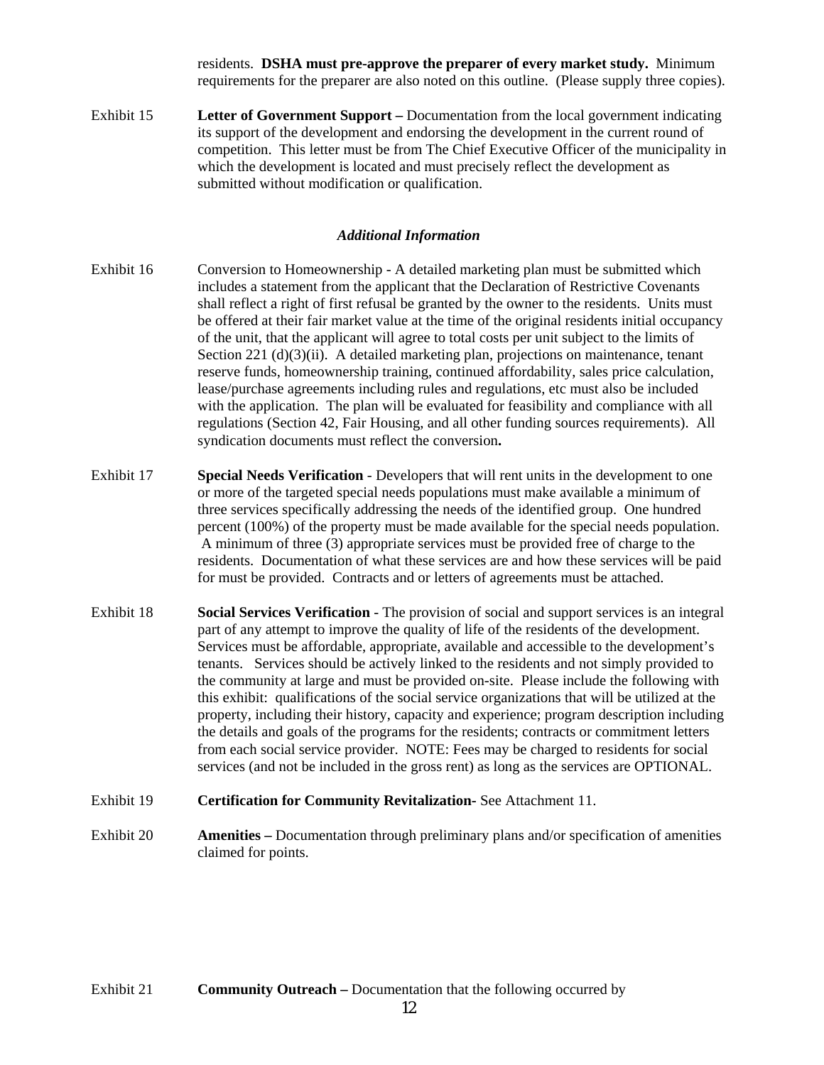residents. **DSHA must pre-approve the preparer of every market study.** Minimum requirements for the preparer are also noted on this outline. (Please supply three copies).

Exhibit 15 **Letter of Government Support –** Documentation from the local government indicating its support of the development and endorsing the development in the current round of competition. This letter must be from The Chief Executive Officer of the municipality in which the development is located and must precisely reflect the development as submitted without modification or qualification.

### *Additional Information*

Exhibit 16 Conversion to Homeownership - A detailed marketing plan must be submitted which includes a statement from the applicant that the Declaration of Restrictive Covenants shall reflect a right of first refusal be granted by the owner to the residents. Units must be offered at their fair market value at the time of the original residents initial occupancy of the unit, that the applicant will agree to total costs per unit subject to the limits of Section 221 (d)(3)(ii). A detailed marketing plan, projections on maintenance, tenant reserve funds, homeownership training, continued affordability, sales price calculation, lease/purchase agreements including rules and regulations, etc must also be included with the application. The plan will be evaluated for feasibility and compliance with all regulations (Section 42, Fair Housing, and all other funding sources requirements). All syndication documents must reflect the conversion**.**

Exhibit 17 **Special Needs Verification** - Developers that will rent units in the development to one or more of the targeted special needs populations must make available a minimum of three services specifically addressing the needs of the identified group. One hundred percent (100%) of the property must be made available for the special needs population. A minimum of three (3) appropriate services must be provided free of charge to the residents. Documentation of what these services are and how these services will be paid for must be provided. Contracts and or letters of agreements must be attached.

Exhibit 18 **Social Services Verification** - The provision of social and support services is an integral part of any attempt to improve the quality of life of the residents of the development. Services must be affordable, appropriate, available and accessible to the development's tenants. Services should be actively linked to the residents and not simply provided to the community at large and must be provided on-site. Please include the following with this exhibit: qualifications of the social service organizations that will be utilized at the property, including their history, capacity and experience; program description including the details and goals of the programs for the residents; contracts or commitment letters from each social service provider. NOTE: Fees may be charged to residents for social services (and not be included in the gross rent) as long as the services are OPTIONAL.

Exhibit 19 **Certification for Community Revitalization-** See Attachment 11.

Exhibit 20 **Amenities –** Documentation through preliminary plans and/or specification of amenities claimed for points.

Exhibit 21 **Community Outreach –** Documentation that the following occurred by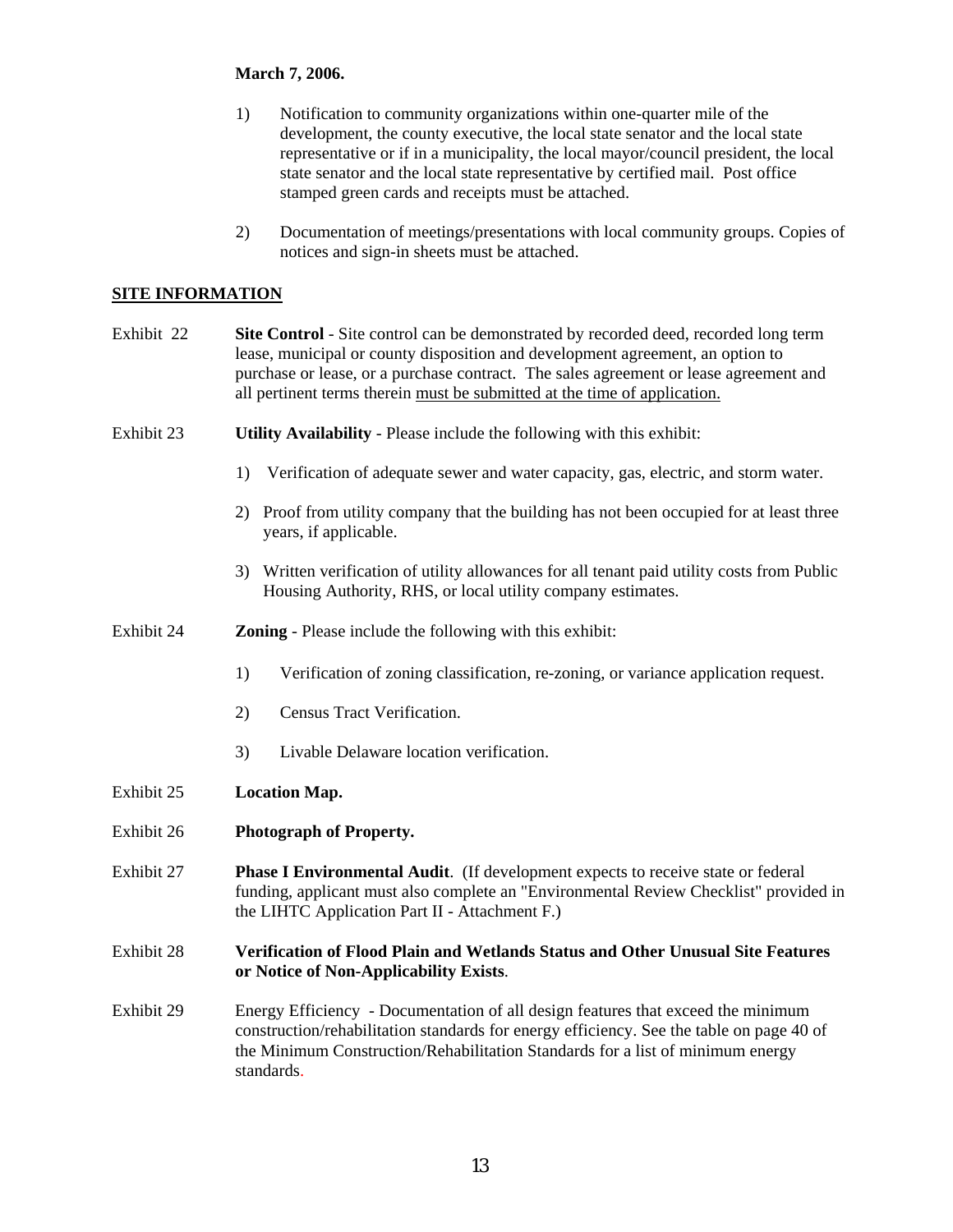**March 7, 2006.**

1) Notification to community organizations within one-quarter mile of the development, the county executive, the local state senator and the local state representative or if in a municipality, the local mayor/council president, the local state senator and the local state representative by certified mail. Post office stamped green cards and receipts must be attached.

2) Documentation of meetings/presentations with local community groups. Copies of notices and sign-in sheets must be attached.

**SITE INFORMATION**

Exhibit 22 **Site Control** - Site control can be demonstrated by recorded deed, recorded long term lease, municipal or county disposition and development agreement, an option to purchase or lease, or a purchase contract. The sales agreement or lease agreement and all pertinent terms therein must be submitted at the time of application.

Exhibit 23 **Utility Availability** - Please include the following with this exhibit:

1) Verification of adequate sewer and water capacity, gas, electric, and storm water.

2) Proof from utility company that the building has not been occupied for at least three years, if applicable.

3) Written verification of utility allowances for all tenant paid utility costs from Public Housing Authority, RHS, or local utility company estimates.

Exhibit 24 **Zoning** - Please include the following with this exhibit:

1) Verification of zoning classification, re-zoning, or variance application request.

2) Census Tract Verification.

3) Livable Delaware location verification.

Exhibit 25 **Location Map.**

Exhibit 26 **Photograph of Property.**

Exhibit 27 **Phase I Environmental Audit**. (If development expects to receive state or federal funding, applicant must also complete an "Environmental Review Checklist" provided in the LIHTC Application Part II - Attachment F.)

Exhibit 28 **Verification of Flood Plain and Wetlands Status and Other Unusual Site Features or Notice of Non-Applicability Exists**.

Exhibit 29 Energy Efficiency - Documentation of all design features that exceed the minimum construction/rehabilitation standards for energy efficiency. See the table on page 40 of the Minimum Construction/Rehabilitation Standards for a list of minimum energy standards.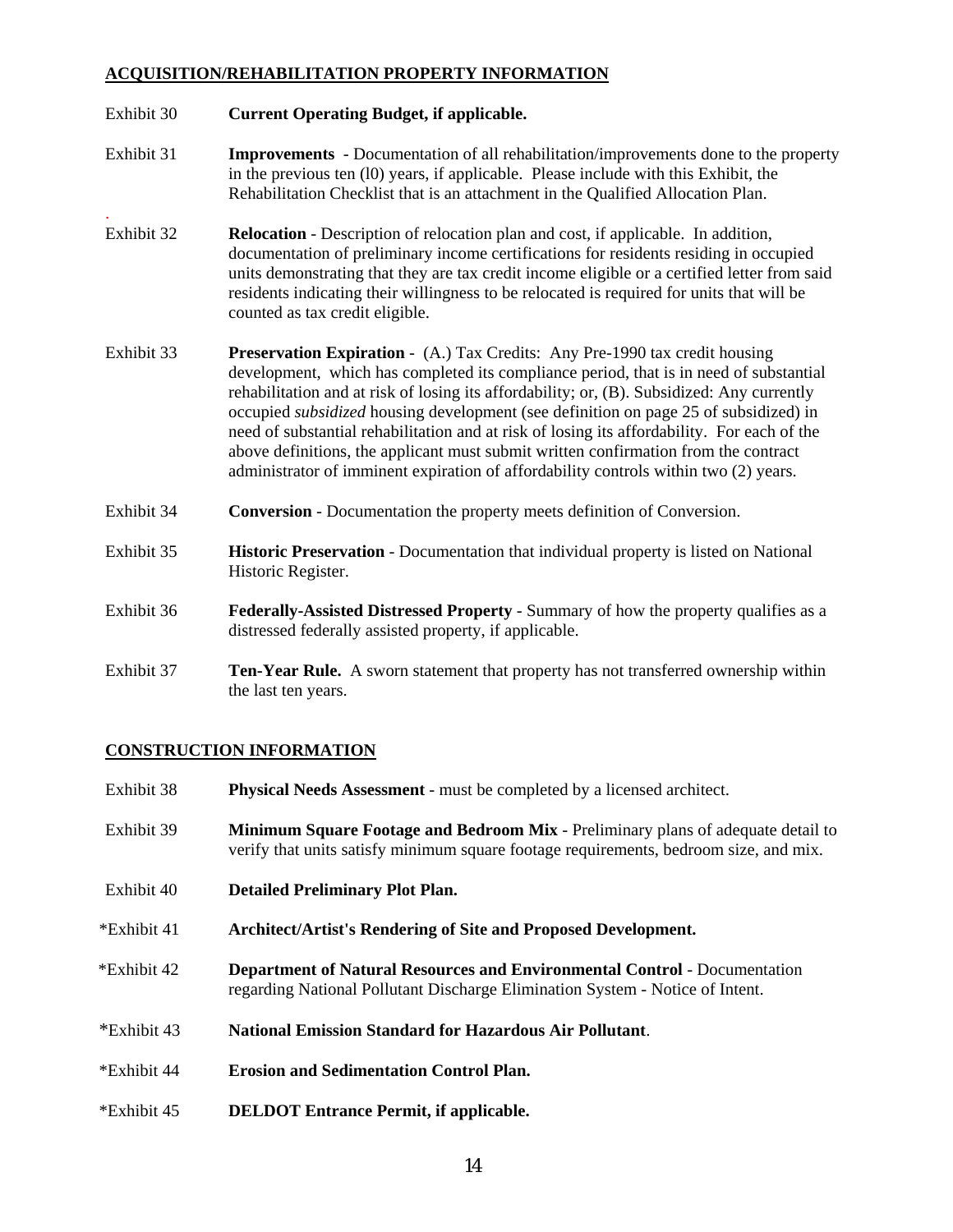## ACQUISITION/REHABILITATION PROPERTY INFORMATION

Exhibit 30 **Current Operating Budget, if applicable.**

Exhibit 31 **Improvements** - Documentation of all rehabilitation/improvements done to the property in the previous ten (l0) years, if applicable. Please include with this Exhibit, the Rehabilitation Checklist that is an attachment in the Qualified Allocation Plan.

Exhibit 32 **Relocation** - Description of relocation plan and cost, if applicable. In addition, documentation of preliminary income certifications for residents residing in occupied units demonstrating that they are tax credit income eligible or a certified letter from said residents indicating their willingness to be relocated is required for units that will be counted as tax credit eligible.

Exhibit 33 **Preservation Expiration** - (A.) Tax Credits: Any Pre-1990 tax credit housing development, which has completed its compliance period, that is in need of substantial rehabilitation and at risk of losing its affordability; or, (B). Subsidized: Any currently occupied *subsidized* housing development (see definition on page 25 of subsidized) in need of substantial rehabilitation and at risk of losing its affordability. For each of the above definitions, the applicant must submit written confirmation from the contract administrator of imminent expiration of affordability controls within two (2) years.

Exhibit 34 **Conversion** - Documentation the property meets definition of Conversion.

Exhibit 35 **Historic Preservation** - Documentation that individual property is listed on National Historic Register.

Exhibit 36 **Federally-Assisted Distressed Property** - Summary of how the property qualifies as a distressed federally assisted property, if applicable.

Exhibit 37 **Ten-Year Rule.** A sworn statement that property has not transferred ownership within the last ten years.

## CONSTRUCTION INFORMATION

Exhibit 38 **Physical Needs Assessment** - must be completed by a licensed architect.

Exhibit 39 **Minimum Square Footage and Bedroom Mix** - Preliminary plans of adequate detail to verify that units satisfy minimum square footage requirements, bedroom size, and mix.

Exhibit 40 **Detailed Preliminary Plot Plan.**

*Exhibit 41 **Architect/Artist's Rendering of Site and Proposed Development.**

*Exhibit 42 **Department of Natural Resources and Environmental Control** - Documentation regarding National Pollutant Discharge Elimination System - Notice of Intent.

*Exhibit 43 **National Emission Standard for Hazardous Air Pollutant**.

*Exhibit 44 **Erosion and Sedimentation Control Plan.**

*Exhibit 45 **DELDOT Entrance Permit, if applicable.**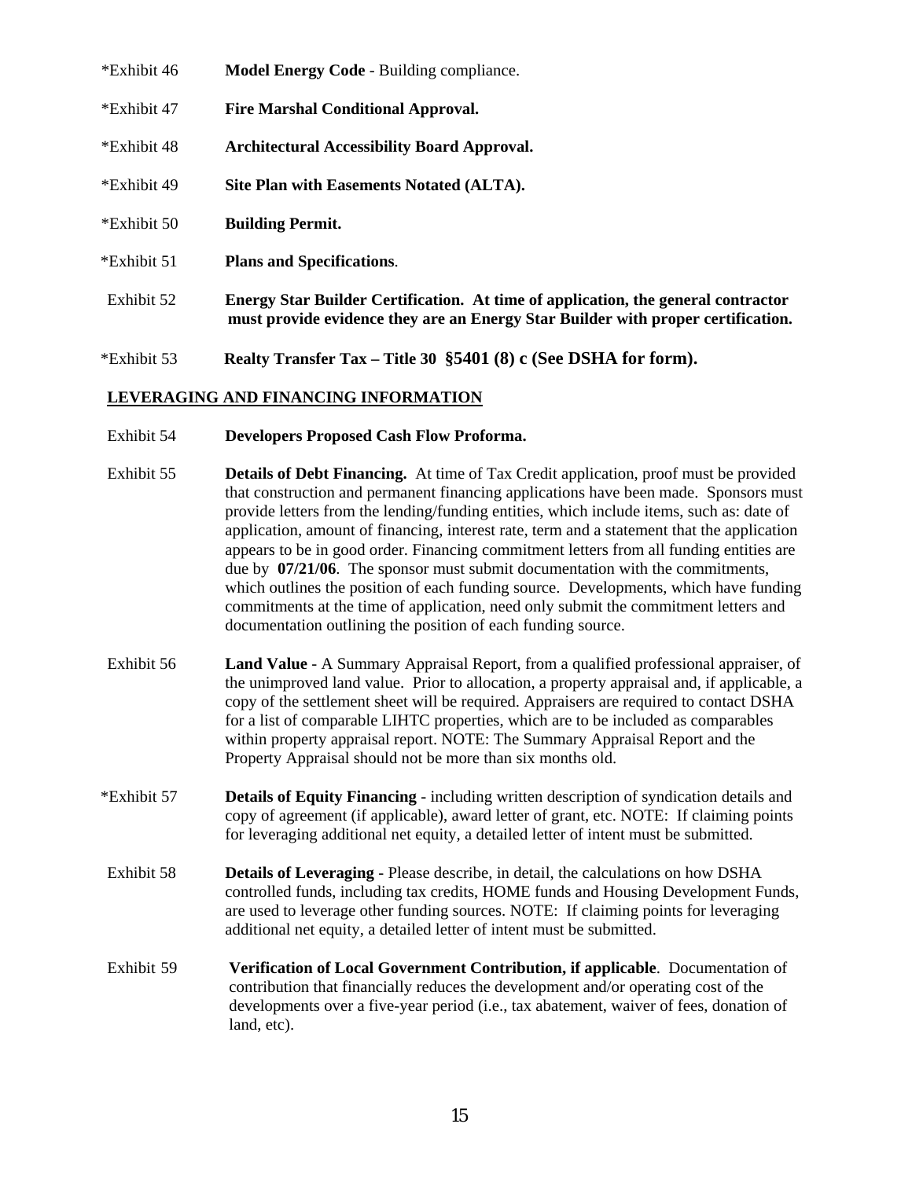*Exhibit 46 **Model Energy Code** - Building compliance.

*Exhibit 47 **Fire Marshal Conditional Approval.**

*Exhibit 48 **Architectural Accessibility Board Approval.**

*Exhibit 49 **Site Plan with Easements Notated (ALTA).**

*Exhibit 50 **Building Permit.**

*Exhibit 51 **Plans and Specifications**.

Exhibit 52 **Energy Star Builder Certification. At time of application, the general contractor must provide evidence they are an Energy Star Builder with proper certification.**

*Exhibit 53 **Realty Transfer Tax – Title 30 §5401 (8) c (See DSHA for form).**

## LEVERAGING AND FINANCING INFORMATION

Exhibit 54 **Developers Proposed Cash Flow Proforma.**

Exhibit 55 **Details of Debt Financing.** At time of Tax Credit application, proof must be provided that construction and permanent financing applications have been made. Sponsors must provide letters from the lending/funding entities, which include items, such as: date of application, amount of financing, interest rate, term and a statement that the application appears to be in good order. Financing commitment letters from all funding entities are due by **07/21/06**. The sponsor must submit documentation with the commitments, which outlines the position of each funding source. Developments, which have funding commitments at the time of application, need only submit the commitment letters and documentation outlining the position of each funding source.

Exhibit 56 **Land Value** - A Summary Appraisal Report, from a qualified professional appraiser, of the unimproved land value. Prior to allocation, a property appraisal and, if applicable, a copy of the settlement sheet will be required. Appraisers are required to contact DSHA for a list of comparable LIHTC properties, which are to be included as comparables within property appraisal report. NOTE: The Summary Appraisal Report and the Property Appraisal should not be more than six months old.

*Exhibit 57 **Details of Equity Financing** - including written description of syndication details and copy of agreement (if applicable), award letter of grant, etc. NOTE: If claiming points for leveraging additional net equity, a detailed letter of intent must be submitted.

Exhibit 58 **Details of Leveraging** - Please describe, in detail, the calculations on how DSHA controlled funds, including tax credits, HOME funds and Housing Development Funds, are used to leverage other funding sources. NOTE: If claiming points for leveraging additional net equity, a detailed letter of intent must be submitted.

Exhibit 59 **Verification of Local Government Contribution, if applicable**. Documentation of contribution that financially reduces the development and/or operating cost of the developments over a five-year period (i.e., tax abatement, waiver of fees, donation of land, etc).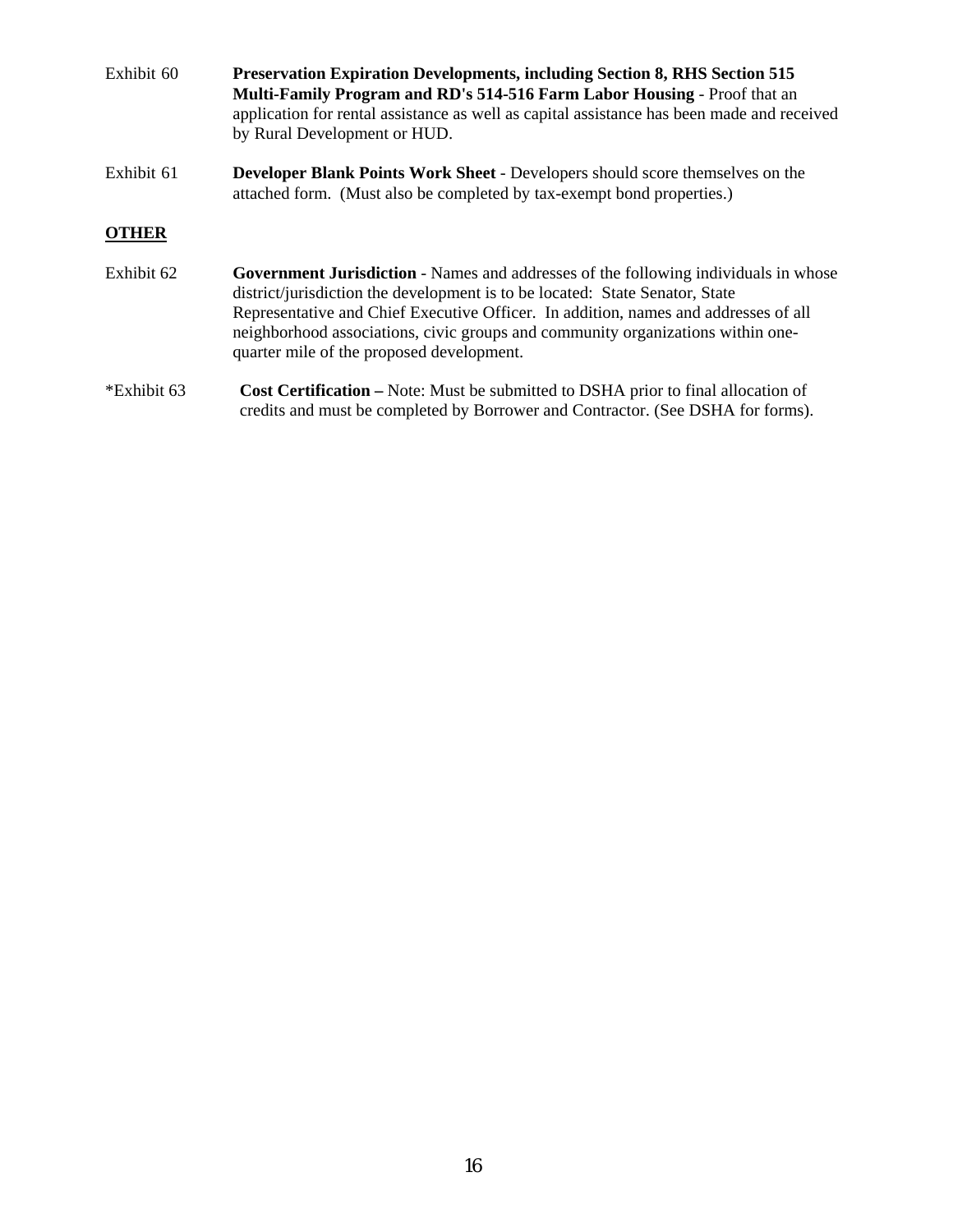Exhibit 60 **Preservation Expiration Developments, including Section 8, RHS Section 515 Multi-Family Program and RD's 514-516 Farm Labor Housing** - Proof that an application for rental assistance as well as capital assistance has been made and received by Rural Development or HUD.

Exhibit 61 **Developer Blank Points Work Sheet** - Developers should score themselves on the attached form. (Must also be completed by tax-exempt bond properties.)

**OTHER**

Exhibit 62 **Government Jurisdiction** - Names and addresses of the following individuals in whose district/jurisdiction the development is to be located: State Senator, State Representative and Chief Executive Officer. In addition, names and addresses of all neighborhood associations, civic groups and community organizations within one-quarter mile of the proposed development.

*Exhibit 63 **Cost Certification –** Note: Must be submitted to DSHA prior to final allocation of credits and must be completed by Borrower and Contractor. (See DSHA for forms).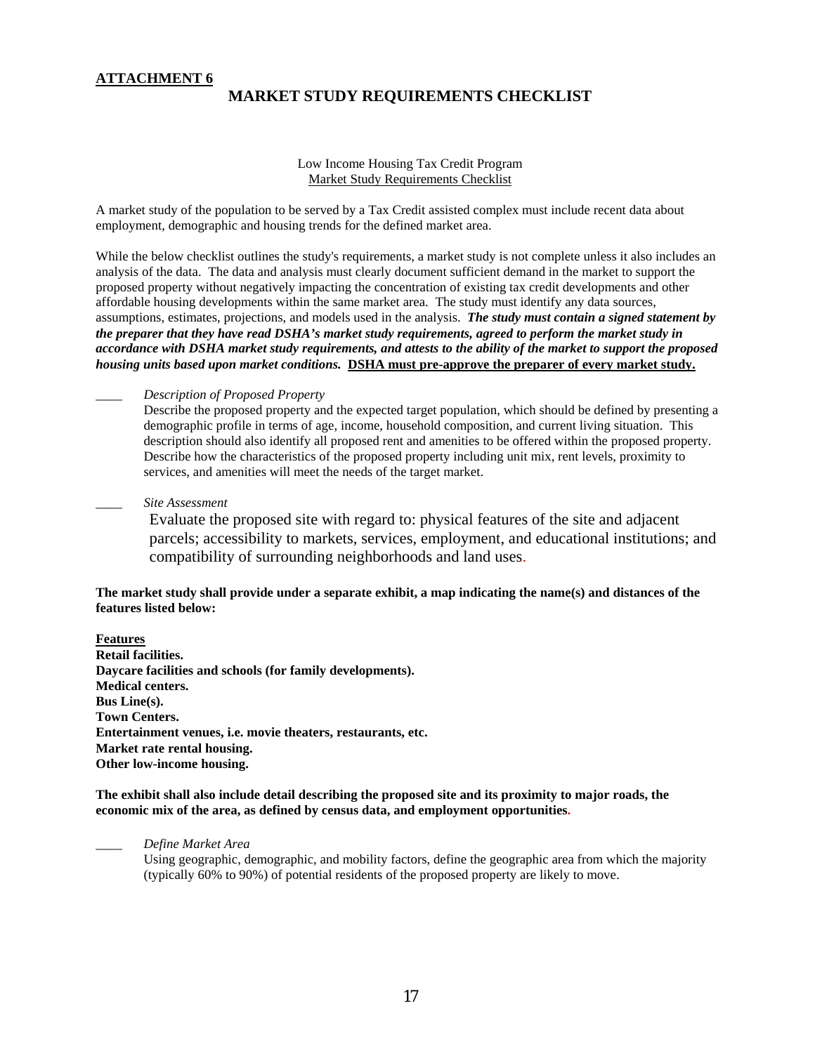**ATTACHMENT 6**

# MARKET STUDY REQUIREMENTS CHECKLIST

Low Income Housing Tax Credit Program
Market Study Requirements Checklist

A market study of the population to be served by a Tax Credit assisted complex must include recent data about employment, demographic and housing trends for the defined market area.

While the below checklist outlines the study's requirements, a market study is not complete unless it also includes an analysis of the data. The data and analysis must clearly document sufficient demand in the market to support the proposed property without negatively impacting the concentration of existing tax credit developments and other affordable housing developments within the same market area. The study must identify any data sources, assumptions, estimates, projections, and models used in the analysis. ***The study must contain a signed statement by the preparer that they have read DSHA's market study requirements, agreed to perform the market study in accordance with DSHA market study requirements, and attests to the ability of the market to support the proposed housing units based upon market conditions.*** **DSHA must pre-approve the preparer of every market study.**

____ *Description of Proposed Property*
Describe the proposed property and the expected target population, which should be defined by presenting a demographic profile in terms of age, income, household composition, and current living situation. This description should also identify all proposed rent and amenities to be offered within the proposed property. Describe how the characteristics of the proposed property including unit mix, rent levels, proximity to services, and amenities will meet the needs of the target market.

____ *Site Assessment*
Evaluate the proposed site with regard to: physical features of the site and adjacent parcels; accessibility to markets, services, employment, and educational institutions; and compatibility of surrounding neighborhoods and land uses.

**The market study shall provide under a separate exhibit, a map indicating the name(s) and distances of the features listed below:**

**Features**
**Retail facilities.**
**Daycare facilities and schools (for family developments).**
**Medical centers.**
**Bus Line(s).**
**Town Centers.**
**Entertainment venues, i.e. movie theaters, restaurants, etc.**
**Market rate rental housing.**
**Other low-income housing.**

**The exhibit shall also include detail describing the proposed site and its proximity to major roads, the economic mix of the area, as defined by census data, and employment opportunities.**

____ *Define Market Area*
Using geographic, demographic, and mobility factors, define the geographic area from which the majority (typically 60% to 90%) of potential residents of the proposed property are likely to move.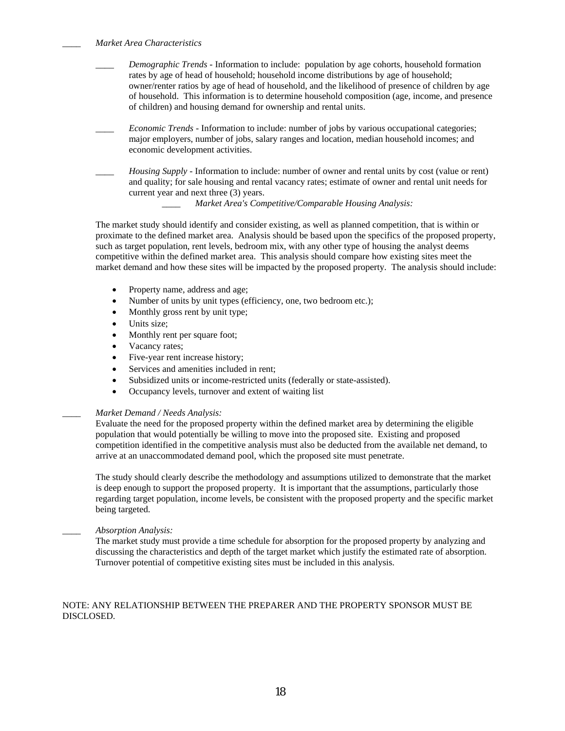____ *Market Area Characteristics*

____ *Demographic Trends* - Information to include: population by age cohorts, household formation rates by age of head of household; household income distributions by age of household; owner/renter ratios by age of head of household, and the likelihood of presence of children by age of household. This information is to determine household composition (age, income, and presence of children) and housing demand for ownership and rental units.

____ *Economic Trends* - Information to include: number of jobs by various occupational categories; major employers, number of jobs, salary ranges and location, median household incomes; and economic development activities.

____ *Housing Supply* - Information to include: number of owner and rental units by cost (value or rent) and quality; for sale housing and rental vacancy rates; estimate of owner and rental unit needs for current year and next three (3) years.

____ *Market Area's Competitive/Comparable Housing Analysis:*

The market study should identify and consider existing, as well as planned competition, that is within or proximate to the defined market area. Analysis should be based upon the specifics of the proposed property, such as target population, rent levels, bedroom mix, with any other type of housing the analyst deems competitive within the defined market area. This analysis should compare how existing sites meet the market demand and how these sites will be impacted by the proposed property. The analysis should include:

- Property name, address and age;
- Number of units by unit types (efficiency, one, two bedroom etc.);
- Monthly gross rent by unit type;
- Units size;
- Monthly rent per square foot;
- Vacancy rates;
- Five-year rent increase history;
- Services and amenities included in rent;
- Subsidized units or income-restricted units (federally or state-assisted).
- Occupancy levels, turnover and extent of waiting list

____ *Market Demand / Needs Analysis:*

Evaluate the need for the proposed property within the defined market area by determining the eligible population that would potentially be willing to move into the proposed site. Existing and proposed competition identified in the competitive analysis must also be deducted from the available net demand, to arrive at an unaccommodated demand pool, which the proposed site must penetrate.

The study should clearly describe the methodology and assumptions utilized to demonstrate that the market is deep enough to support the proposed property. It is important that the assumptions, particularly those regarding target population, income levels, be consistent with the proposed property and the specific market being targeted.

____ *Absorption Analysis:*

The market study must provide a time schedule for absorption for the proposed property by analyzing and discussing the characteristics and depth of the target market which justify the estimated rate of absorption. Turnover potential of competitive existing sites must be included in this analysis.

NOTE: ANY RELATIONSHIP BETWEEN THE PREPARER AND THE PROPERTY SPONSOR MUST BE DISCLOSED.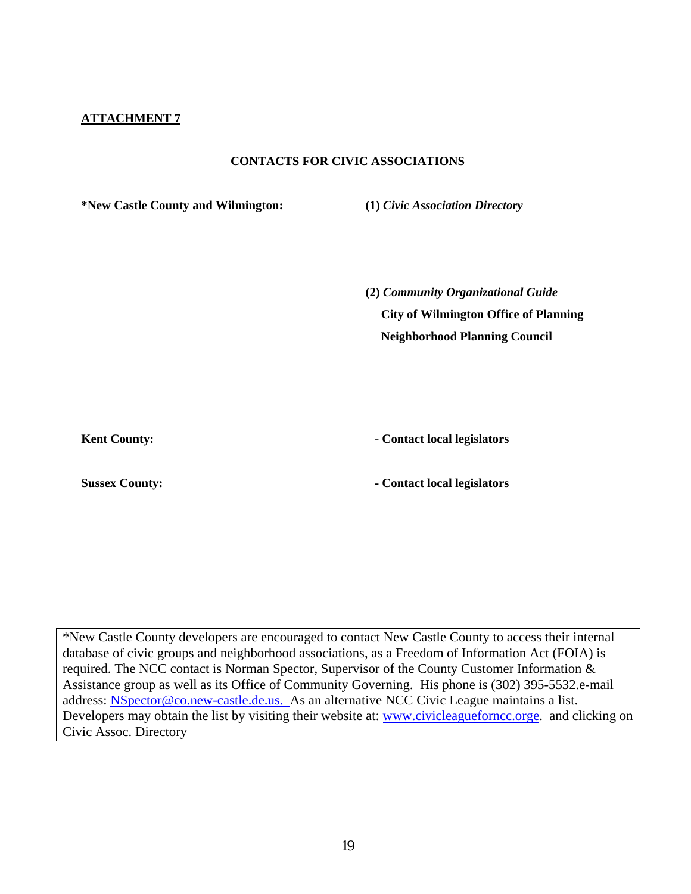**ATTACHMENT 7**

**CONTACTS FOR CIVIC ASSOCIATIONS**

**\*New Castle County and Wilmington:**

**(1)** ***Civic Association Directory***

**(2)** ***Community Organizational Guide***
**City of Wilmington Office of Planning**
**Neighborhood Planning Council**

**Kent County:** **- Contact local legislators**

**Sussex County:** **- Contact local legislators**

\*New Castle County developers are encouraged to contact New Castle County to access their internal database of civic groups and neighborhood associations, as a Freedom of Information Act (FOIA) is required. The NCC contact is Norman Spector, Supervisor of the County Customer Information & Assistance group as well as its Office of Community Governing. His phone is (302) 395-5532.e-mail address: NSpector@co.new-castle.de.us. As an alternative NCC Civic League maintains a list. Developers may obtain the list by visiting their website at: www.civicleagueforncc.orge. and clicking on Civic Assoc. Directory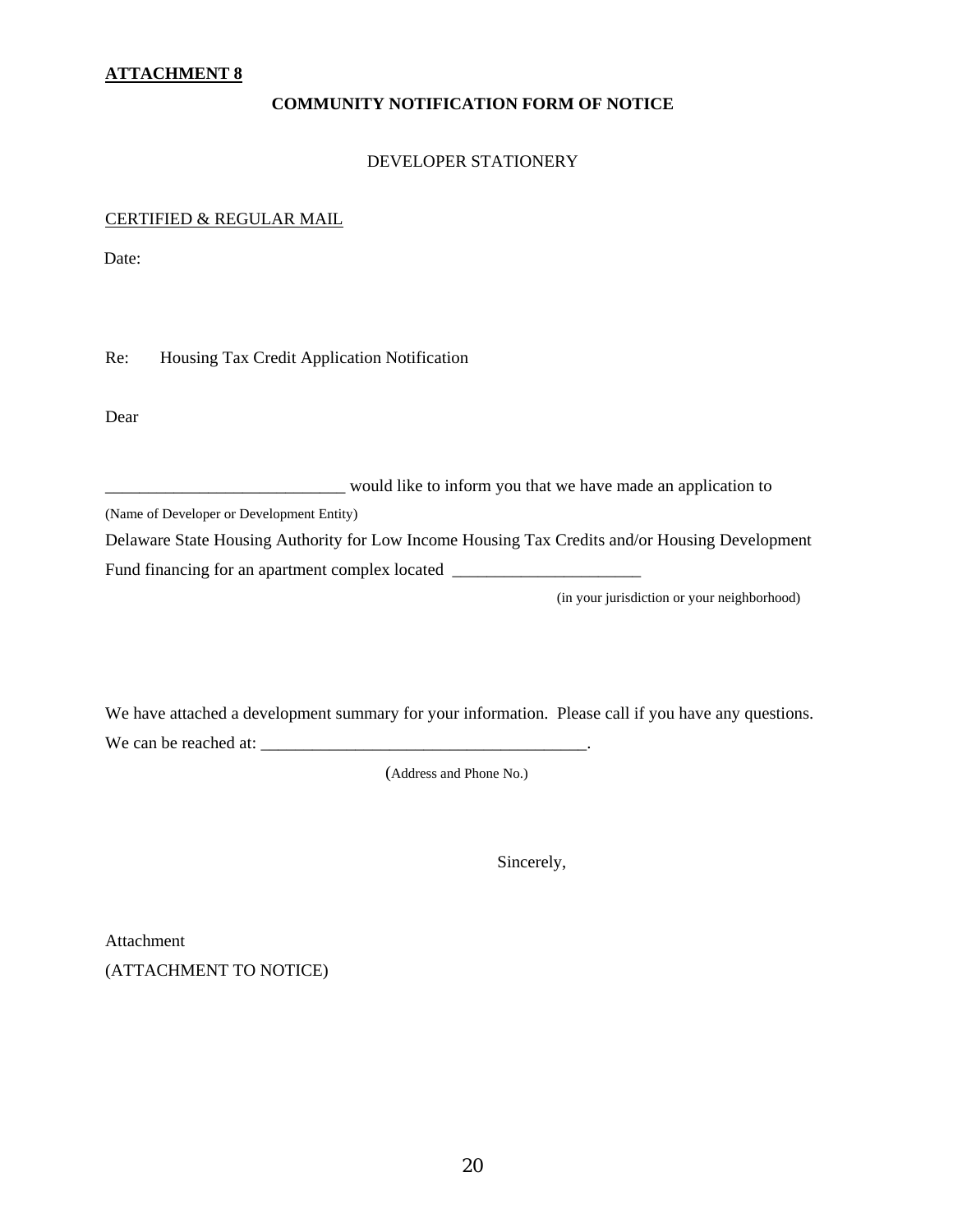**ATTACHMENT 8**

**COMMUNITY NOTIFICATION FORM OF NOTICE**

DEVELOPER STATIONERY

CERTIFIED & REGULAR MAIL

Date:

Re: Housing Tax Credit Application Notification

Dear

___________________________ would like to inform you that we have made an application to
(Name of Developer or Development Entity)
Delaware State Housing Authority for Low Income Housing Tax Credits and/or Housing Development Fund financing for an apartment complex located _____________________
(in your jurisdiction or your neighborhood)

We have attached a development summary for your information. Please call if you have any questions. We can be reached at: _____________________________________.
(Address and Phone No.)

Sincerely,

Attachment
(ATTACHMENT TO NOTICE)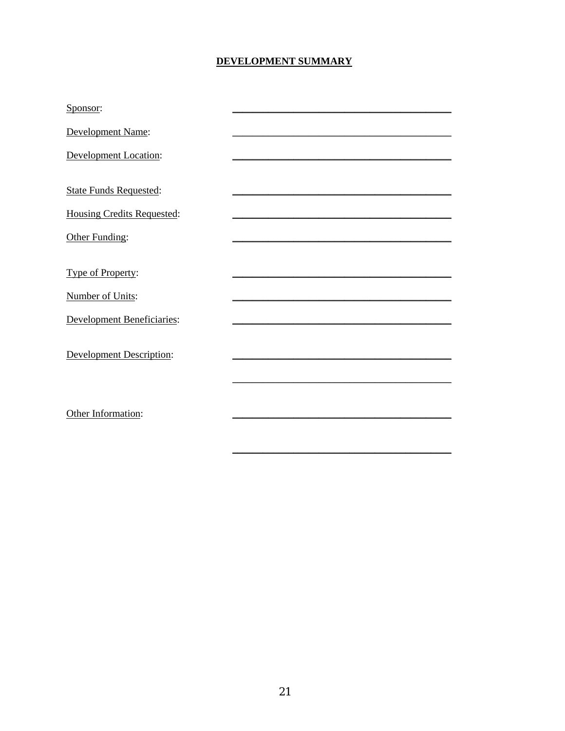# DEVELOPMENT SUMMARY

Sponsor: ________________________________________

Development Name: ________________________________________

Development Location: ________________________________________

State Funds Requested: ________________________________________

Housing Credits Requested: ________________________________________

Other Funding: ________________________________________

Type of Property: ________________________________________

Number of Units: ________________________________________

Development Beneficiaries: ________________________________________

Development Description: ________________________________________

________________________________________

Other Information: ________________________________________

________________________________________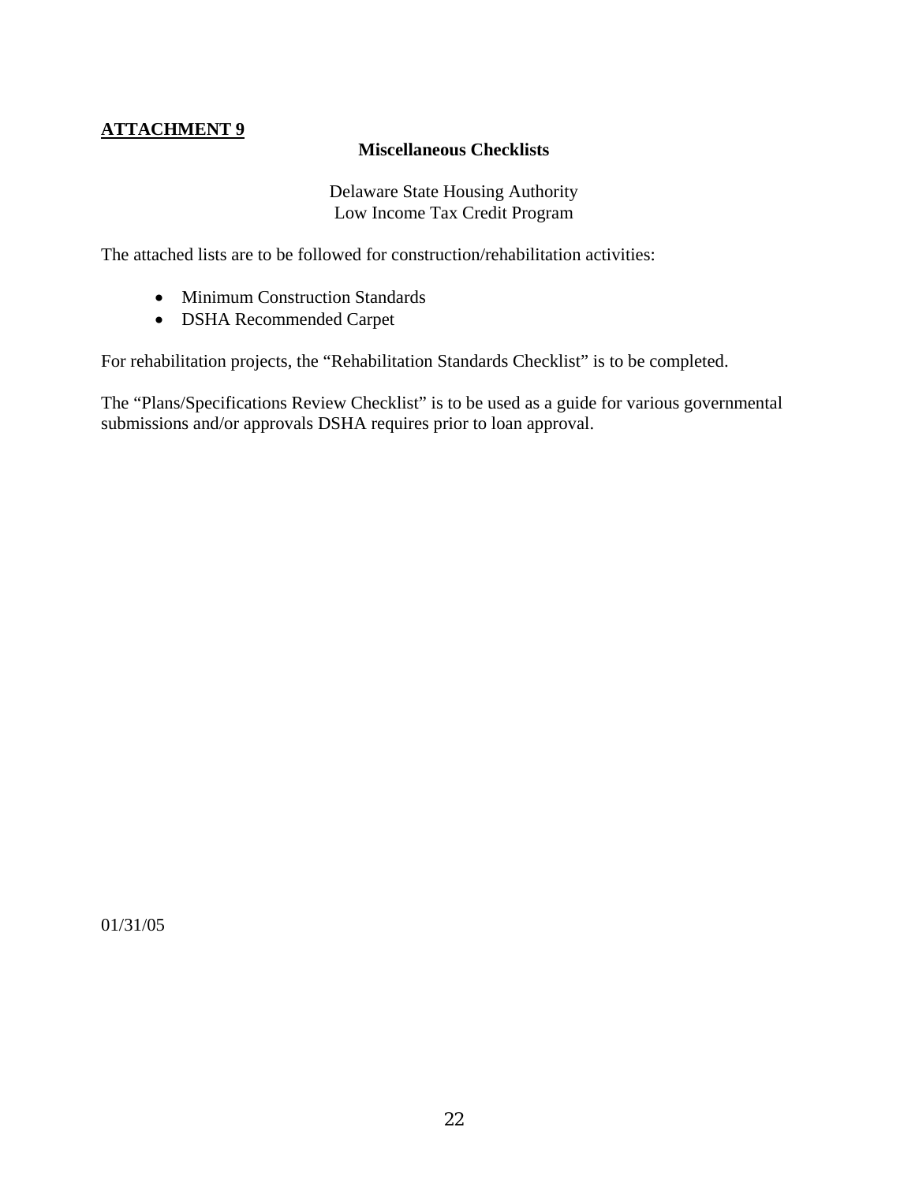**ATTACHMENT 9**

**Miscellaneous Checklists**

Delaware State Housing Authority
Low Income Tax Credit Program

The attached lists are to be followed for construction/rehabilitation activities:

- Minimum Construction Standards
- DSHA Recommended Carpet

For rehabilitation projects, the "Rehabilitation Standards Checklist" is to be completed.

The "Plans/Specifications Review Checklist" is to be used as a guide for various governmental submissions and/or approvals DSHA requires prior to loan approval.

01/31/05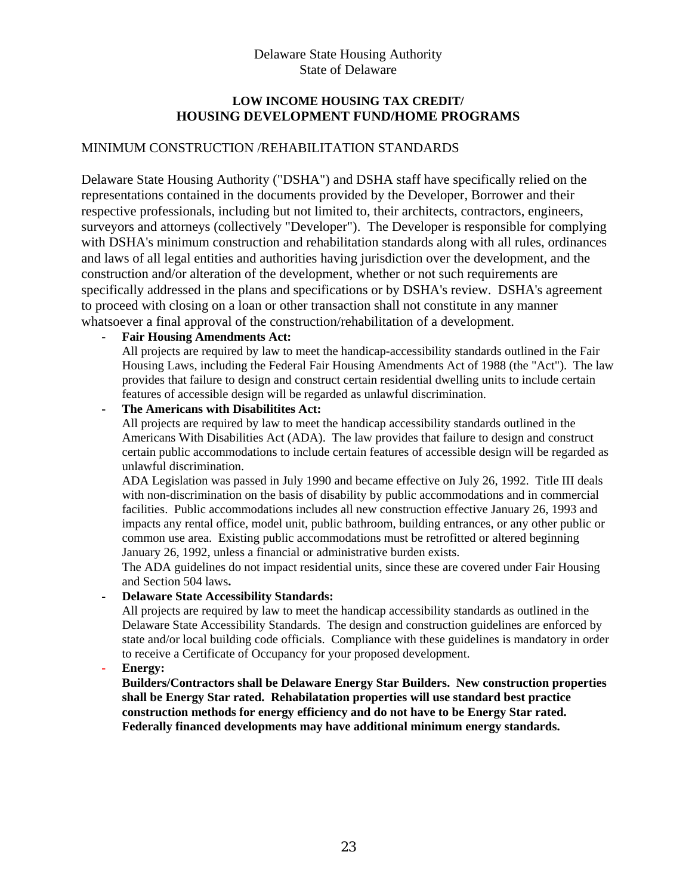Delaware State Housing Authority
State of Delaware

**LOW INCOME HOUSING TAX CREDIT/**
**HOUSING DEVELOPMENT FUND/HOME PROGRAMS**

MINIMUM CONSTRUCTION /REHABILITATION STANDARDS

Delaware State Housing Authority ("DSHA") and DSHA staff have specifically relied on the representations contained in the documents provided by the Developer, Borrower and their respective professionals, including but not limited to, their architects, contractors, engineers, surveyors and attorneys (collectively "Developer"). The Developer is responsible for complying with DSHA's minimum construction and rehabilitation standards along with all rules, ordinances and laws of all legal entities and authorities having jurisdiction over the development, and the construction and/or alteration of the development, whether or not such requirements are specifically addressed in the plans and specifications or by DSHA's review. DSHA's agreement to proceed with closing on a loan or other transaction shall not constitute in any manner whatsoever a final approval of the construction/rehabilitation of a development.

- **Fair Housing Amendments Act:**
  All projects are required by law to meet the handicap-accessibility standards outlined in the Fair Housing Laws, including the Federal Fair Housing Amendments Act of 1988 (the "Act"). The law provides that failure to design and construct certain residential dwelling units to include certain features of accessible design will be regarded as unlawful discrimination.
- **The Americans with Disabilitites Act:**
  All projects are required by law to meet the handicap accessibility standards outlined in the Americans With Disabilities Act (ADA). The law provides that failure to design and construct certain public accommodations to include certain features of accessible design will be regarded as unlawful discrimination.
  ADA Legislation was passed in July 1990 and became effective on July 26, 1992. Title III deals with non-discrimination on the basis of disability by public accommodations and in commercial facilities. Public accommodations includes all new construction effective January 26, 1993 and impacts any rental office, model unit, public bathroom, building entrances, or any other public or common use area. Existing public accommodations must be retrofitted or altered beginning January 26, 1992, unless a financial or administrative burden exists.
  The ADA guidelines do not impact residential units, since these are covered under Fair Housing and Section 504 laws**.**
- **Delaware State Accessibility Standards:**
  All projects are required by law to meet the handicap accessibility standards as outlined in the Delaware State Accessibility Standards. The design and construction guidelines are enforced by state and/or local building code officials. Compliance with these guidelines is mandatory in order to receive a Certificate of Occupancy for your proposed development.
- **Energy:**
  **Builders/Contractors shall be Delaware Energy Star Builders. New construction properties shall be Energy Star rated. Rehabilatation properties will use standard best practice construction methods for energy efficiency and do not have to be Energy Star rated. Federally financed developments may have additional minimum energy standards.**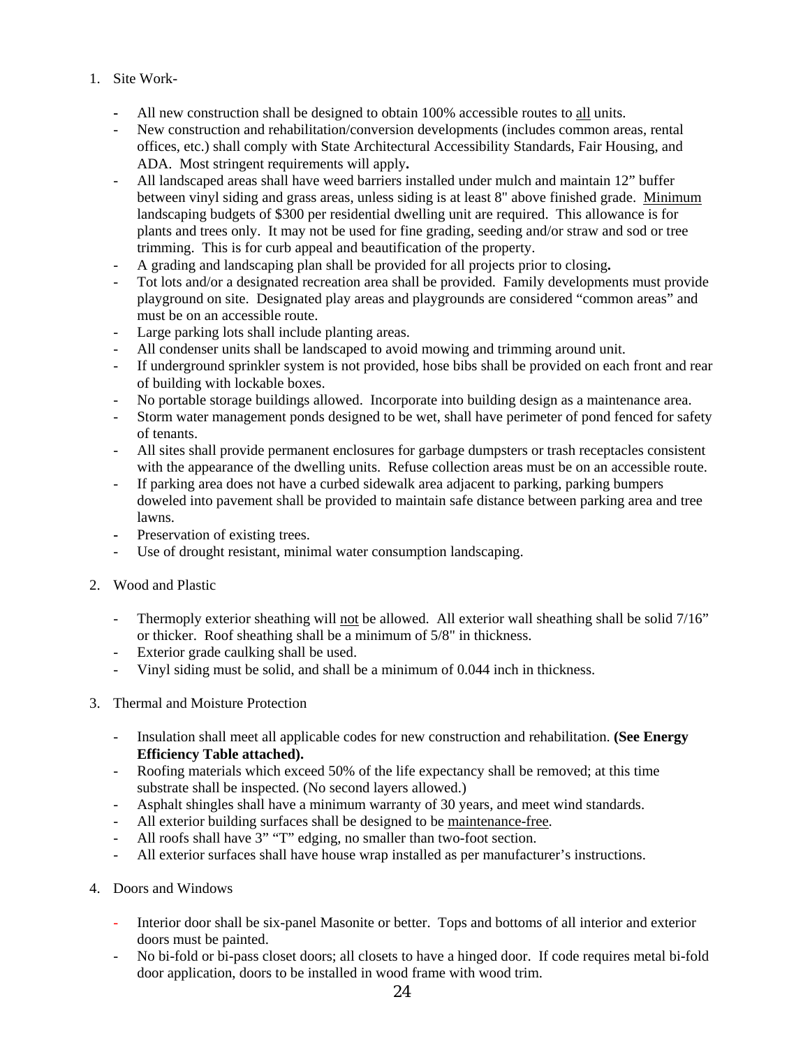1. Site Work-

   - All new construction shall be designed to obtain 100% accessible routes to <u>all</u> units.
   - New construction and rehabilitation/conversion developments (includes common areas, rental offices, etc.) shall comply with State Architectural Accessibility Standards, Fair Housing, and ADA. Most stringent requirements will apply**.**
   - All landscaped areas shall have weed barriers installed under mulch and maintain 12" buffer between vinyl siding and grass areas, unless siding is at least 8" above finished grade. <u>Minimum</u> landscaping budgets of $300 per residential dwelling unit are required. This allowance is for plants and trees only. It may not be used for fine grading, seeding and/or straw and sod or tree trimming. This is for curb appeal and beautification of the property.
   - A grading and landscaping plan shall be provided for all projects prior to closing**.**
   - Tot lots and/or a designated recreation area shall be provided. Family developments must provide playground on site. Designated play areas and playgrounds are considered "common areas" and must be on an accessible route.
   - Large parking lots shall include planting areas.
   - All condenser units shall be landscaped to avoid mowing and trimming around unit.
   - If underground sprinkler system is not provided, hose bibs shall be provided on each front and rear of building with lockable boxes.
   - No portable storage buildings allowed. Incorporate into building design as a maintenance area.
   - Storm water management ponds designed to be wet, shall have perimeter of pond fenced for safety of tenants.
   - All sites shall provide permanent enclosures for garbage dumpsters or trash receptacles consistent with the appearance of the dwelling units. Refuse collection areas must be on an accessible route.
   - If parking area does not have a curbed sidewalk area adjacent to parking, parking bumpers doweled into pavement shall be provided to maintain safe distance between parking area and tree lawns.
   - Preservation of existing trees.
   - Use of drought resistant, minimal water consumption landscaping.

2. Wood and Plastic

   - Thermoply exterior sheathing will <u>not</u> be allowed. All exterior wall sheathing shall be solid 7/16" or thicker. Roof sheathing shall be a minimum of 5/8" in thickness.
   - Exterior grade caulking shall be used.
   - Vinyl siding must be solid, and shall be a minimum of 0.044 inch in thickness.

3. Thermal and Moisture Protection

   - Insulation shall meet all applicable codes for new construction and rehabilitation. **(See Energy Efficiency Table attached).**
   - Roofing materials which exceed 50% of the life expectancy shall be removed; at this time substrate shall be inspected. (No second layers allowed.)
   - Asphalt shingles shall have a minimum warranty of 30 years, and meet wind standards.
   - All exterior building surfaces shall be designed to be <u>maintenance-free</u>.
   - All roofs shall have 3" "T" edging, no smaller than two-foot section.
   - All exterior surfaces shall have house wrap installed as per manufacturer's instructions.

4. Doors and Windows

   - Interior door shall be six-panel Masonite or better. Tops and bottoms of all interior and exterior doors must be painted.
   - No bi-fold or bi-pass closet doors; all closets to have a hinged door. If code requires metal bi-fold door application, doors to be installed in wood frame with wood trim.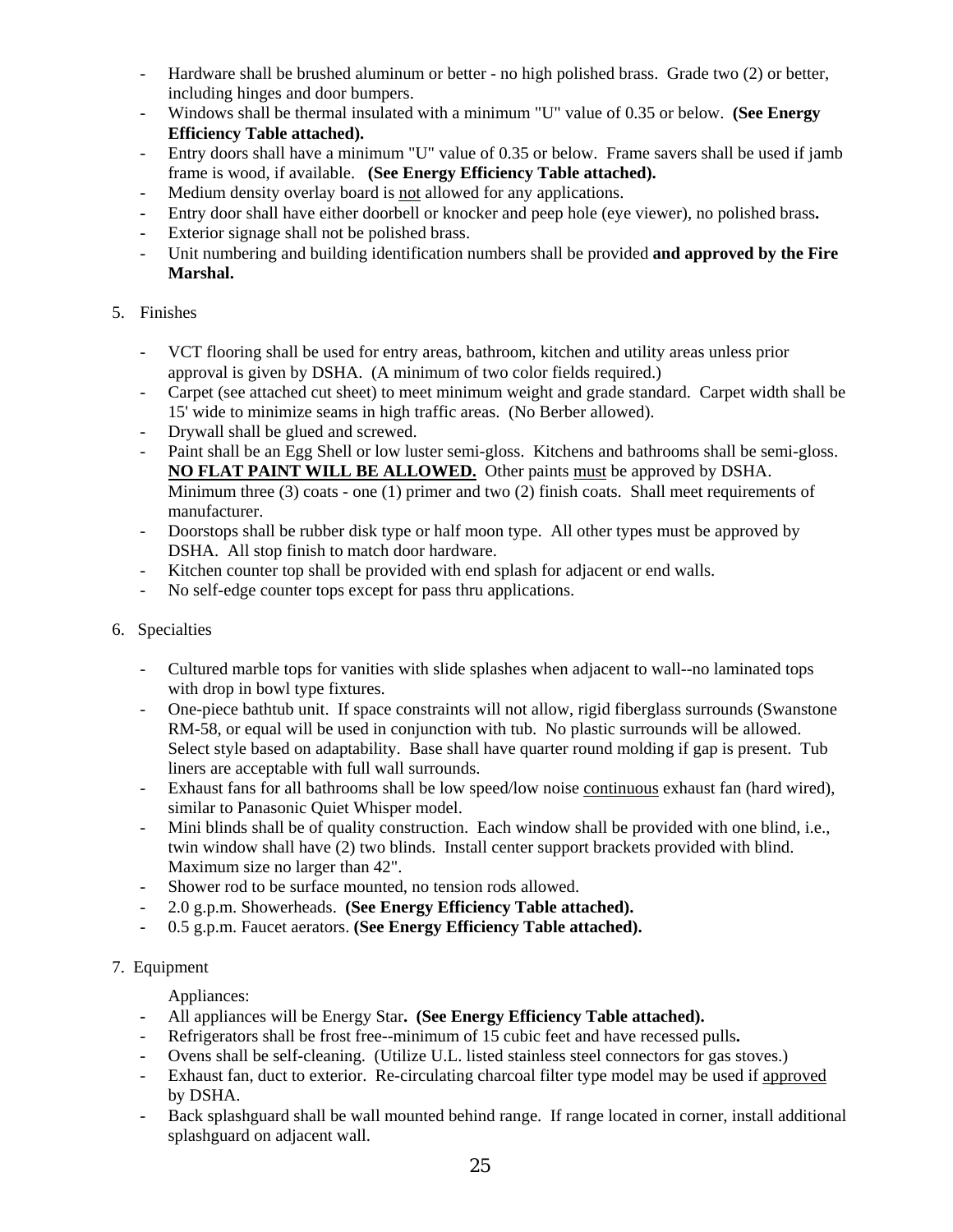- Hardware shall be brushed aluminum or better - no high polished brass. Grade two (2) or better, including hinges and door bumpers.
- Windows shall be thermal insulated with a minimum "U" value of 0.35 or below. **(See Energy Efficiency Table attached).**
- Entry doors shall have a minimum "U" value of 0.35 or below. Frame savers shall be used if jamb frame is wood, if available. **(See Energy Efficiency Table attached).**
- Medium density overlay board is <u>not</u> allowed for any applications.
- Entry door shall have either doorbell or knocker and peep hole (eye viewer), no polished brass**.**
- Exterior signage shall not be polished brass.
- Unit numbering and building identification numbers shall be provided **and approved by the Fire Marshal.**

5. Finishes

- VCT flooring shall be used for entry areas, bathroom, kitchen and utility areas unless prior approval is given by DSHA. (A minimum of two color fields required.)
- Carpet (see attached cut sheet) to meet minimum weight and grade standard. Carpet width shall be 15' wide to minimize seams in high traffic areas. (No Berber allowed).
- Drywall shall be glued and screwed.
- Paint shall be an Egg Shell or low luster semi-gloss. Kitchens and bathrooms shall be semi-gloss. **<u>NO FLAT PAINT WILL BE ALLOWED.</u>** Other paints <u>must</u> be approved by DSHA. Minimum three (3) coats - one (1) primer and two (2) finish coats. Shall meet requirements of manufacturer.
- Doorstops shall be rubber disk type or half moon type. All other types must be approved by DSHA. All stop finish to match door hardware.
- Kitchen counter top shall be provided with end splash for adjacent or end walls.
- No self-edge counter tops except for pass thru applications.

6. Specialties

- Cultured marble tops for vanities with slide splashes when adjacent to wall--no laminated tops with drop in bowl type fixtures.
- One-piece bathtub unit. If space constraints will not allow, rigid fiberglass surrounds (Swanstone RM-58, or equal will be used in conjunction with tub. No plastic surrounds will be allowed. Select style based on adaptability. Base shall have quarter round molding if gap is present. Tub liners are acceptable with full wall surrounds.
- Exhaust fans for all bathrooms shall be low speed/low noise <u>continuous</u> exhaust fan (hard wired), similar to Panasonic Quiet Whisper model.
- Mini blinds shall be of quality construction. Each window shall be provided with one blind, i.e., twin window shall have (2) two blinds. Install center support brackets provided with blind. Maximum size no larger than 42".
- Shower rod to be surface mounted, no tension rods allowed.
- 2.0 g.p.m. Showerheads. **(See Energy Efficiency Table attached).**
- 0.5 g.p.m. Faucet aerators. **(See Energy Efficiency Table attached).**

7. Equipment

Appliances:

- All appliances will be Energy Star**. (See Energy Efficiency Table attached).**
- Refrigerators shall be frost free--minimum of 15 cubic feet and have recessed pulls**.**
- Ovens shall be self-cleaning. (Utilize U.L. listed stainless steel connectors for gas stoves.)
- Exhaust fan, duct to exterior. Re-circulating charcoal filter type model may be used if <u>approved</u> by DSHA.
- Back splashguard shall be wall mounted behind range. If range located in corner, install additional splashguard on adjacent wall.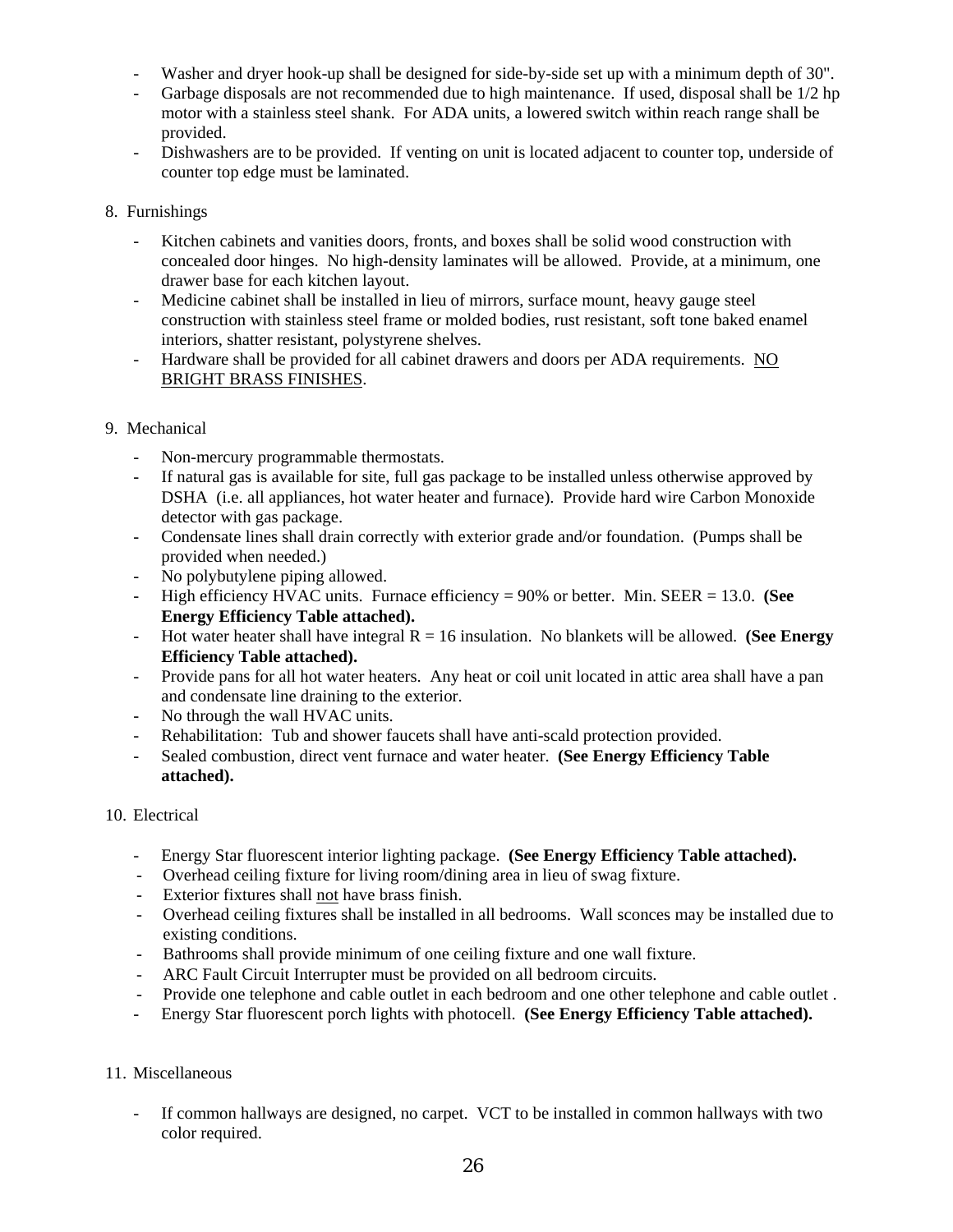- Washer and dryer hook-up shall be designed for side-by-side set up with a minimum depth of 30".
- Garbage disposals are not recommended due to high maintenance. If used, disposal shall be 1/2 hp motor with a stainless steel shank. For ADA units, a lowered switch within reach range shall be provided.
- Dishwashers are to be provided. If venting on unit is located adjacent to counter top, underside of counter top edge must be laminated.

8. Furnishings

- Kitchen cabinets and vanities doors, fronts, and boxes shall be solid wood construction with concealed door hinges. No high-density laminates will be allowed. Provide, at a minimum, one drawer base for each kitchen layout.
- Medicine cabinet shall be installed in lieu of mirrors, surface mount, heavy gauge steel construction with stainless steel frame or molded bodies, rust resistant, soft tone baked enamel interiors, shatter resistant, polystyrene shelves.
- Hardware shall be provided for all cabinet drawers and doors per ADA requirements. <u>NO BRIGHT BRASS FINISHES</u>.

9. Mechanical

- Non-mercury programmable thermostats.
- If natural gas is available for site, full gas package to be installed unless otherwise approved by DSHA (i.e. all appliances, hot water heater and furnace). Provide hard wire Carbon Monoxide detector with gas package.
- Condensate lines shall drain correctly with exterior grade and/or foundation. (Pumps shall be provided when needed.)
- No polybutylene piping allowed.
- High efficiency HVAC units. Furnace efficiency = 90% or better. Min. SEER = 13.0. **(See Energy Efficiency Table attached).**
- Hot water heater shall have integral R = 16 insulation. No blankets will be allowed. **(See Energy Efficiency Table attached).**
- Provide pans for all hot water heaters. Any heat or coil unit located in attic area shall have a pan and condensate line draining to the exterior.
- No through the wall HVAC units.
- Rehabilitation: Tub and shower faucets shall have anti-scald protection provided.
- Sealed combustion, direct vent furnace and water heater. **(See Energy Efficiency Table attached).**

10. Electrical

- Energy Star fluorescent interior lighting package. **(See Energy Efficiency Table attached).**
- Overhead ceiling fixture for living room/dining area in lieu of swag fixture.
- Exterior fixtures shall <u>not</u> have brass finish.
- Overhead ceiling fixtures shall be installed in all bedrooms. Wall sconces may be installed due to existing conditions.
- Bathrooms shall provide minimum of one ceiling fixture and one wall fixture.
- ARC Fault Circuit Interrupter must be provided on all bedroom circuits.
- Provide one telephone and cable outlet in each bedroom and one other telephone and cable outlet .
- Energy Star fluorescent porch lights with photocell. **(See Energy Efficiency Table attached).**

11. Miscellaneous

- If common hallways are designed, no carpet. VCT to be installed in common hallways with two color required.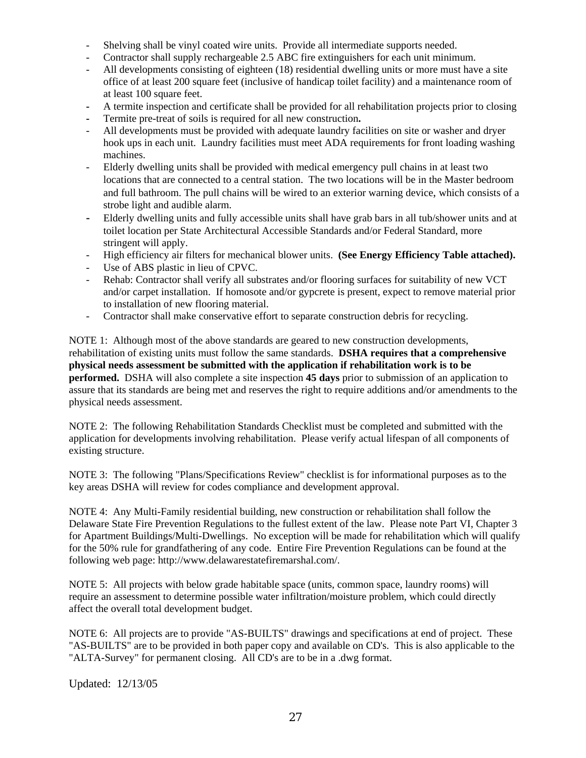- Shelving shall be vinyl coated wire units. Provide all intermediate supports needed.
- Contractor shall supply rechargeable 2.5 ABC fire extinguishers for each unit minimum.
- All developments consisting of eighteen (18) residential dwelling units or more must have a site office of at least 200 square feet (inclusive of handicap toilet facility) and a maintenance room of at least 100 square feet.
- A termite inspection and certificate shall be provided for all rehabilitation projects prior to closing
- Termite pre-treat of soils is required for all new construction**.**
- All developments must be provided with adequate laundry facilities on site or washer and dryer hook ups in each unit. Laundry facilities must meet ADA requirements for front loading washing machines.
- Elderly dwelling units shall be provided with medical emergency pull chains in at least two locations that are connected to a central station. The two locations will be in the Master bedroom and full bathroom. The pull chains will be wired to an exterior warning device, which consists of a strobe light and audible alarm.
- Elderly dwelling units and fully accessible units shall have grab bars in all tub/shower units and at toilet location per State Architectural Accessible Standards and/or Federal Standard, more stringent will apply.
- High efficiency air filters for mechanical blower units. **(See Energy Efficiency Table attached).**
- Use of ABS plastic in lieu of CPVC.
- Rehab: Contractor shall verify all substrates and/or flooring surfaces for suitability of new VCT and/or carpet installation. If homosote and/or gypcrete is present, expect to remove material prior to installation of new flooring material.
- Contractor shall make conservative effort to separate construction debris for recycling.

NOTE 1: Although most of the above standards are geared to new construction developments, rehabilitation of existing units must follow the same standards. **DSHA requires that a comprehensive physical needs assessment be submitted with the application if rehabilitation work is to be performed.** DSHA will also complete a site inspection **45 days** prior to submission of an application to assure that its standards are being met and reserves the right to require additions and/or amendments to the physical needs assessment.

NOTE 2: The following Rehabilitation Standards Checklist must be completed and submitted with the application for developments involving rehabilitation. Please verify actual lifespan of all components of existing structure.

NOTE 3: The following "Plans/Specifications Review" checklist is for informational purposes as to the key areas DSHA will review for codes compliance and development approval.

NOTE 4: Any Multi-Family residential building, new construction or rehabilitation shall follow the Delaware State Fire Prevention Regulations to the fullest extent of the law. Please note Part VI, Chapter 3 for Apartment Buildings/Multi-Dwellings. No exception will be made for rehabilitation which will qualify for the 50% rule for grandfathering of any code. Entire Fire Prevention Regulations can be found at the following web page: http://www.delawarestatefiremarshal.com/.

NOTE 5: All projects with below grade habitable space (units, common space, laundry rooms) will require an assessment to determine possible water infiltration/moisture problem, which could directly affect the overall total development budget.

NOTE 6: All projects are to provide "AS-BUILTS" drawings and specifications at end of project. These "AS-BUILTS" are to be provided in both paper copy and available on CD's. This is also applicable to the "ALTA-Survey" for permanent closing. All CD's are to be in a .dwg format.

Updated: 12/13/05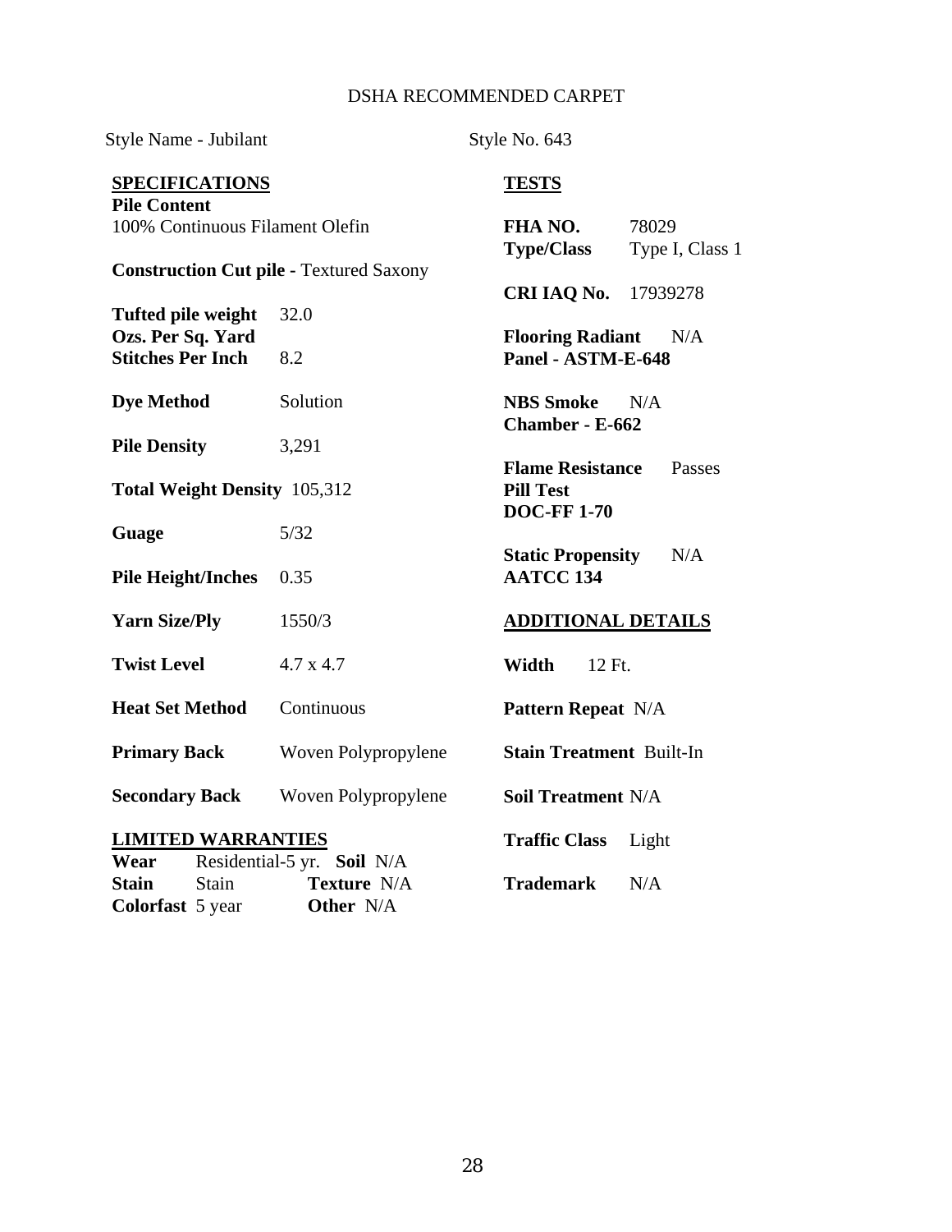# DSHA RECOMMENDED CARPET

Style Name - Jubilant

Style No. 643

## SPECIFICATIONS

**Pile Content**
100% Continuous Filament Olefin

**Construction Cut pile -** Textured Saxony

| | |
|---|---|
| **Tufted pile weight Ozs. Per Sq. Yard** | 32.0 |
| **Stitches Per Inch** | 8.2 |
| **Dye Method** | Solution |
| **Pile Density** | 3,291 |
| **Total Weight Density** | 105,312 |
| **Guage** | 5/32 |
| **Pile Height/Inches** | 0.35 |
| **Yarn Size/Ply** | 1550/3 |
| **Twist Level** | 4.7 x 4.7 |
| **Heat Set Method** | Continuous |
| **Primary Back** | Woven Polypropylene |
| **Secondary Back** | Woven Polypropylene |

## LIMITED WARRANTIES

**Wear** Residential-5 yr. **Soil** N/A
**Stain** Stain **Texture** N/A
**Colorfast** 5 year **Other** N/A

## TESTS

| | |
|---|---|
| **FHA NO.** | 78029 |
| **Type/Class** | Type I, Class 1 |
| **CRI IAQ No.** | 17939278 |
| **Flooring Radiant Panel - ASTM-E-648** | N/A |
| **NBS Smoke Chamber - E-662** | N/A |
| **Flame Resistance Pill Test DOC-FF 1-70** | Passes |
| **Static Propensity AATCC 134** | N/A |

## ADDITIONAL DETAILS

| | |
|---|---|
| **Width** | 12 Ft. |
| **Pattern Repeat** | N/A |
| **Stain Treatment** | Built-In |
| **Soil Treatment** | N/A |
| **Traffic Class** | Light |
| **Trademark** | N/A |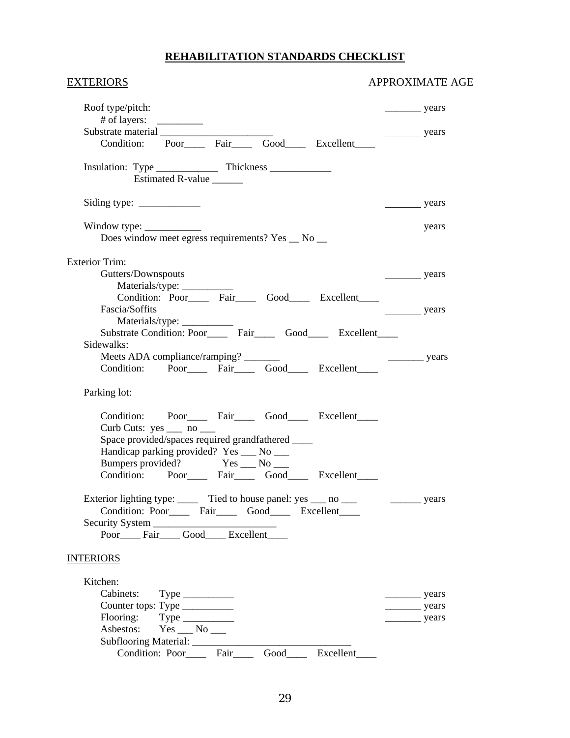# REHABILITATION STANDARDS CHECKLIST

EXTERIORS APPROXIMATE AGE

Roof type/pitch: _______ years
# of layers: _________
Substrate material ______________________ _______ years
Condition: Poor____ Fair____ Good____ Excellent____

Insulation: Type ____________ Thickness ____________
Estimated R-value ______

Siding type: ____________ _______ years

Window type: ___________ _______ years
Does window meet egress requirements? Yes __ No __

Exterior Trim:
Gutters/Downspouts _______ years
Materials/type: __________
Condition: Poor____ Fair____ Good____ Excellent____
Fascia/Soffits _______ years
Materials/type: __________
Substrate Condition: Poor____ Fair____ Good____ Excellent____
Sidewalks:
Meets ADA compliance/ramping? _______ _______ years
Condition: Poor____ Fair____ Good____ Excellent____

Parking lot:

Condition: Poor____ Fair____ Good____ Excellent____
Curb Cuts: yes ___ no ___
Space provided/spaces required grandfathered ____
Handicap parking provided? Yes ___ No ___
Bumpers provided? Yes ___ No ___
Condition: Poor____ Fair____ Good____ Excellent____

Exterior lighting type: ____ Tied to house panel: yes ___ no ___ ______ years
Condition: Poor____ Fair____ Good____ Excellent____
Security System ________________________
Poor____ Fair____ Good____ Excellent____

INTERIORS

Kitchen:
Cabinets: Type __________ _______ years
Counter tops: Type __________ _______ years
Flooring: Type __________ _______ years
Asbestos: Yes ___ No ___
Subflooring Material: _______________________________
Condition: Poor____ Fair____ Good____ Excellent____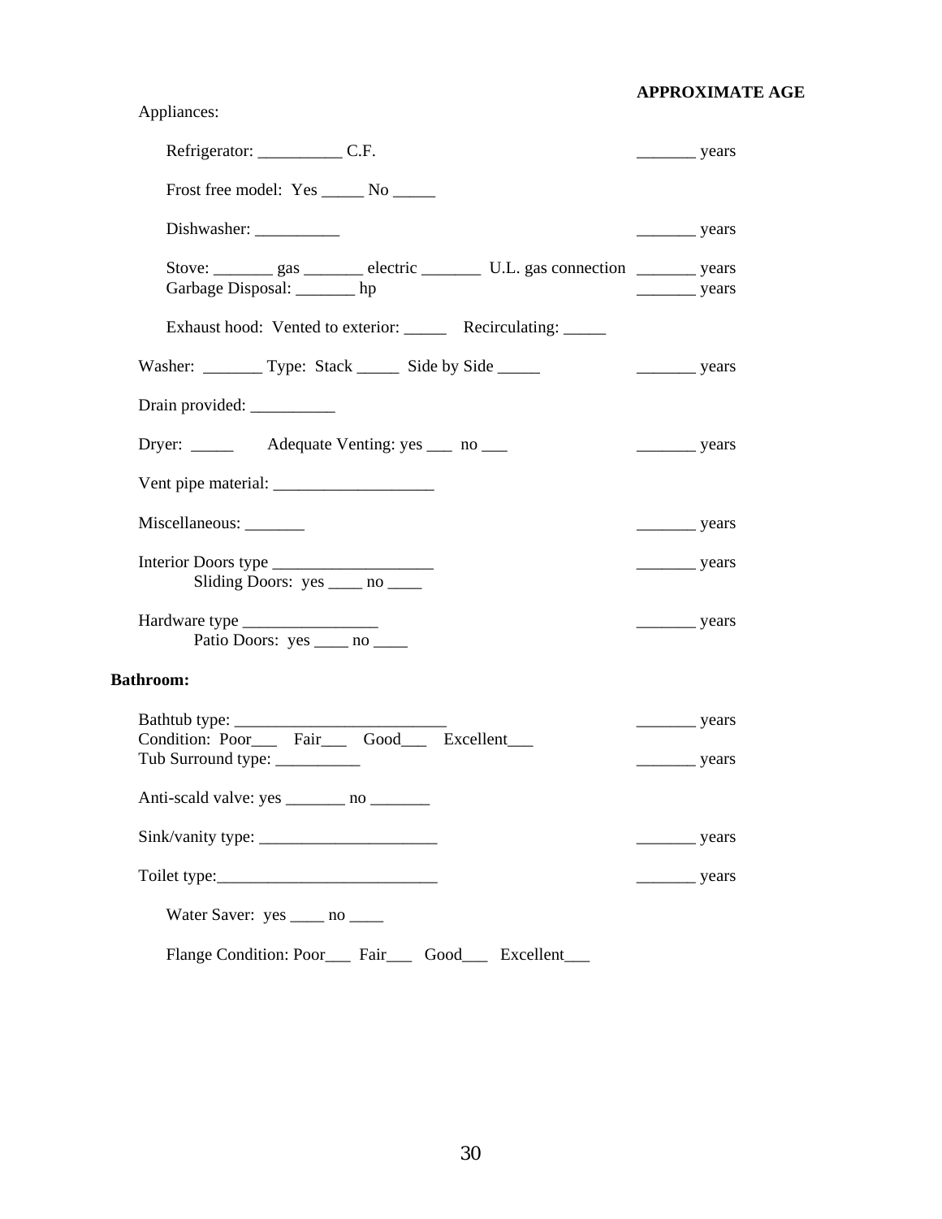**APPROXIMATE AGE**

Appliances:

Refrigerator: __________ C.F. _______ years

Frost free model: Yes _____ No _____

Dishwasher: __________ _______ years

Stove: _______ gas _______ electric _______ U.L. gas connection _______ years
Garbage Disposal: _______ hp _______ years

Exhaust hood: Vented to exterior: _____ Recirculating: _____

Washer: _______ Type: Stack _____ Side by Side _____ _______ years

Drain provided: __________

Dryer: _____ Adequate Venting: yes ___ no ___ _______ years

Vent pipe material: ___________________

Miscellaneous: _______ _______ years

Interior Doors type ___________________ _______ years
Sliding Doors: yes ____ no ____

Hardware type ________________ _______ years
Patio Doors: yes ____ no ____

**Bathroom:**

Bathtub type: _________________________ _______ years
Condition: Poor___ Fair___ Good___ Excellent___
Tub Surround type: __________ _______ years

Anti-scald valve: yes _______ no _______

Sink/vanity type: _____________________ _______ years

Toilet type:__________________________ _______ years

Water Saver: yes ____ no ____

Flange Condition: Poor___ Fair___ Good___ Excellent___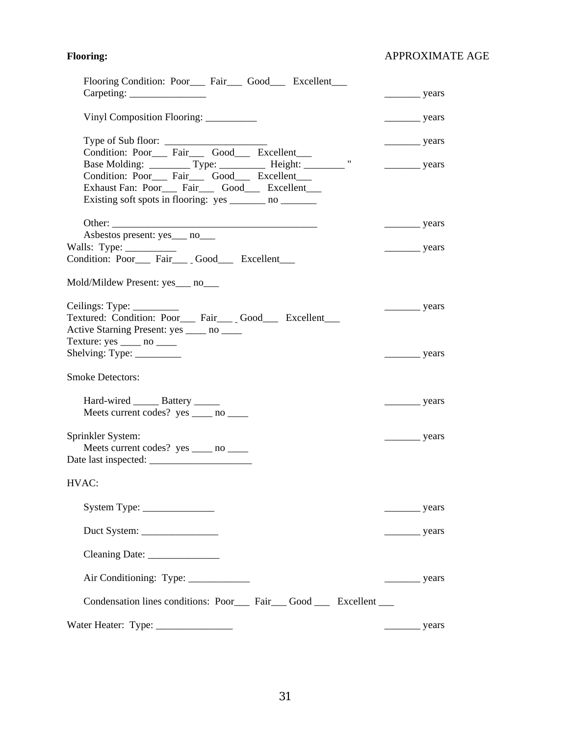**Flooring:** APPROXIMATE AGE

Flooring Condition: Poor___ Fair___ Good___ Excellent___
Carpeting: _______________ _______ years

Vinyl Composition Flooring: __________ _______ years

Type of Sub floor: ____________________ _______ years
Condition: Poor___ Fair___ Good___ Excellent___
Base Molding: ________ Type: _________ Height: ________ " _______ years
Condition: Poor___ Fair___ Good___ Excellent___
Exhaust Fan: Poor___ Fair___ Good___ Excellent___
Existing soft spots in flooring: yes _______ no _______

Other: ________________________________________ _______ years
Asbestos present: yes___ no___
Walls: Type: __________ _______ years
Condition: Poor___ Fair___ Good___ Excellent___

Mold/Mildew Present: yes___ no___

Ceilings: Type: _________ _______ years
Textured: Condition: Poor___ Fair___ Good___ Excellent___
Active Starning Present: yes ____ no ____
Texture: yes ____ no ____
Shelving: Type: _________ _______ years

Smoke Detectors:

Hard-wired _____ Battery _____ _______ years
Meets current codes? yes ____ no ____

Sprinkler System: _______ years
Meets current codes? yes ____ no ____
Date last inspected: ____________________

HVAC:

System Type: ______________ _______ years

Duct System: _______________ _______ years

Cleaning Date: ______________

Air Conditioning: Type: ____________ _______ years

Condensation lines conditions: Poor___ Fair___ Good ___ Excellent ___

Water Heater: Type: _______________ _______ years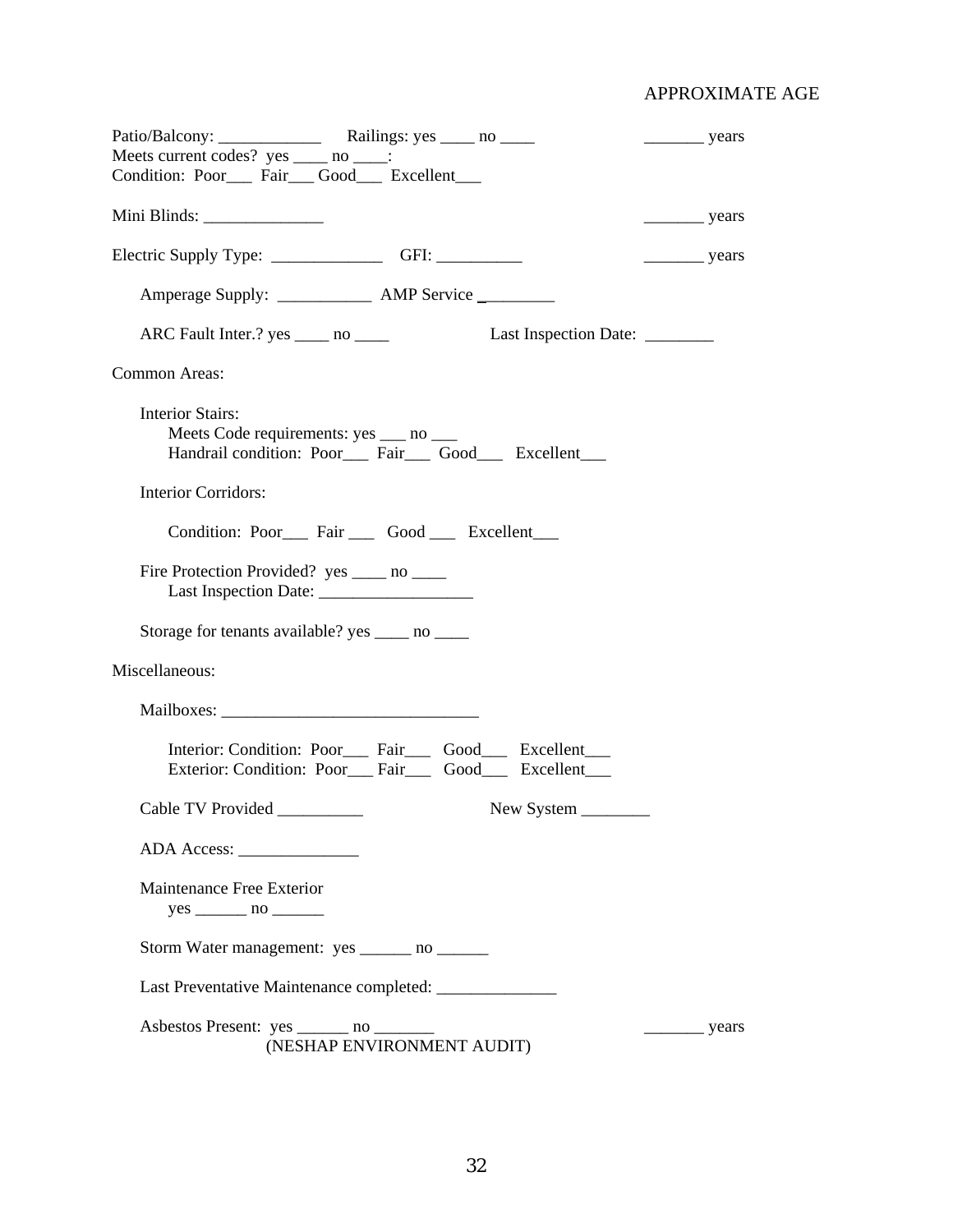APPROXIMATE AGE

Patio/Balcony: ____________ Railings: yes ____ no ____ _______ years
Meets current codes? yes ____ no ____:
Condition: Poor___ Fair___ Good___ Excellent___

Mini Blinds: ______________ _______ years

Electric Supply Type: _____________ GFI: __________ _______ years

Amperage Supply: ___________ AMP Service _________

ARC Fault Inter.? yes ____ no ____ Last Inspection Date: ________

Common Areas:

Interior Stairs:
Meets Code requirements: yes ___ no ___
Handrail condition: Poor___ Fair___ Good___ Excellent___

Interior Corridors:

Condition: Poor___ Fair ___ Good ___ Excellent___

Fire Protection Provided? yes ____ no ____
Last Inspection Date: __________________

Storage for tenants available? yes ____ no ____

Miscellaneous:

Mailboxes: ______________________________

Interior: Condition: Poor___ Fair___ Good___ Excellent___
Exterior: Condition: Poor___ Fair___ Good___ Excellent___

Cable TV Provided __________ New System ________

ADA Access: ______________

Maintenance Free Exterior
yes ______ no ______

Storm Water management: yes ______ no ______

Last Preventative Maintenance completed: ______________

Asbestos Present: yes ______ no _______ _______ years
(NESHAP ENVIRONMENT AUDIT)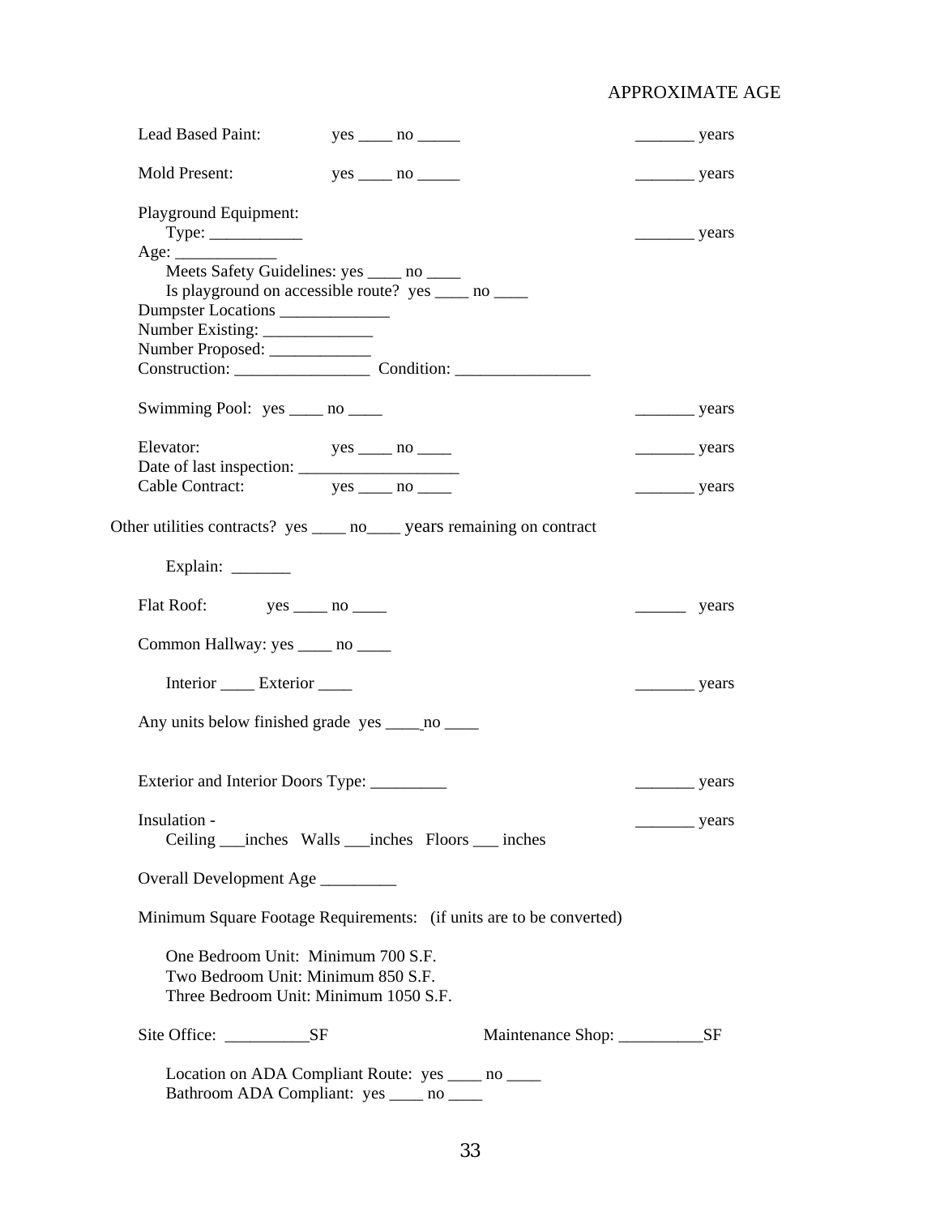APPROXIMATE AGE

Lead Based Paint: yes ____ no _____ _______ years

Mold Present: yes ____ no _____ _______ years

Playground Equipment:
Type: ___________ _______ years
Age: ____________
Meets Safety Guidelines: yes ____ no ____
Is playground on accessible route? yes ____ no ____
Dumpster Locations _____________
Number Existing: _____________
Number Proposed: ____________
Construction: ________________ Condition: ________________

Swimming Pool: yes ____ no ____ _______ years

Elevator: yes ____ no ____ _______ years
Date of last inspection: ___________________
Cable Contract: yes ____ no ____ _______ years

Other utilities contracts? yes ____ no____ years remaining on contract

Explain: _______

Flat Roof: yes ____ no ____ ______ years

Common Hallway: yes ____ no ____

Interior ____ Exterior ____ _______ years

Any units below finished grade yes ____no ____

Exterior and Interior Doors Type: _________ _______ years

Insulation - _______ years
Ceiling ___inches Walls ___inches Floors ___ inches

Overall Development Age _________

Minimum Square Footage Requirements: (if units are to be converted)

One Bedroom Unit: Minimum 700 S.F.
Two Bedroom Unit: Minimum 850 S.F.
Three Bedroom Unit: Minimum 1050 S.F.

Site Office: __________SF Maintenance Shop: __________SF

Location on ADA Compliant Route: yes ____ no ____
Bathroom ADA Compliant: yes ____ no ____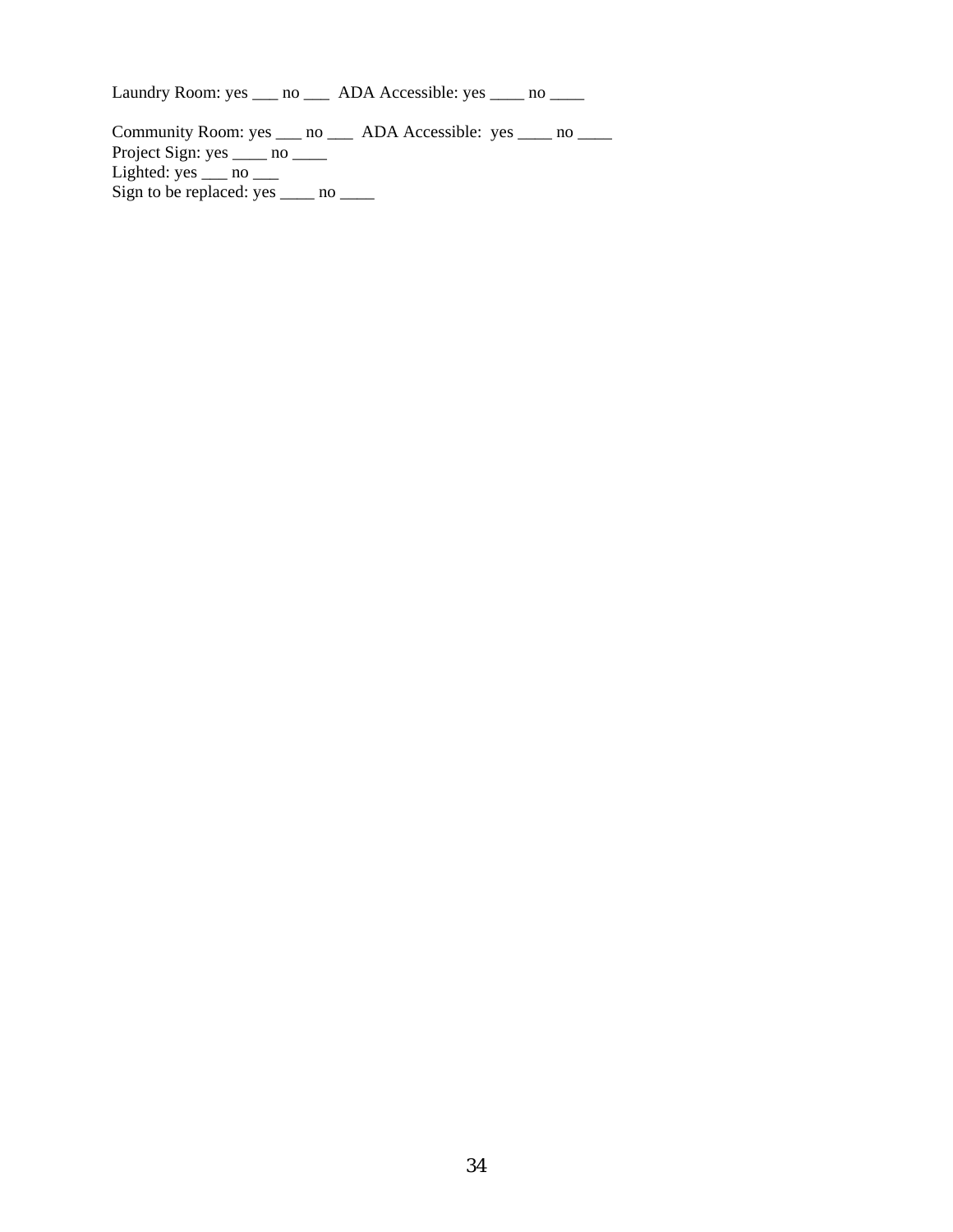Laundry Room: yes ___ no ___  ADA Accessible: yes ____ no ____

Community Room: yes ___ no ___  ADA Accessible:  yes ____ no ____
Project Sign: yes ____ no ____
Lighted: yes ___ no ___
Sign to be replaced: yes ____ no ____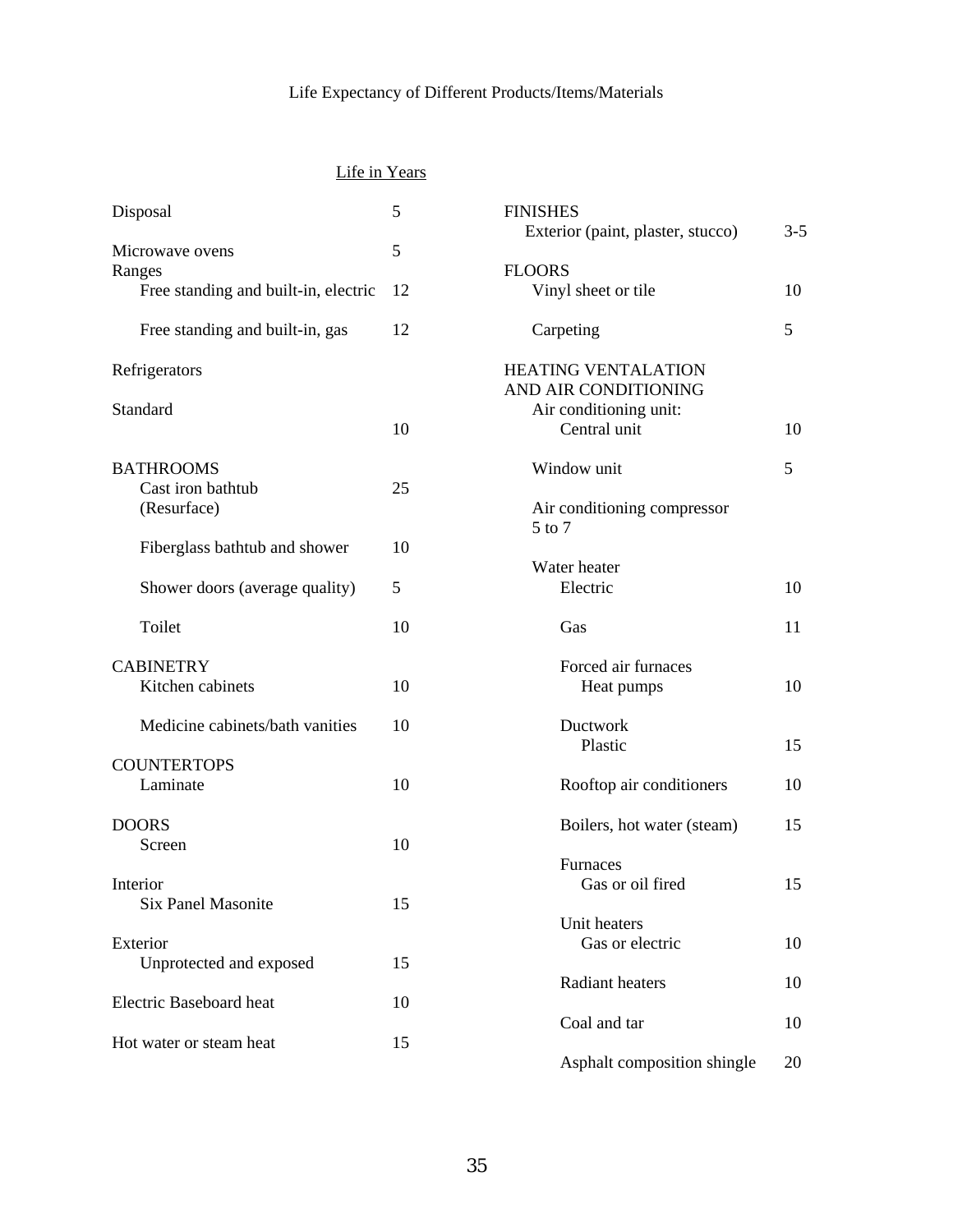# Life Expectancy of Different Products/Items/Materials

| | Life in Years |
|---|---|
| Disposal | 5 |
| Microwave ovens | 5 |
| Ranges | |
| Free standing and built-in, electric | 12 |
| Free standing and built-in, gas | 12 |
| Refrigerators | |
| Standard | 10 |
| **BATHROOMS** | |
| Cast iron bathtub (Resurface) | 25 |
| Fiberglass bathtub and shower | 10 |
| Shower doors (average quality) | 5 |
| Toilet | 10 |
| **CABINETRY** | |
| Kitchen cabinets | 10 |
| Medicine cabinets/bath vanities | 10 |
| **COUNTERTOPS** | |
| Laminate | 10 |
| **DOORS** | |
| Screen | 10 |
| Interior | |
| Six Panel Masonite | 15 |
| Exterior | |
| Unprotected and exposed | 15 |
| Electric Baseboard heat | 10 |
| Hot water or steam heat | 15 |
| **FINISHES** | |
| Exterior (paint, plaster, stucco) | 3-5 |
| **FLOORS** | |
| Vinyl sheet or tile | 10 |
| Carpeting | 5 |
| **HEATING VENTALATION AND AIR CONDITIONING** | |
| Air conditioning unit: | |
| Central unit | 10 |
| Window unit | 5 |
| Air conditioning compressor | 5 to 7 |
| Water heater | |
| Electric | 10 |
| Gas | 11 |
| Forced air furnaces | |
| Heat pumps | 10 |
| Ductwork | |
| Plastic | 15 |
| Rooftop air conditioners | 10 |
| Boilers, hot water (steam) | 15 |
| Furnaces | |
| Gas or oil fired | 15 |
| Unit heaters | |
| Gas or electric | 10 |
| Radiant heaters | 10 |
| Coal and tar | 10 |
| Asphalt composition shingle | 20 |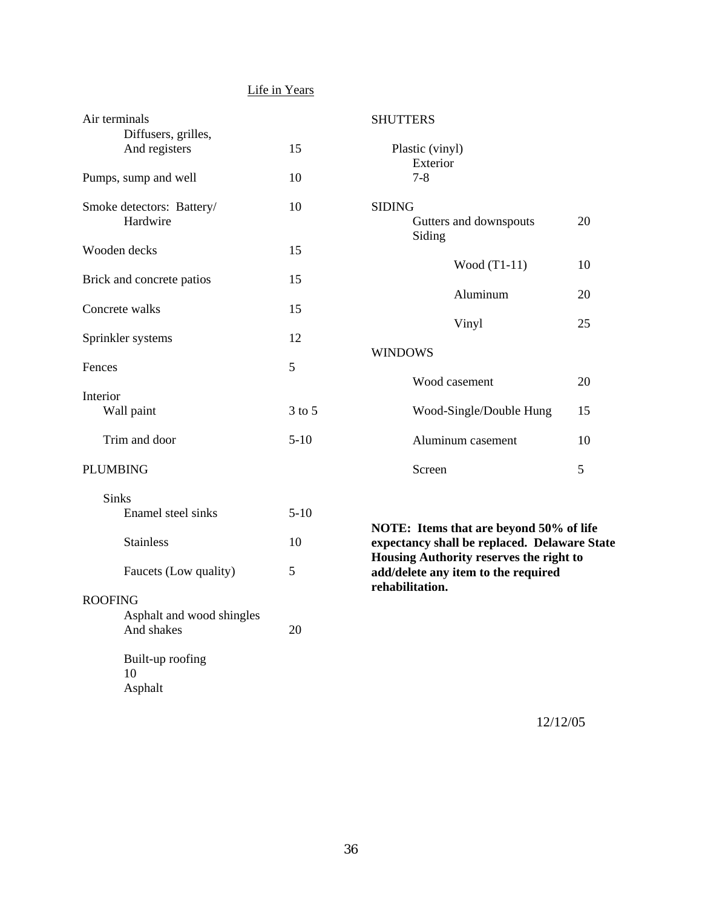Life in Years

| | |
|---|---|
| Air terminals | |
| Diffusers, grilles, And registers | 15 |
| Pumps, sump and well | 10 |
| Smoke detectors: Battery/ Hardwire | 10 |
| Wooden decks | 15 |
| Brick and concrete patios | 15 |
| Concrete walks | 15 |
| Sprinkler systems | 12 |
| Fences | 5 |
| Interior | |
| Wall paint | 3 to 5 |
| Trim and door | 5-10 |
| PLUMBING | |
| Sinks | |
| Enamel steel sinks | 5-10 |
| Stainless | 10 |
| Faucets (Low quality) | 5 |
| ROOFING | |
| Asphalt and wood shingles And shakes | 20 |
| Built-up roofing Asphalt | 10 |

| | |
|---|---|
| SHUTTERS | |
| Plastic (vinyl) Exterior | 7-8 |
| SIDING | |
| Gutters and downspouts | 20 |
| Siding | |
| Wood (T1-11) | 10 |
| Aluminum | 20 |
| Vinyl | 25 |
| WINDOWS | |
| Wood casement | 20 |
| Wood-Single/Double Hung | 15 |
| Aluminum casement | 10 |
| Screen | 5 |

**NOTE: Items that are beyond 50% of life expectancy shall be replaced. Delaware State Housing Authority reserves the right to add/delete any item to the required rehabilitation.**

12/12/05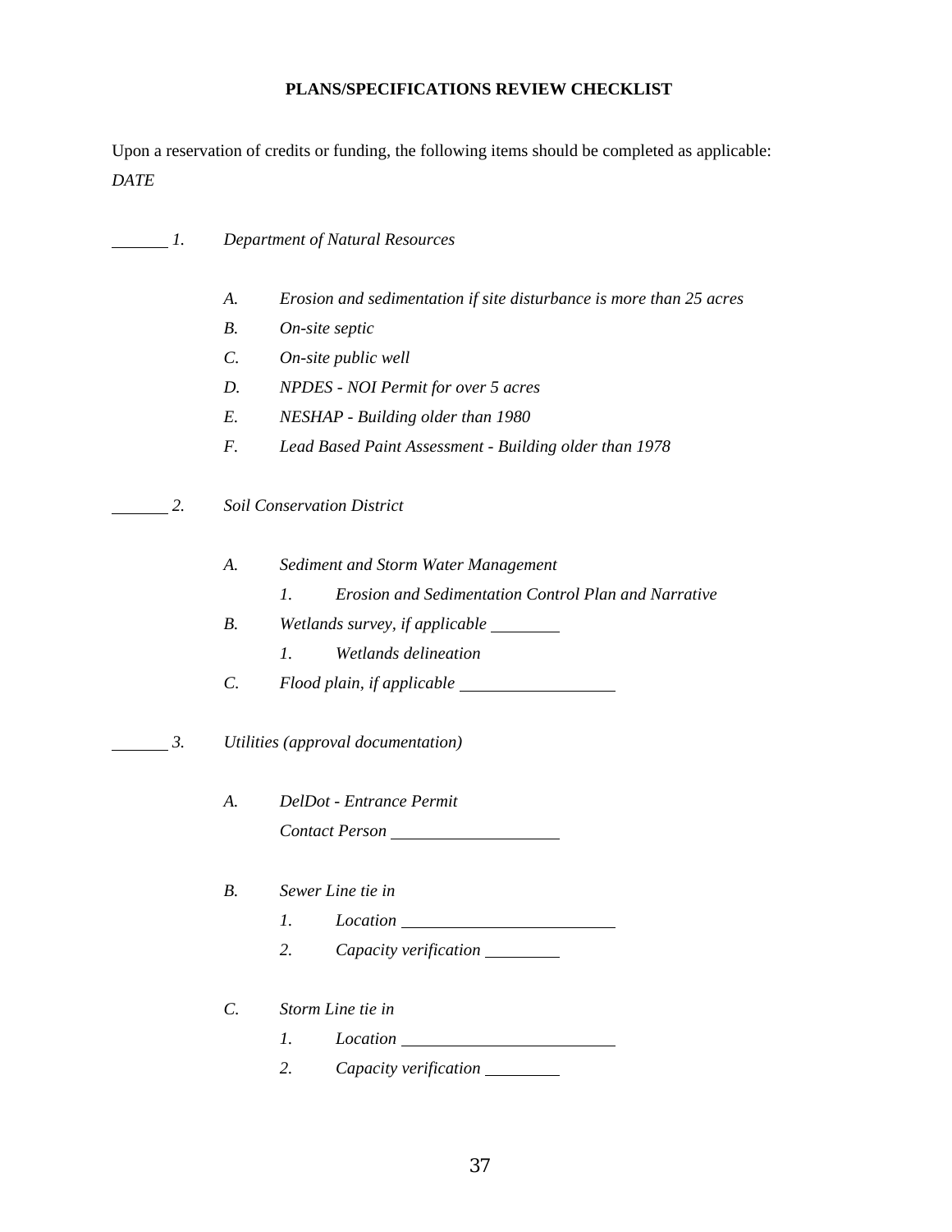**PLANS/SPECIFICATIONS REVIEW CHECKLIST**

Upon a reservation of credits or funding, the following items should be completed as applicable:

*DATE*

\_\_\_\_\_\_ *1.* *Department of Natural Resources*

- *A.* *Erosion and sedimentation if site disturbance is more than 25 acres*
- *B.* *On-site septic*
- *C.* *On-site public well*
- *D.* *NPDES - NOI Permit for over 5 acres*
- *E.* *NESHAP - Building older than 1980*
- *F.* *Lead Based Paint Assessment - Building older than 1978*

\_\_\_\_\_\_ *2.* *Soil Conservation District*

- *A.* *Sediment and Storm Water Management*
  - *1.* *Erosion and Sedimentation Control Plan and Narrative*
- *B.* *Wetlands survey, if applicable* \_\_\_\_\_\_\_\_
  - *1.* *Wetlands delineation*
- *C.* *Flood plain, if applicable* \_\_\_\_\_\_\_\_\_\_\_\_\_\_\_\_\_\_

\_\_\_\_\_\_ *3.* *Utilities (approval documentation)*

- *A.* *DelDot - Entrance Permit*

  *Contact Person* \_\_\_\_\_\_\_\_\_\_\_\_\_\_\_\_\_\_\_\_

- *B.* *Sewer Line tie in*
  - *1.* *Location* \_\_\_\_\_\_\_\_\_\_\_\_\_\_\_\_\_\_\_\_\_\_\_\_\_
  - *2.* *Capacity verification* \_\_\_\_\_\_\_\_\_

- *C.* *Storm Line tie in*
  - *1.* *Location* \_\_\_\_\_\_\_\_\_\_\_\_\_\_\_\_\_\_\_\_\_\_\_\_\_
  - *2.* *Capacity verification* \_\_\_\_\_\_\_\_\_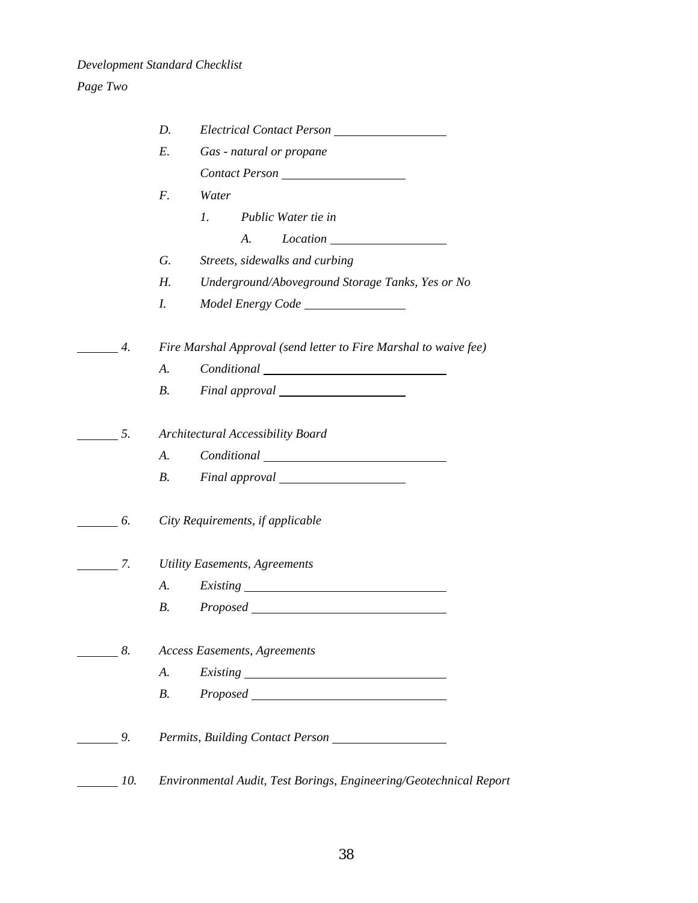*Development Standard Checklist*

*Page Two*

- *D. Electrical Contact Person* ____________
- *E. Gas - natural or propane*
  - *Contact Person* ____________
- *F. Water*
  - *1. Public Water tie in*
    - *A. Location* ____________
- *G. Streets, sidewalks and curbing*
- *H. Underground/Aboveground Storage Tanks, Yes or No*
- *I. Model Energy Code* ____________

______ *4. Fire Marshal Approval (send letter to Fire Marshal to waive fee)*

- *A. Conditional* ____________
- *B. Final approval* ____________

______ *5. Architectural Accessibility Board*

- *A. Conditional* ____________
- *B. Final approval* ____________

______ *6. City Requirements, if applicable*

______ *7. Utility Easements, Agreements*

- *A. Existing* ____________
- *B. Proposed* ____________

______ *8. Access Easements, Agreements*

- *A. Existing* ____________
- *B. Proposed* ____________

______ *9. Permits, Building Contact Person* ____________

______ *10. Environmental Audit, Test Borings, Engineering/Geotechnical Report*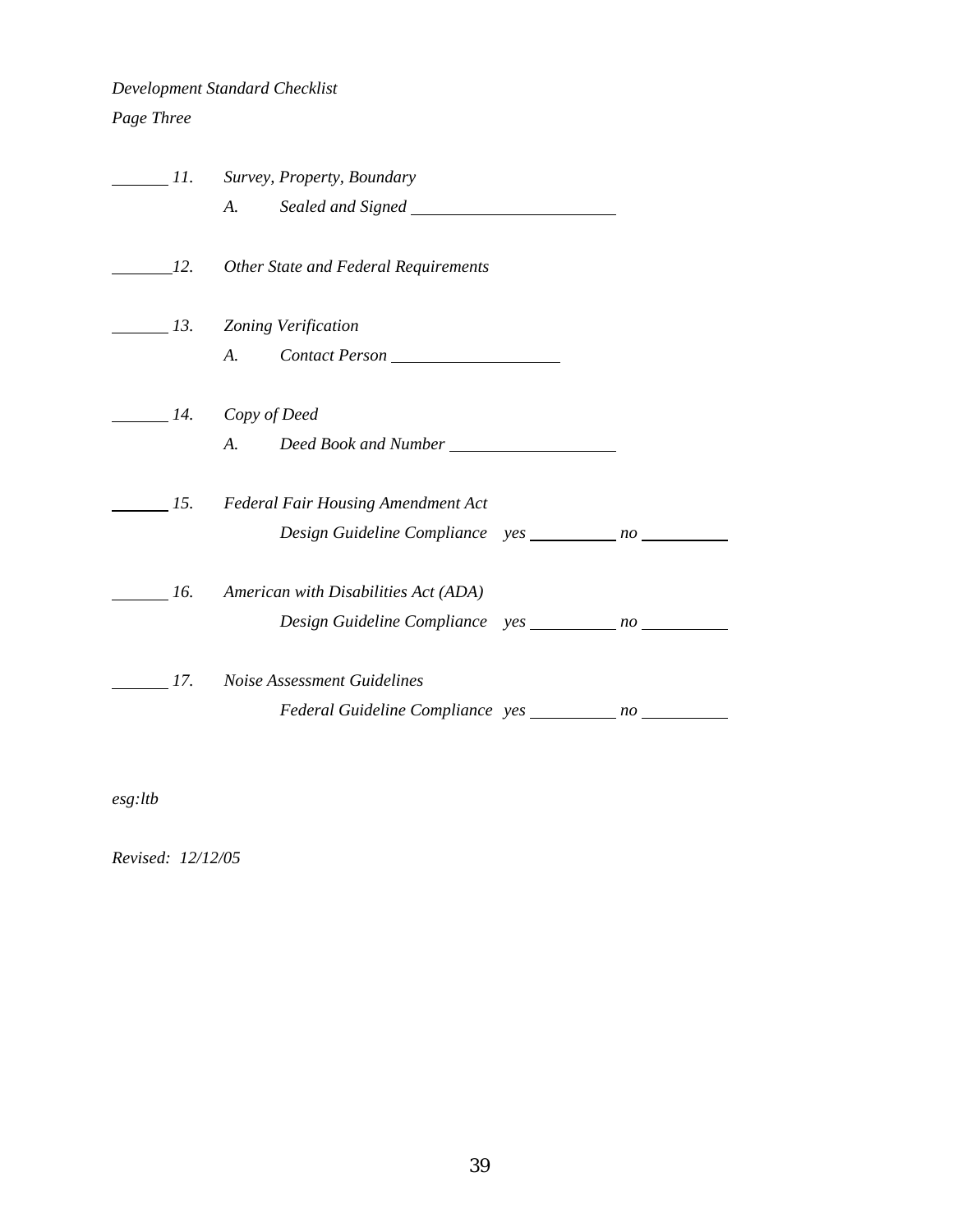*Development Standard Checklist*

*Page Three*

\_\_\_\_\_\_ *11.* *Survey, Property, Boundary*

*A.* *Sealed and Signed* \_\_\_\_\_\_\_\_\_\_\_\_\_\_\_\_\_\_\_\_

\_\_\_\_\_\_ *12.* *Other State and Federal Requirements*

\_\_\_\_\_\_ *13.* *Zoning Verification*

*A.* *Contact Person* \_\_\_\_\_\_\_\_\_\_\_\_\_\_\_\_\_\_

\_\_\_\_\_\_ *14.* *Copy of Deed*

*A.* *Deed Book and Number* \_\_\_\_\_\_\_\_\_\_\_\_\_\_\_\_\_\_

\_\_\_\_\_\_ *15.* *Federal Fair Housing Amendment Act*

*Design Guideline Compliance yes* \_\_\_\_\_\_\_\_\_\_ *no* \_\_\_\_\_\_\_\_\_\_

\_\_\_\_\_\_ *16.* *American with Disabilities Act (ADA)*

*Design Guideline Compliance yes* \_\_\_\_\_\_\_\_\_\_ *no* \_\_\_\_\_\_\_\_\_\_

\_\_\_\_\_\_ *17.* *Noise Assessment Guidelines*

*Federal Guideline Compliance yes* \_\_\_\_\_\_\_\_\_\_ *no* \_\_\_\_\_\_\_\_\_\_

*esg:ltb*

*Revised: 12/12/05*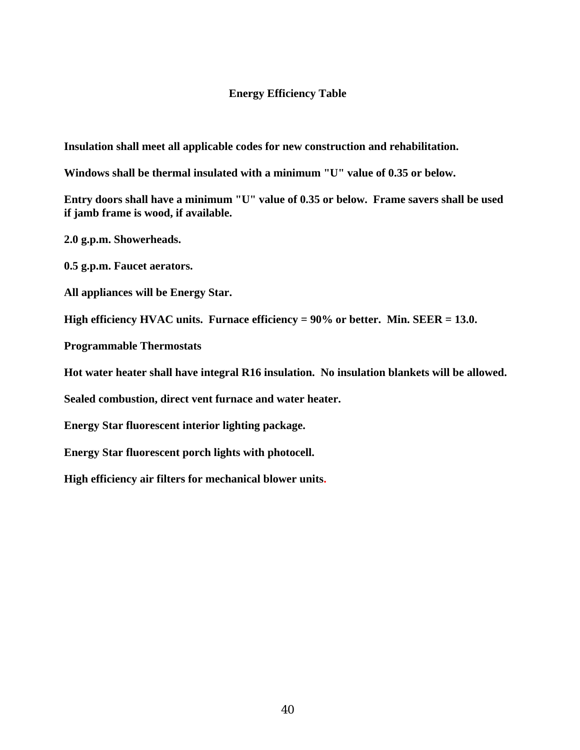## Energy Efficiency Table

**Insulation shall meet all applicable codes for new construction and rehabilitation.**

**Windows shall be thermal insulated with a minimum "U" value of 0.35 or below.**

**Entry doors shall have a minimum "U" value of 0.35 or below. Frame savers shall be used if jamb frame is wood, if available.**

**2.0 g.p.m. Showerheads.**

**0.5 g.p.m. Faucet aerators.**

**All appliances will be Energy Star.**

**High efficiency HVAC units. Furnace efficiency = 90% or better. Min. SEER = 13.0.**

**Programmable Thermostats**

**Hot water heater shall have integral R16 insulation. No insulation blankets will be allowed.**

**Sealed combustion, direct vent furnace and water heater.**

**Energy Star fluorescent interior lighting package.**

**Energy Star fluorescent porch lights with photocell.**

**High efficiency air filters for mechanical blower units.**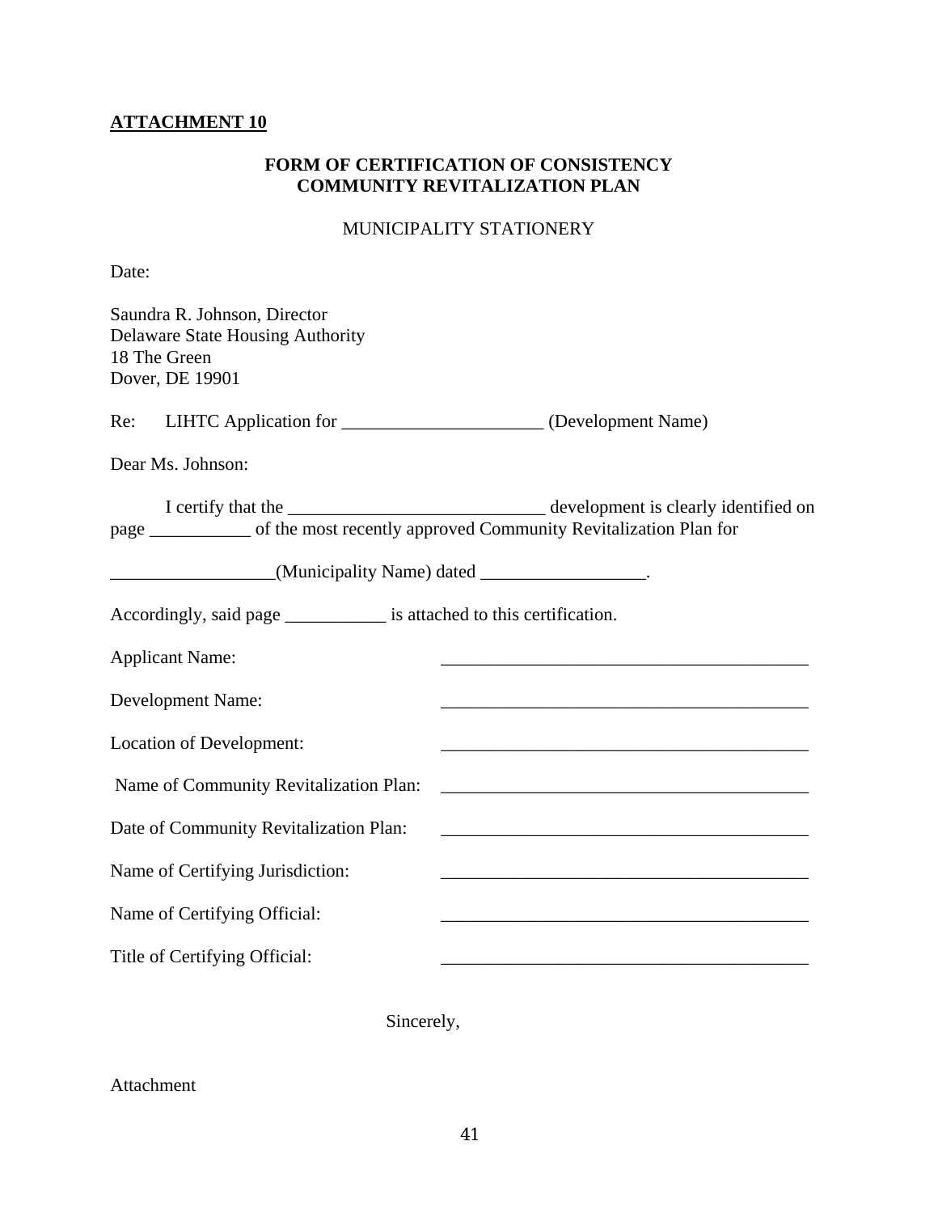**ATTACHMENT 10**

**FORM OF CERTIFICATION OF CONSISTENCY**
**COMMUNITY REVITALIZATION PLAN**

MUNICIPALITY STATIONERY

Date:

Saundra R. Johnson, Director
Delaware State Housing Authority
18 The Green
Dover, DE 19901

Re: LHTC Application for ______________________ (Development Name)

Dear Ms. Johnson:

I certify that the ____________________________ development is clearly identified on page ___________ of the most recently approved Community Revitalization Plan for

__________________(Municipality Name) dated __________________.

Accordingly, said page ___________ is attached to this certification.

| | |
|---|---|
| Applicant Name: | _________________________________________ |
| Development Name: | _________________________________________ |
| Location of Development: | _________________________________________ |
| Name of Community Revitalization Plan: | _________________________________________ |
| Date of Community Revitalization Plan: | _________________________________________ |
| Name of Certifying Jurisdiction: | _________________________________________ |
| Name of Certifying Official: | _________________________________________ |
| Title of Certifying Official: | _________________________________________ |

Sincerely,

Attachment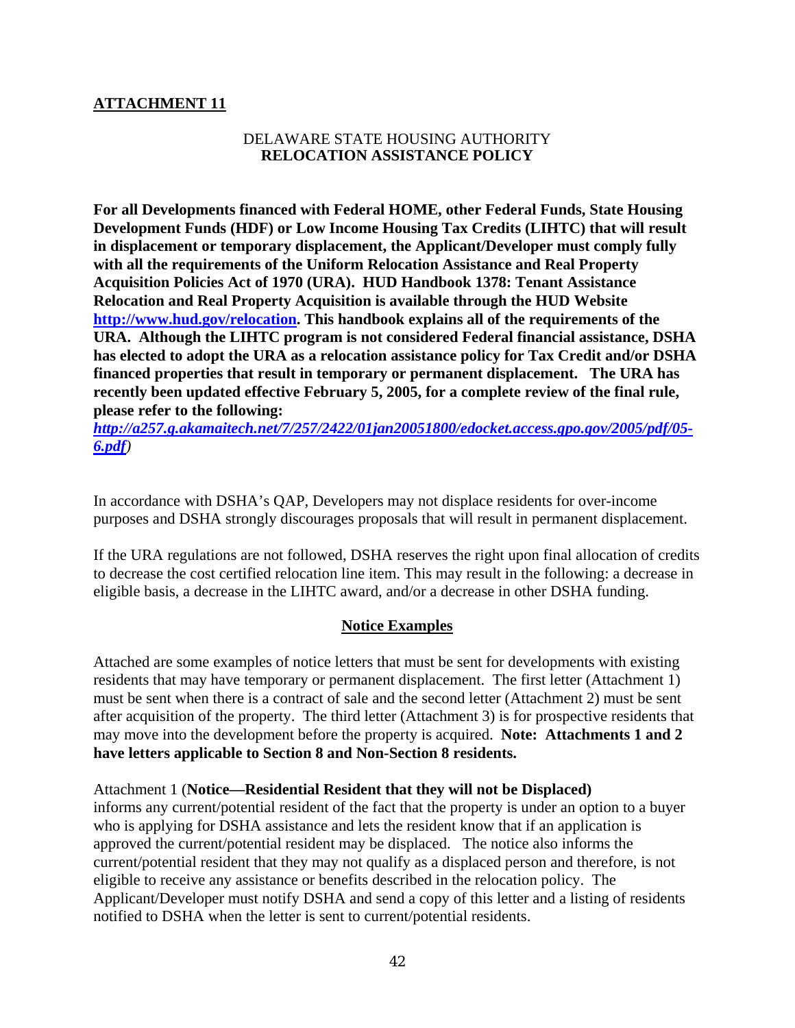**ATTACHMENT 11**

DELAWARE STATE HOUSING AUTHORITY
**RELOCATION ASSISTANCE POLICY**

**For all Developments financed with Federal HOME, other Federal Funds, State Housing Development Funds (HDF) or Low Income Housing Tax Credits (LIHTC) that will result in displacement or temporary displacement, the Applicant/Developer must comply fully with all the requirements of the Uniform Relocation Assistance and Real Property Acquisition Policies Act of 1970 (URA). HUD Handbook 1378: Tenant Assistance Relocation and Real Property Acquisition is available through the HUD Website [http://www.hud.gov/relocation](http://www.hud.gov/relocation). This handbook explains all of the requirements of the URA. Although the LIHTC program is not considered Federal financial assistance, DSHA has elected to adopt the URA as a relocation assistance policy for Tax Credit and/or DSHA financed properties that result in temporary or permanent displacement. The URA has recently been updated effective February 5, 2005, for a complete review of the final rule, please refer to the following:**
***[http://a257.g.akamaitech.net/7/257/2422/01jan20051800/edocket.access.gpo.gov/2005/pdf/05-6.pdf](http://a257.g.akamaitech.net/7/257/2422/01jan20051800/edocket.access.gpo.gov/2005/pdf/05-6.pdf))***

In accordance with DSHA's QAP, Developers may not displace residents for over-income purposes and DSHA strongly discourages proposals that will result in permanent displacement.

If the URA regulations are not followed, DSHA reserves the right upon final allocation of credits to decrease the cost certified relocation line item. This may result in the following: a decrease in eligible basis, a decrease in the LIHTC award, and/or a decrease in other DSHA funding.

## Notice Examples

Attached are some examples of notice letters that must be sent for developments with existing residents that may have temporary or permanent displacement. The first letter (Attachment 1) must be sent when there is a contract of sale and the second letter (Attachment 2) must be sent after acquisition of the property. The third letter (Attachment 3) is for prospective residents that may move into the development before the property is acquired. **Note: Attachments 1 and 2 have letters applicable to Section 8 and Non-Section 8 residents.**

Attachment 1 (**Notice—Residential Resident that they will not be Displaced)** informs any current/potential resident of the fact that the property is under an option to a buyer who is applying for DSHA assistance and lets the resident know that if an application is approved the current/potential resident may be displaced. The notice also informs the current/potential resident that they may not qualify as a displaced person and therefore, is not eligible to receive any assistance or benefits described in the relocation policy. The Applicant/Developer must notify DSHA and send a copy of this letter and a listing of residents notified to DSHA when the letter is sent to current/potential residents.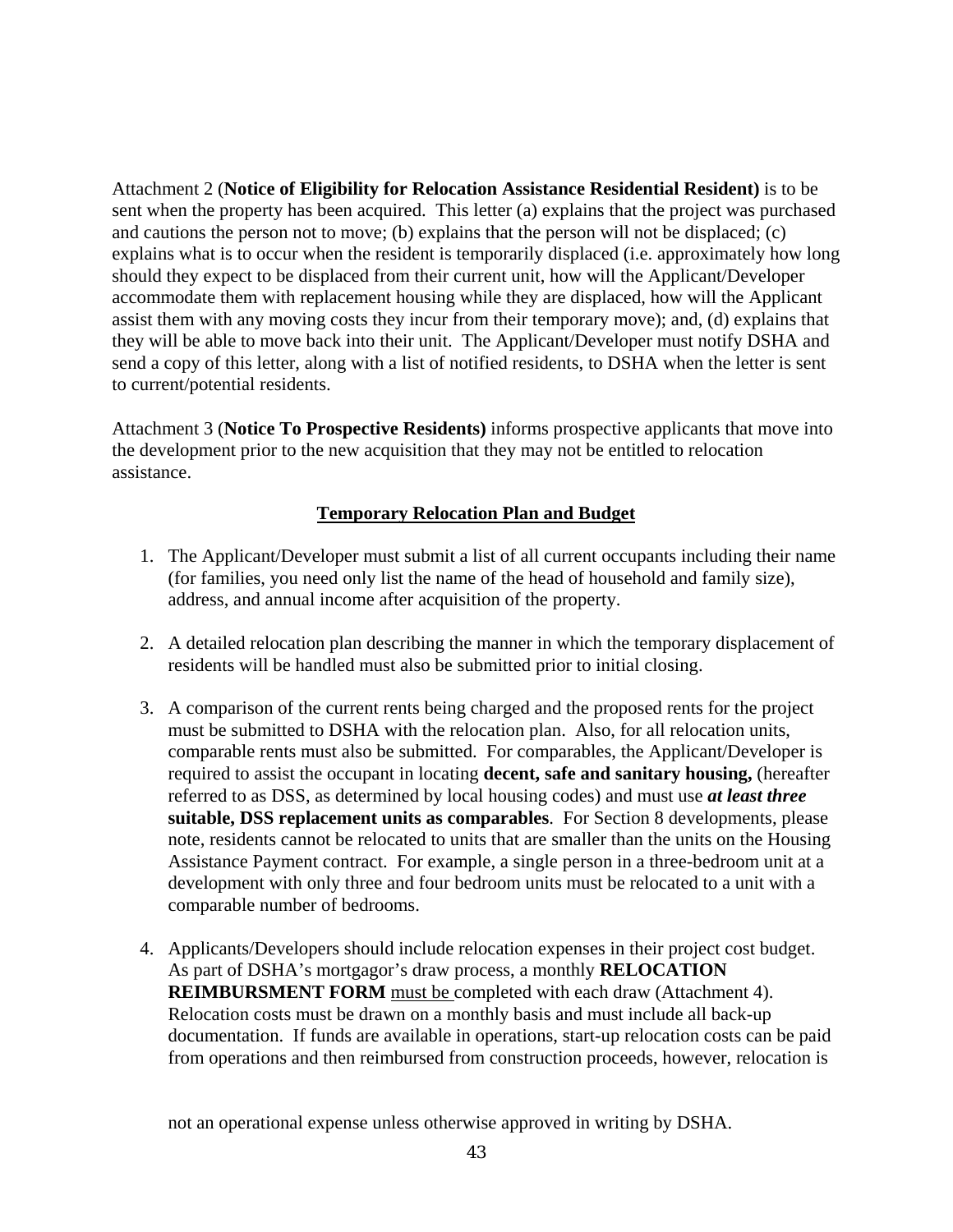Attachment 2 (**Notice of Eligibility for Relocation Assistance Residential Resident)** is to be sent when the property has been acquired. This letter (a) explains that the project was purchased and cautions the person not to move; (b) explains that the person will not be displaced; (c) explains what is to occur when the resident is temporarily displaced (i.e. approximately how long should they expect to be displaced from their current unit, how will the Applicant/Developer accommodate them with replacement housing while they are displaced, how will the Applicant assist them with any moving costs they incur from their temporary move); and, (d) explains that they will be able to move back into their unit. The Applicant/Developer must notify DSHA and send a copy of this letter, along with a list of notified residents, to DSHA when the letter is sent to current/potential residents.

Attachment 3 (**Notice To Prospective Residents)** informs prospective applicants that move into the development prior to the new acquisition that they may not be entitled to relocation assistance.

## Temporary Relocation Plan and Budget

1. The Applicant/Developer must submit a list of all current occupants including their name (for families, you need only list the name of the head of household and family size), address, and annual income after acquisition of the property.

2. A detailed relocation plan describing the manner in which the temporary displacement of residents will be handled must also be submitted prior to initial closing.

3. A comparison of the current rents being charged and the proposed rents for the project must be submitted to DSHA with the relocation plan. Also, for all relocation units, comparable rents must also be submitted. For comparables, the Applicant/Developer is required to assist the occupant in locating **decent, safe and sanitary housing,** (hereafter referred to as DSS, as determined by local housing codes) and must use ***at least three*** **suitable, DSS replacement units as comparables**. For Section 8 developments, please note, residents cannot be relocated to units that are smaller than the units on the Housing Assistance Payment contract. For example, a single person in a three-bedroom unit at a development with only three and four bedroom units must be relocated to a unit with a comparable number of bedrooms.

4. Applicants/Developers should include relocation expenses in their project cost budget. As part of DSHA's mortgagor's draw process, a monthly **RELOCATION REIMBURSMENT FORM** <u>must be</u> completed with each draw (Attachment 4). Relocation costs must be drawn on a monthly basis and must include all back-up documentation. If funds are available in operations, start-up relocation costs can be paid from operations and then reimbursed from construction proceeds, however, relocation is not an operational expense unless otherwise approved in writing by DSHA.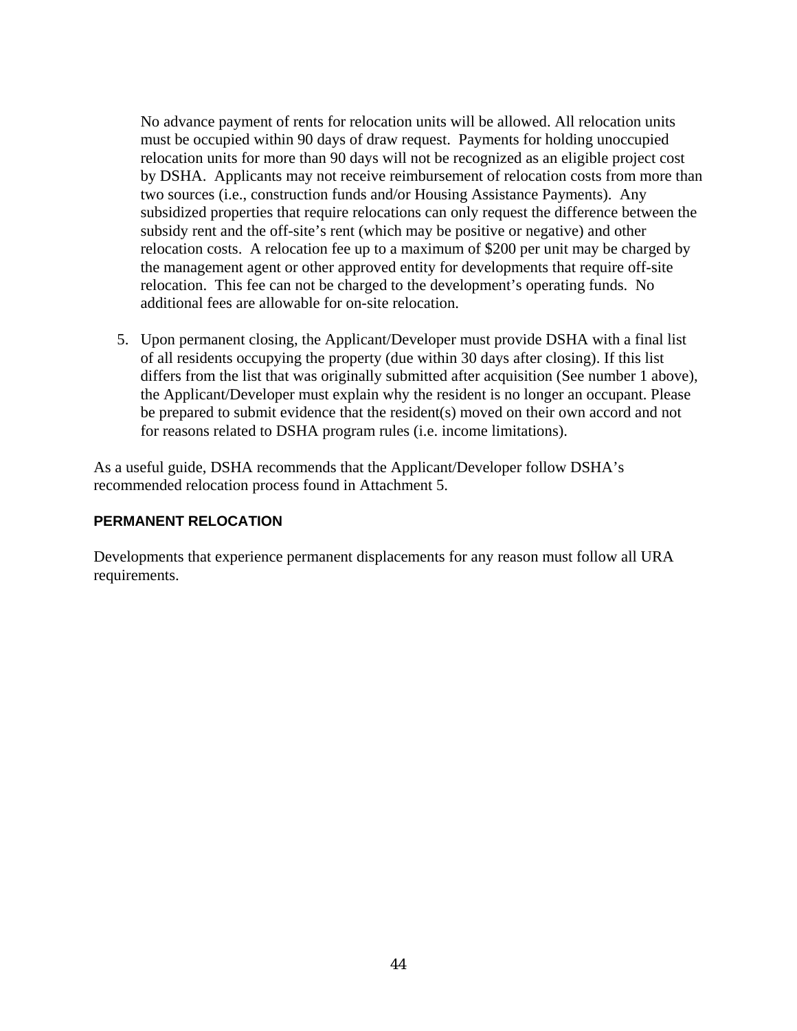No advance payment of rents for relocation units will be allowed. All relocation units must be occupied within 90 days of draw request. Payments for holding unoccupied relocation units for more than 90 days will not be recognized as an eligible project cost by DSHA. Applicants may not receive reimbursement of relocation costs from more than two sources (i.e., construction funds and/or Housing Assistance Payments). Any subsidized properties that require relocations can only request the difference between the subsidy rent and the off-site's rent (which may be positive or negative) and other relocation costs. A relocation fee up to a maximum of $200 per unit may be charged by the management agent or other approved entity for developments that require off-site relocation. This fee can not be charged to the development's operating funds. No additional fees are allowable for on-site relocation.

5. Upon permanent closing, the Applicant/Developer must provide DSHA with a final list of all residents occupying the property (due within 30 days after closing). If this list differs from the list that was originally submitted after acquisition (See number 1 above), the Applicant/Developer must explain why the resident is no longer an occupant. Please be prepared to submit evidence that the resident(s) moved on their own accord and not for reasons related to DSHA program rules (i.e. income limitations).

As a useful guide, DSHA recommends that the Applicant/Developer follow DSHA's recommended relocation process found in Attachment 5.

### PERMANENT RELOCATION

Developments that experience permanent displacements for any reason must follow all URA requirements.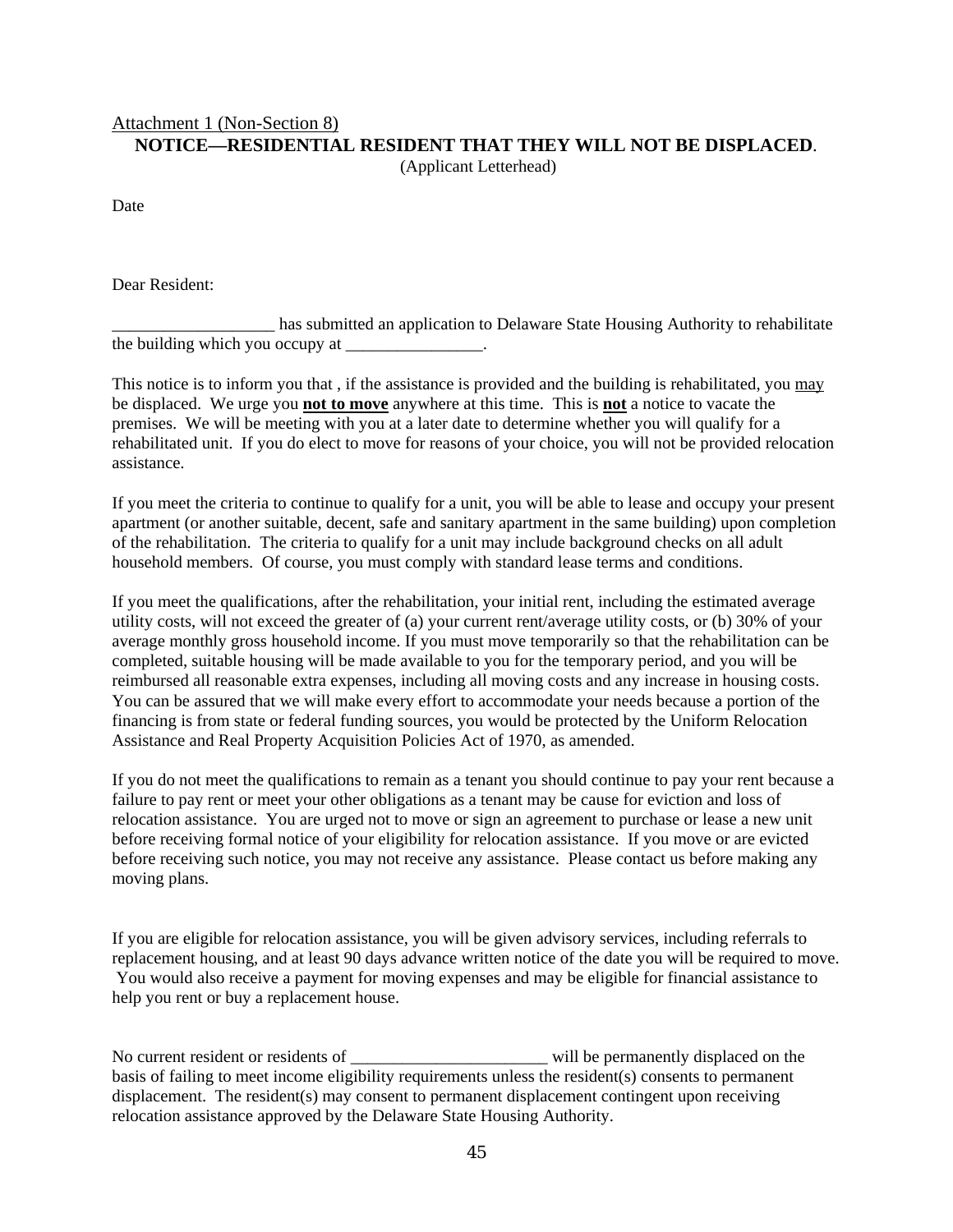Attachment 1 (Non-Section 8)

**NOTICE—RESIDENTIAL RESIDENT THAT THEY WILL NOT BE DISPLACED**.

(Applicant Letterhead)

Date

Dear Resident:

___________________ has submitted an application to Delaware State Housing Authority to rehabilitate the building which you occupy at ________________.

This notice is to inform you that , if the assistance is provided and the building is rehabilitated, you may be displaced. We urge you **not to move** anywhere at this time. This is **not** a notice to vacate the premises. We will be meeting with you at a later date to determine whether you will qualify for a rehabilitated unit. If you do elect to move for reasons of your choice, you will not be provided relocation assistance.

If you meet the criteria to continue to qualify for a unit, you will be able to lease and occupy your present apartment (or another suitable, decent, safe and sanitary apartment in the same building) upon completion of the rehabilitation. The criteria to qualify for a unit may include background checks on all adult household members. Of course, you must comply with standard lease terms and conditions.

If you meet the qualifications, after the rehabilitation, your initial rent, including the estimated average utility costs, will not exceed the greater of (a) your current rent/average utility costs, or (b) 30% of your average monthly gross household income. If you must move temporarily so that the rehabilitation can be completed, suitable housing will be made available to you for the temporary period, and you will be reimbursed all reasonable extra expenses, including all moving costs and any increase in housing costs. You can be assured that we will make every effort to accommodate your needs because a portion of the financing is from state or federal funding sources, you would be protected by the Uniform Relocation Assistance and Real Property Acquisition Policies Act of 1970, as amended.

If you do not meet the qualifications to remain as a tenant you should continue to pay your rent because a failure to pay rent or meet your other obligations as a tenant may be cause for eviction and loss of relocation assistance. You are urged not to move or sign an agreement to purchase or lease a new unit before receiving formal notice of your eligibility for relocation assistance. If you move or are evicted before receiving such notice, you may not receive any assistance. Please contact us before making any moving plans.

If you are eligible for relocation assistance, you will be given advisory services, including referrals to replacement housing, and at least 90 days advance written notice of the date you will be required to move. You would also receive a payment for moving expenses and may be eligible for financial assistance to help you rent or buy a replacement house.

No current resident or residents of _______________________ will be permanently displaced on the basis of failing to meet income eligibility requirements unless the resident(s) consents to permanent displacement. The resident(s) may consent to permanent displacement contingent upon receiving relocation assistance approved by the Delaware State Housing Authority.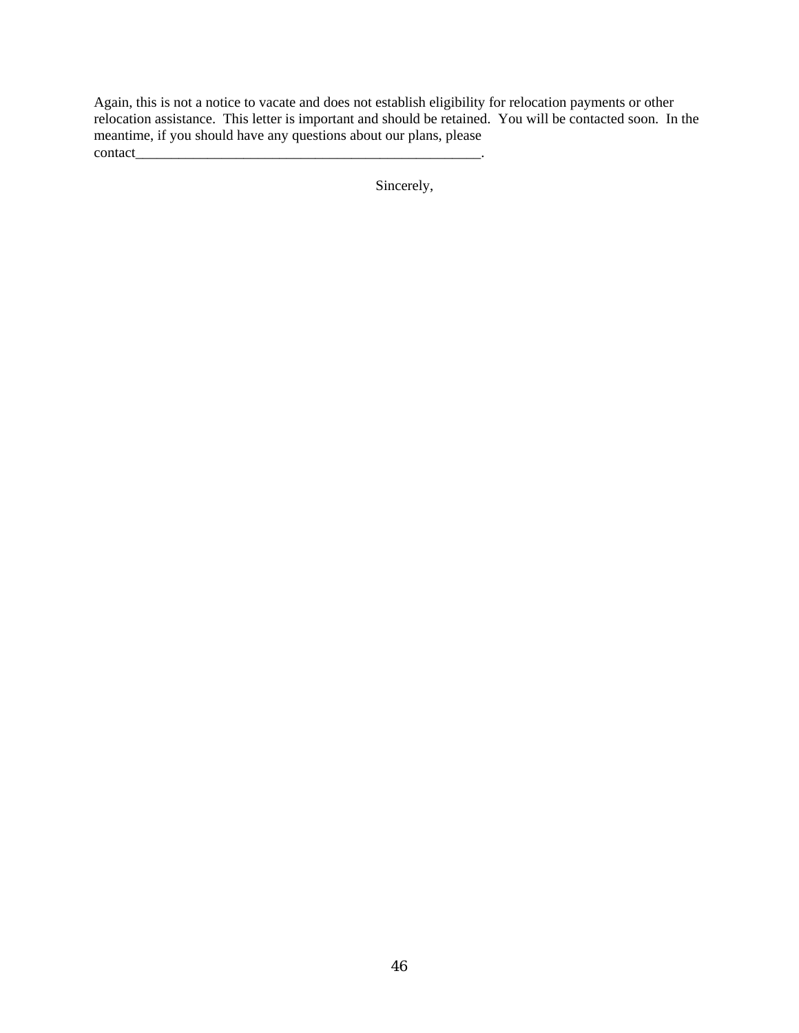Again, this is not a notice to vacate and does not establish eligibility for relocation payments or other relocation assistance. This letter is important and should be retained. You will be contacted soon. In the meantime, if you should have any questions about our plans, please contact___________________________________________________.

Sincerely,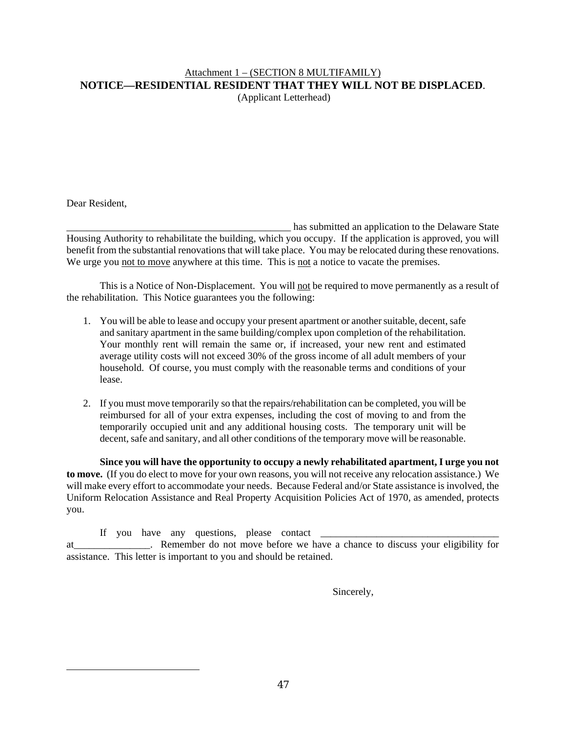Attachment 1 – (SECTION 8 MULTIFAMILY)

**NOTICE—RESIDENTIAL RESIDENT THAT THEY WILL NOT BE DISPLACED.**

(Applicant Letterhead)

Dear Resident,

_____________________________________________ has submitted an application to the Delaware State Housing Authority to rehabilitate the building, which you occupy. If the application is approved, you will benefit from the substantial renovations that will take place. You may be relocated during these renovations. We urge you not to move anywhere at this time. This is not a notice to vacate the premises.

This is a Notice of Non-Displacement. You will not be required to move permanently as a result of the rehabilitation. This Notice guarantees you the following:

1. You will be able to lease and occupy your present apartment or another suitable, decent, safe and sanitary apartment in the same building/complex upon completion of the rehabilitation. Your monthly rent will remain the same or, if increased, your new rent and estimated average utility costs will not exceed 30% of the gross income of all adult members of your household. Of course, you must comply with the reasonable terms and conditions of your lease.

2. If you must move temporarily so that the repairs/rehabilitation can be completed, you will be reimbursed for all of your extra expenses, including the cost of moving to and from the temporarily occupied unit and any additional housing costs. The temporary unit will be decent, safe and sanitary, and all other conditions of the temporary move will be reasonable.

**Since you will have the opportunity to occupy a newly rehabilitated apartment, I urge you not to move.** (If you do elect to move for your own reasons, you will not receive any relocation assistance.) We will make every effort to accommodate your needs. Because Federal and/or State assistance is involved, the Uniform Relocation Assistance and Real Property Acquisition Policies Act of 1970, as amended, protects you.

If you have any questions, please contact ___________________________________ at_______________. Remember do not move before we have a chance to discuss your eligibility for assistance. This letter is important to you and should be retained.

Sincerely,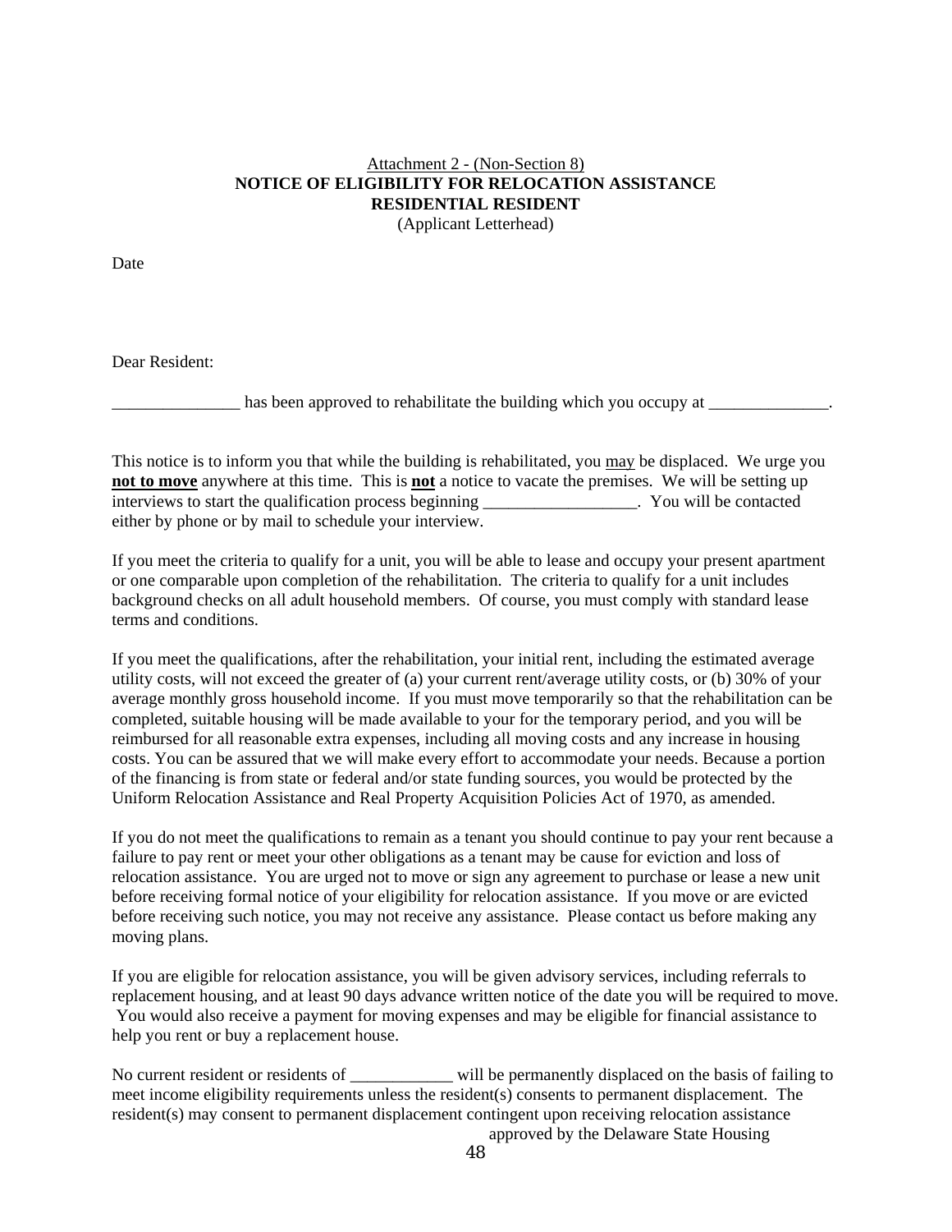<u>Attachment 2 - (Non-Section 8)</u>

**NOTICE OF ELIGIBILITY FOR RELOCATION ASSISTANCE**

**RESIDENTIAL RESIDENT**

(Applicant Letterhead)

Date

Dear Resident:

_______________ has been approved to rehabilitate the building which you occupy at ______________.

This notice is to inform you that while the building is rehabilitated, you <u>may</u> be displaced. We urge you **<u>not to move</u>** anywhere at this time. This is **<u>not</u>** a notice to vacate the premises. We will be setting up interviews to start the qualification process beginning __________________. You will be contacted either by phone or by mail to schedule your interview.

If you meet the criteria to qualify for a unit, you will be able to lease and occupy your present apartment or one comparable upon completion of the rehabilitation. The criteria to qualify for a unit includes background checks on all adult household members. Of course, you must comply with standard lease terms and conditions.

If you meet the qualifications, after the rehabilitation, your initial rent, including the estimated average utility costs, will not exceed the greater of (a) your current rent/average utility costs, or (b) 30% of your average monthly gross household income. If you must move temporarily so that the rehabilitation can be completed, suitable housing will be made available to your for the temporary period, and you will be reimbursed for all reasonable extra expenses, including all moving costs and any increase in housing costs. You can be assured that we will make every effort to accommodate your needs. Because a portion of the financing is from state or federal and/or state funding sources, you would be protected by the Uniform Relocation Assistance and Real Property Acquisition Policies Act of 1970, as amended.

If you do not meet the qualifications to remain as a tenant you should continue to pay your rent because a failure to pay rent or meet your other obligations as a tenant may be cause for eviction and loss of relocation assistance. You are urged not to move or sign any agreement to purchase or lease a new unit before receiving formal notice of your eligibility for relocation assistance. If you move or are evicted before receiving such notice, you may not receive any assistance. Please contact us before making any moving plans.

If you are eligible for relocation assistance, you will be given advisory services, including referrals to replacement housing, and at least 90 days advance written notice of the date you will be required to move. You would also receive a payment for moving expenses and may be eligible for financial assistance to help you rent or buy a replacement house.

No current resident or residents of ____________ will be permanently displaced on the basis of failing to meet income eligibility requirements unless the resident(s) consents to permanent displacement. The resident(s) may consent to permanent displacement contingent upon receiving relocation assistance approved by the Delaware State Housing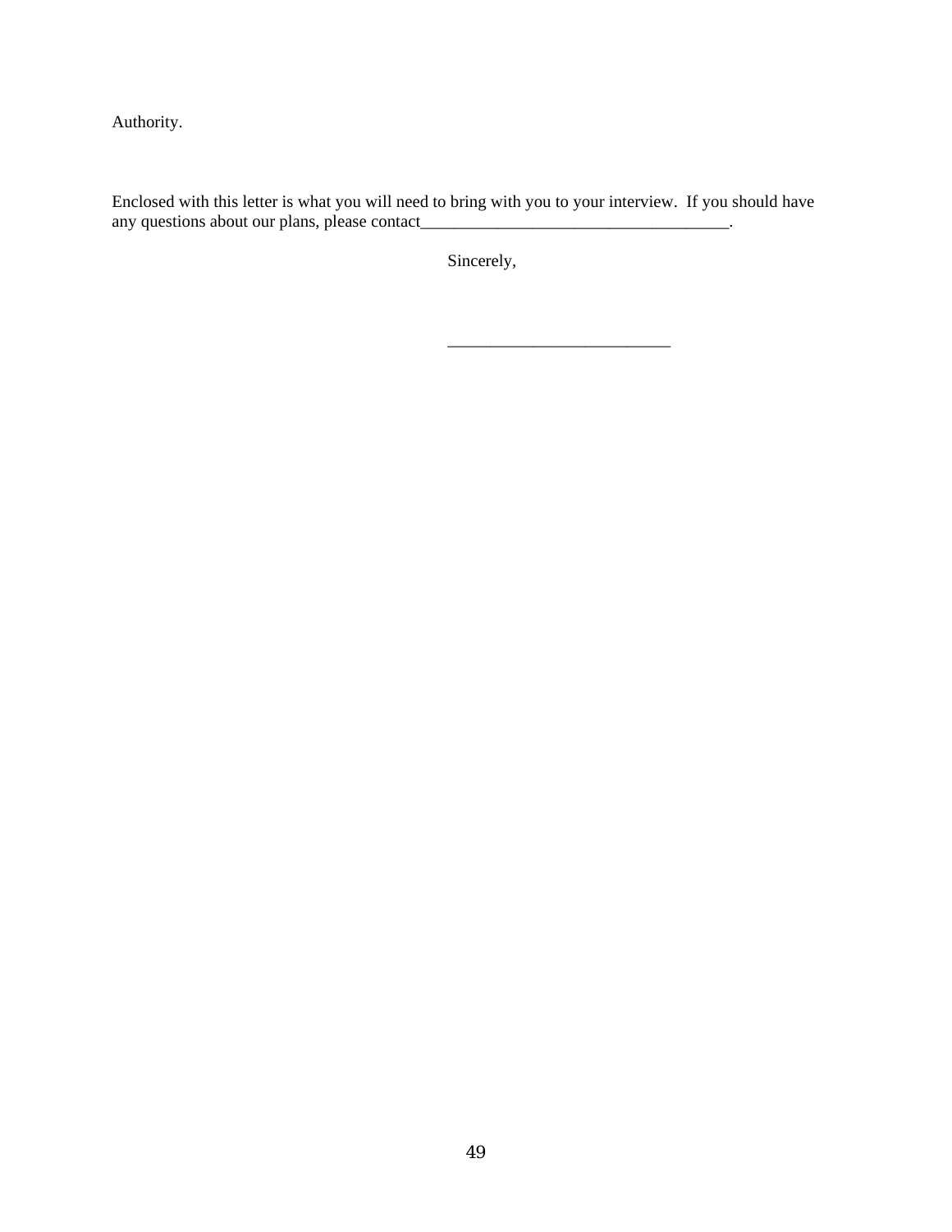Authority.

Enclosed with this letter is what you will need to bring with you to your interview. If you should have any questions about our plans, please contact____________________________________.

Sincerely,

__________________________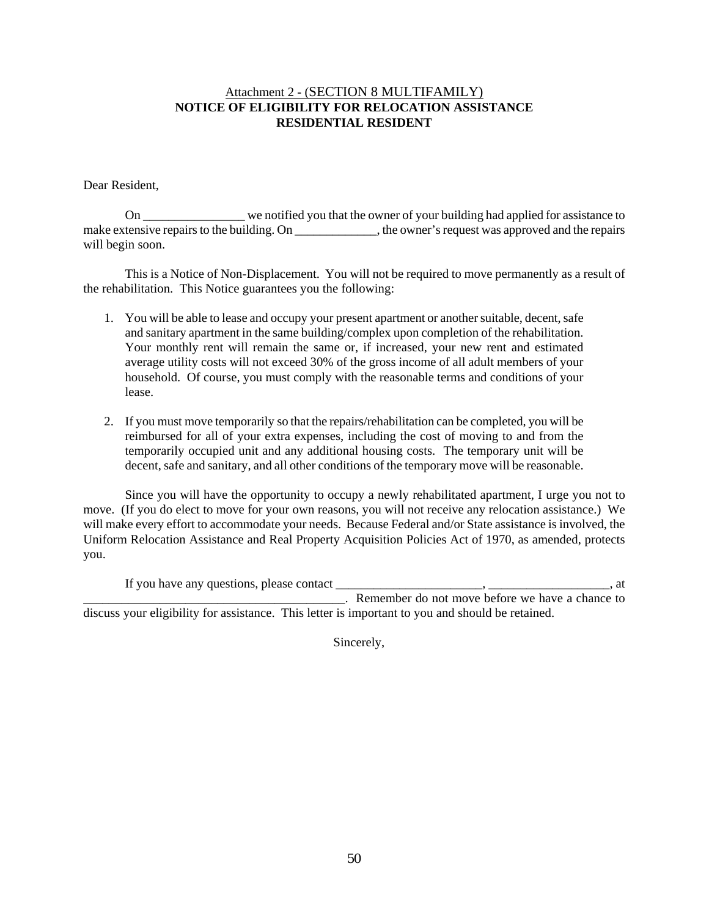Attachment 2 - (SECTION 8 MULTIFAMILY)
**NOTICE OF ELIGIBILITY FOR RELOCATION ASSISTANCE**
**RESIDENTIAL RESIDENT**

Dear Resident,

On ________________ we notified you that the owner of your building had applied for assistance to make extensive repairs to the building. On _____________, the owner's request was approved and the repairs will begin soon.

This is a Notice of Non-Displacement. You will not be required to move permanently as a result of the rehabilitation. This Notice guarantees you the following:

1. You will be able to lease and occupy your present apartment or another suitable, decent, safe and sanitary apartment in the same building/complex upon completion of the rehabilitation. Your monthly rent will remain the same or, if increased, your new rent and estimated average utility costs will not exceed 30% of the gross income of all adult members of your household. Of course, you must comply with the reasonable terms and conditions of your lease.

2. If you must move temporarily so that the repairs/rehabilitation can be completed, you will be reimbursed for all of your extra expenses, including the cost of moving to and from the temporarily occupied unit and any additional housing costs. The temporary unit will be decent, safe and sanitary, and all other conditions of the temporary move will be reasonable.

Since you will have the opportunity to occupy a newly rehabilitated apartment, I urge you not to move. (If you do elect to move for your own reasons, you will not receive any relocation assistance.) We will make every effort to accommodate your needs. Because Federal and/or State assistance is involved, the Uniform Relocation Assistance and Real Property Acquisition Policies Act of 1970, as amended, protects you.

If you have any questions, please contact _______________________, ___________________, at __________________________________________. Remember do not move before we have a chance to discuss your eligibility for assistance. This letter is important to you and should be retained.

Sincerely,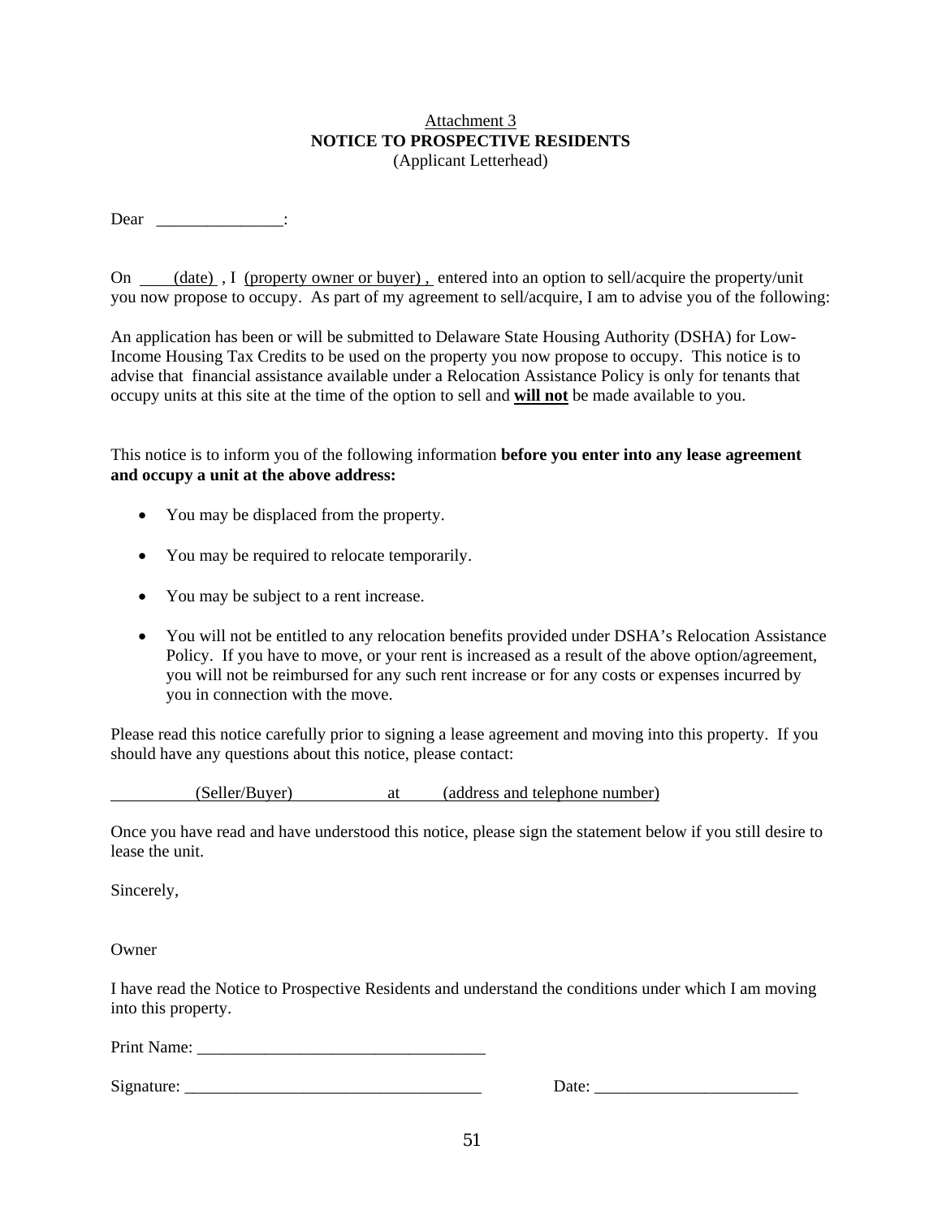Attachment 3

**NOTICE TO PROSPECTIVE RESIDENTS**

(Applicant Letterhead)

Dear _______________:

On (date), I (property owner or buyer), entered into an option to sell/acquire the property/unit you now propose to occupy. As part of my agreement to sell/acquire, I am to advise you of the following:

An application has been or will be submitted to Delaware State Housing Authority (DSHA) for Low-Income Housing Tax Credits to be used on the property you now propose to occupy. This notice is to advise that financial assistance available under a Relocation Assistance Policy is only for tenants that occupy units at this site at the time of the option to sell and **will not** be made available to you.

This notice is to inform you of the following information **before you enter into any lease agreement and occupy a unit at the above address:**

- You may be displaced from the property.
- You may be required to relocate temporarily.
- You may be subject to a rent increase.
- You will not be entitled to any relocation benefits provided under DSHA's Relocation Assistance Policy. If you have to move, or your rent is increased as a result of the above option/agreement, you will not be reimbursed for any such rent increase or for any costs or expenses incurred by you in connection with the move.

Please read this notice carefully prior to signing a lease agreement and moving into this property. If you should have any questions about this notice, please contact:

(Seller/Buyer) at (address and telephone number)

Once you have read and have understood this notice, please sign the statement below if you still desire to lease the unit.

Sincerely,

Owner

I have read the Notice to Prospective Residents and understand the conditions under which I am moving into this property.

Print Name: ___________________________________

Signature: ____________________________________ Date: _________________________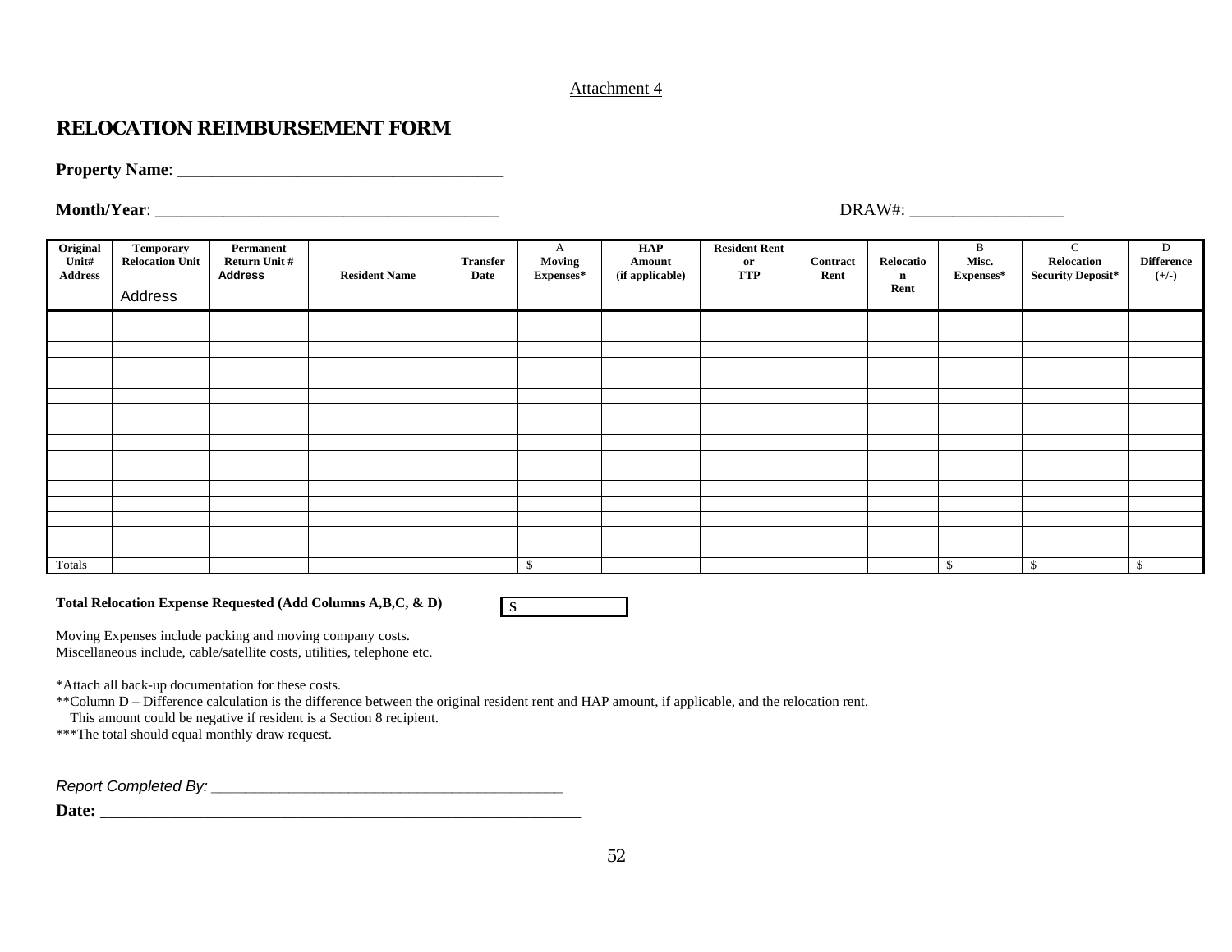Attachment 4

# RELOCATION REIMBURSEMENT FORM

**Property Name**: ______________________________________

**Month/Year**: ________________________________________ DRAW#: _________________

| Original Unit# Address | Temporary Relocation Unit Address | Permanent Return Unit # Address | Resident Name | Transfer Date | A Moving Expenses* | HAP Amount (if applicable) | Resident Rent or TTP | Contract Rent | Relocation Rent | B Misc. Expenses* | C Relocation Security Deposit* | D Difference (+/-) |
|---|---|---|---|---|---|---|---|---|---|---|---|---|
| | | | | | | | | | | | | |
| | | | | | | | | | | | | |
| | | | | | | | | | | | | |
| | | | | | | | | | | | | |
| | | | | | | | | | | | | |
| | | | | | | | | | | | | |
| | | | | | | | | | | | | |
| | | | | | | | | | | | | |
| | | | | | | | | | | | | |
| | | | | | | | | | | | | |
| | | | | | | | | | | | | |
| | | | | | | | | | | | | |
| | | | | | | | | | | | | |
| | | | | | | | | | | | | |
| | | | | | | | | | | | | |
| | | | | | | | | | | | | |
| Totals | | | | | $ | | | | | $ | $ | $ |

**Total Relocation Expense Requested (Add Columns A,B,C, & D)** **$**

Moving Expenses include packing and moving company costs.
Miscellaneous include, cable/satellite costs, utilities, telephone etc.

*Attach all back-up documentation for these costs.
**Column D – Difference calculation is the difference between the original resident rent and HAP amount, if applicable, and the relocation rent. This amount could be negative if resident is a Section 8 recipient.
***The total should equal monthly draw request.

*Report Completed By:* _____________________________________________

**Date: ___________________________________________________________**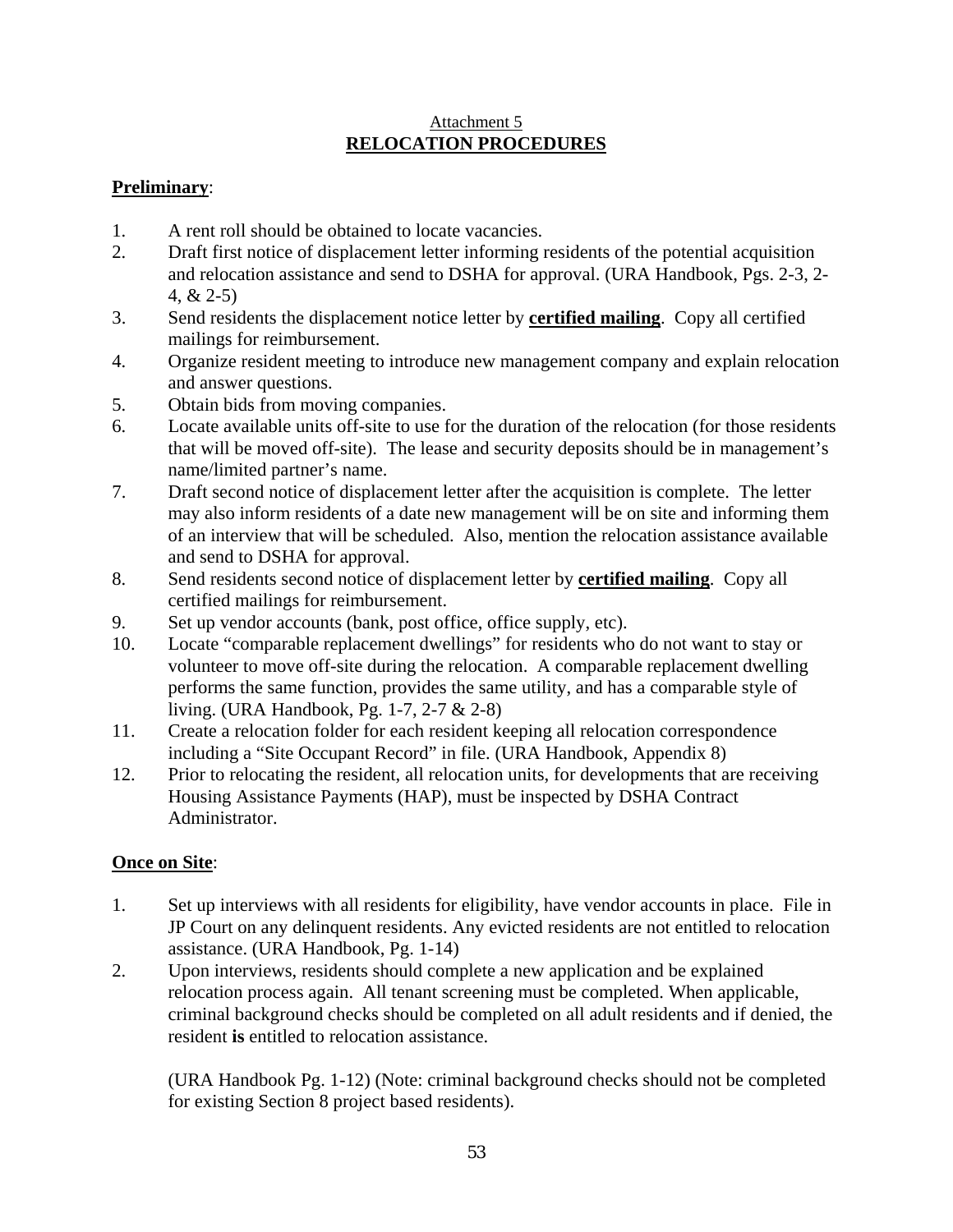Attachment 5

# RELOCATION PROCEDURES

**Preliminary**:

1. A rent roll should be obtained to locate vacancies.
2. Draft first notice of displacement letter informing residents of the potential acquisition and relocation assistance and send to DSHA for approval. (URA Handbook, Pgs. 2-3, 2-4, & 2-5)
3. Send residents the displacement notice letter by **certified mailing**. Copy all certified mailings for reimbursement.
4. Organize resident meeting to introduce new management company and explain relocation and answer questions.
5. Obtain bids from moving companies.
6. Locate available units off-site to use for the duration of the relocation (for those residents that will be moved off-site). The lease and security deposits should be in management's name/limited partner's name.
7. Draft second notice of displacement letter after the acquisition is complete. The letter may also inform residents of a date new management will be on site and informing them of an interview that will be scheduled. Also, mention the relocation assistance available and send to DSHA for approval.
8. Send residents second notice of displacement letter by **certified mailing**. Copy all certified mailings for reimbursement.
9. Set up vendor accounts (bank, post office, office supply, etc).
10. Locate "comparable replacement dwellings" for residents who do not want to stay or volunteer to move off-site during the relocation. A comparable replacement dwelling performs the same function, provides the same utility, and has a comparable style of living. (URA Handbook, Pg. 1-7, 2-7 & 2-8)
11. Create a relocation folder for each resident keeping all relocation correspondence including a "Site Occupant Record" in file. (URA Handbook, Appendix 8)
12. Prior to relocating the resident, all relocation units, for developments that are receiving Housing Assistance Payments (HAP), must be inspected by DSHA Contract Administrator.

**Once on Site**:

1. Set up interviews with all residents for eligibility, have vendor accounts in place. File in JP Court on any delinquent residents. Any evicted residents are not entitled to relocation assistance. (URA Handbook, Pg. 1-14)
2. Upon interviews, residents should complete a new application and be explained relocation process again. All tenant screening must be completed. When applicable, criminal background checks should be completed on all adult residents and if denied, the resident **is** entitled to relocation assistance.

   (URA Handbook Pg. 1-12) (Note: criminal background checks should not be completed for existing Section 8 project based residents).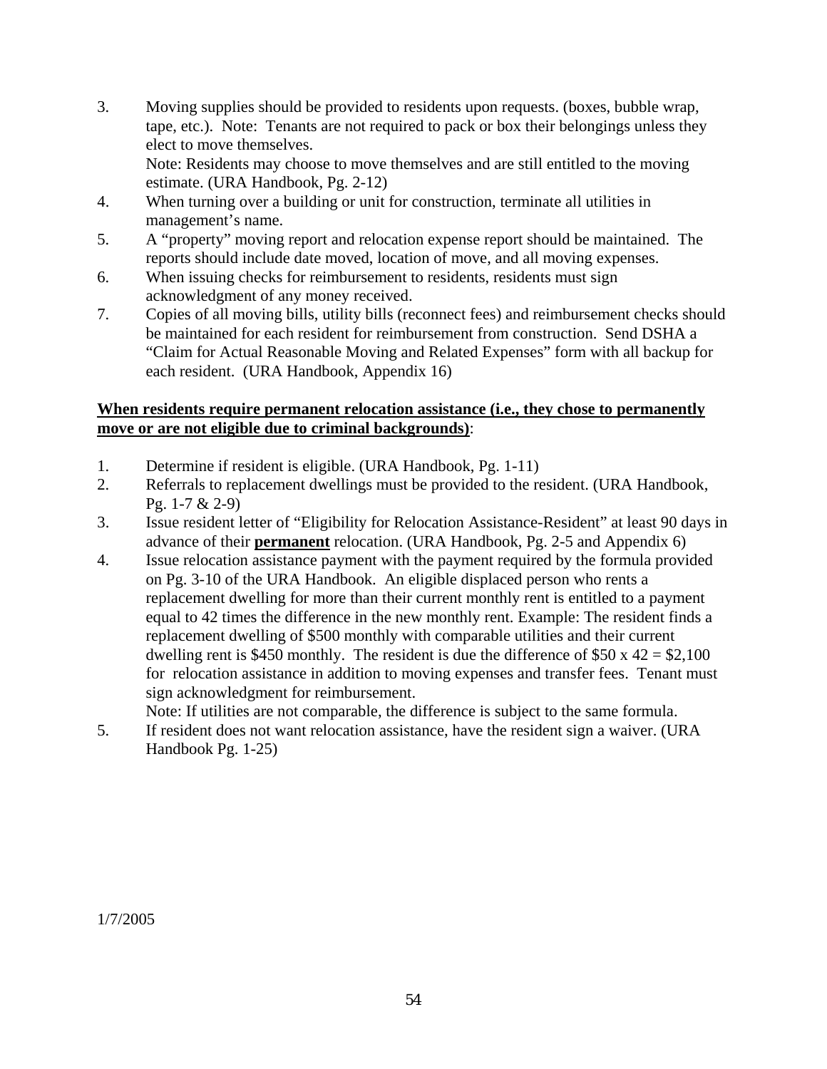3. Moving supplies should be provided to residents upon requests. (boxes, bubble wrap, tape, etc.). Note: Tenants are not required to pack or box their belongings unless they elect to move themselves.
   Note: Residents may choose to move themselves and are still entitled to the moving estimate. (URA Handbook, Pg. 2-12)
4. When turning over a building or unit for construction, terminate all utilities in management's name.
5. A "property" moving report and relocation expense report should be maintained. The reports should include date moved, location of move, and all moving expenses.
6. When issuing checks for reimbursement to residents, residents must sign acknowledgment of any money received.
7. Copies of all moving bills, utility bills (reconnect fees) and reimbursement checks should be maintained for each resident for reimbursement from construction. Send DSHA a "Claim for Actual Reasonable Moving and Related Expenses" form with all backup for each resident. (URA Handbook, Appendix 16)

**<u>When residents require permanent relocation assistance (i.e., they chose to permanently move or are not eligible due to criminal backgrounds)</u>**:

1. Determine if resident is eligible. (URA Handbook, Pg. 1-11)
2. Referrals to replacement dwellings must be provided to the resident. (URA Handbook, Pg. 1-7 & 2-9)
3. Issue resident letter of "Eligibility for Relocation Assistance-Resident" at least 90 days in advance of their **<u>permanent</u>** relocation. (URA Handbook, Pg. 2-5 and Appendix 6)
4. Issue relocation assistance payment with the payment required by the formula provided on Pg. 3-10 of the URA Handbook. An eligible displaced person who rents a replacement dwelling for more than their current monthly rent is entitled to a payment equal to 42 times the difference in the new monthly rent. Example: The resident finds a replacement dwelling of $500 monthly with comparable utilities and their current dwelling rent is $450 monthly. The resident is due the difference of $50 x 42 = $2,100 for relocation assistance in addition to moving expenses and transfer fees. Tenant must sign acknowledgment for reimbursement.
   Note: If utilities are not comparable, the difference is subject to the same formula.
5. If resident does not want relocation assistance, have the resident sign a waiver. (URA Handbook Pg. 1-25)

1/7/2005